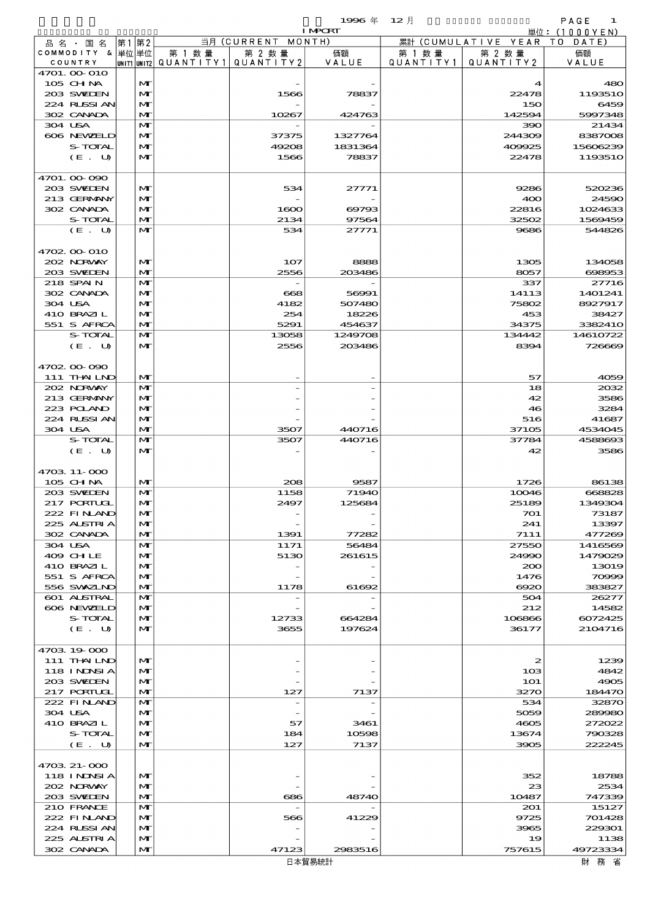1996 年 12 月 IMPORT

単位：(1000YEN)

| 品名・国名 COMMODITY & COUNTRY | 第1 単位 UNIT1 | 第2 単位 UNIT2 | 当月 (CURRENT MONTH) 第1数量 QUANTITY1 | 第2数量 QUANTITY2 | 価額 VALUE | 累計 (CUMULATIVE YEAR TO DATE) 第1数量 QUANTITY1 | 第2数量 QUANTITY2 | 価額 VALUE |
|---|---|---|---|---|---|---|---|---|
| 4701.00-010 | | | | | | | | |
| 105 CHINA | | MT | | - | - | | 4 | 480 |
| 203 SWEDEN | | MT | | 1566 | 78837 | | 22478 | 1193510 |
| 224 RUSSIAN | | MT | | - | - | | 150 | 6459 |
| 302 CANADA | | MT | | 10267 | 424763 | | 142594 | 5997348 |
| 304 USA | | MT | | - | - | | 390 | 21434 |
| 606 NEWZELD | | MT | | 37375 | 1327764 | | 244309 | 8387008 |
| S-TOTAL | | MT | | 49208 | 1831364 | | 409925 | 15606239 |
| (E. U) | | MT | | 1566 | 78837 | | 22478 | 1193510 |
| 4701.00-090 | | | | | | | | |
| 203 SWEDEN | | MT | | 534 | 27771 | | 9286 | 520236 |
| 213 GERMANY | | MT | | - | - | | 400 | 24590 |
| 302 CANADA | | MT | | 1600 | 69793 | | 22816 | 1024633 |
| S-TOTAL | | MT | | 2134 | 97564 | | 32502 | 1569459 |
| (E. U) | | MT | | 534 | 27771 | | 9686 | 544826 |
| 4702.00-010 | | | | | | | | |
| 202 NORWAY | | MT | | 107 | 8888 | | 1305 | 134058 |
| 203 SWEDEN | | MT | | 2556 | 203486 | | 8057 | 698953 |
| 218 SPAIN | | MT | | - | - | | 337 | 27716 |
| 302 CANADA | | MT | | 668 | 56991 | | 14113 | 1401241 |
| 304 USA | | MT | | 4182 | 507480 | | 75802 | 8927917 |
| 410 BRAZIL | | MT | | 254 | 18226 | | 453 | 38427 |
| 551 S AFRCA | | MT | | 5291 | 454637 | | 34375 | 3382410 |
| S-TOTAL | | MT | | 13058 | 1249708 | | 134442 | 14610722 |
| (E. U) | | MT | | 2556 | 203486 | | 8394 | 726669 |
| 4702.00-090 | | | | | | | | |
| 111 THAILND | | MT | | - | - | | 57 | 4059 |
| 202 NORWAY | | MT | | - | - | | 18 | 2032 |
| 213 GERMANY | | MT | | - | - | | 42 | 3586 |
| 223 POLAND | | MT | | - | - | | 46 | 3284 |
| 224 RUSSIAN | | MT | | - | - | | 516 | 41687 |
| 304 USA | | MT | | 3507 | 440716 | | 37105 | 4534045 |
| S-TOTAL | | MT | | 3507 | 440716 | | 37784 | 4588693 |
| (E. U) | | MT | | - | - | | 42 | 3586 |
| 4703.11-000 | | | | | | | | |
| 105 CHINA | | MT | | 208 | 9587 | | 1726 | 86138 |
| 203 SWEDEN | | MT | | 1158 | 71940 | | 10046 | 668828 |
| 217 PORTUGL | | MT | | 2497 | 125684 | | 25189 | 1349304 |
| 222 FINLAND | | MT | | - | - | | 701 | 73187 |
| 225 AUSTRIA | | MT | | - | - | | 241 | 13397 |
| 302 CANADA | | MT | | 1391 | 77282 | | 7111 | 477269 |
| 304 USA | | MT | | 1171 | 56484 | | 27550 | 1416569 |
| 409 CHILE | | MT | | 5130 | 261615 | | 24990 | 1479029 |
| 410 BRAZIL | | MT | | - | - | | 200 | 13019 |
| 551 S AFRCA | | MT | | - | - | | 1476 | 70999 |
| 556 SWAZLND | | MT | | 1178 | 61692 | | 6920 | 383827 |
| 601 AUSTRAL | | MT | | - | - | | 504 | 26277 |
| 606 NEWZELD | | MT | | - | - | | 212 | 14582 |
| S-TOTAL | | MT | | 12733 | 664284 | | 106866 | 6072425 |
| (E. U) | | MT | | 3655 | 197624 | | 36177 | 2104716 |
| 4703.19-000 | | | | | | | | |
| 111 THAILND | | MT | | - | - | | 2 | 1239 |
| 118 INDNSIA | | MT | | - | - | | 103 | 4842 |
| 203 SWEDEN | | MT | | - | - | | 101 | 4905 |
| 217 PORTUGL | | MT | | 127 | 7137 | | 3270 | 184470 |
| 222 FINLAND | | MT | | - | - | | 534 | 32870 |
| 304 USA | | MT | | - | - | | 5059 | 289980 |
| 410 BRAZIL | | MT | | 57 | 3461 | | 4605 | 272022 |
| S-TOTAL | | MT | | 184 | 10598 | | 13674 | 790328 |
| (E. U) | | MT | | 127 | 7137 | | 3905 | 222245 |
| 4703.21-000 | | | | | | | | |
| 118 INDNSIA | | MT | | - | - | | 352 | 18788 |
| 202 NORWAY | | MT | | - | - | | 23 | 2534 |
| 203 SWEDEN | | MT | | 686 | 48740 | | 10487 | 747339 |
| 210 FRANCE | | MT | | - | - | | 201 | 15127 |
| 222 FINLAND | | MT | | 566 | 41229 | | 9725 | 701428 |
| 224 RUSSIAN | | MT | | - | - | | 3965 | 229301 |
| 225 AUSTRIA | | MT | | - | - | | 19 | 1138 |
| 302 CANADA | | MT | | 47123 | 2983516 | | 757615 | 49723334 |

日本貿易統計　財務省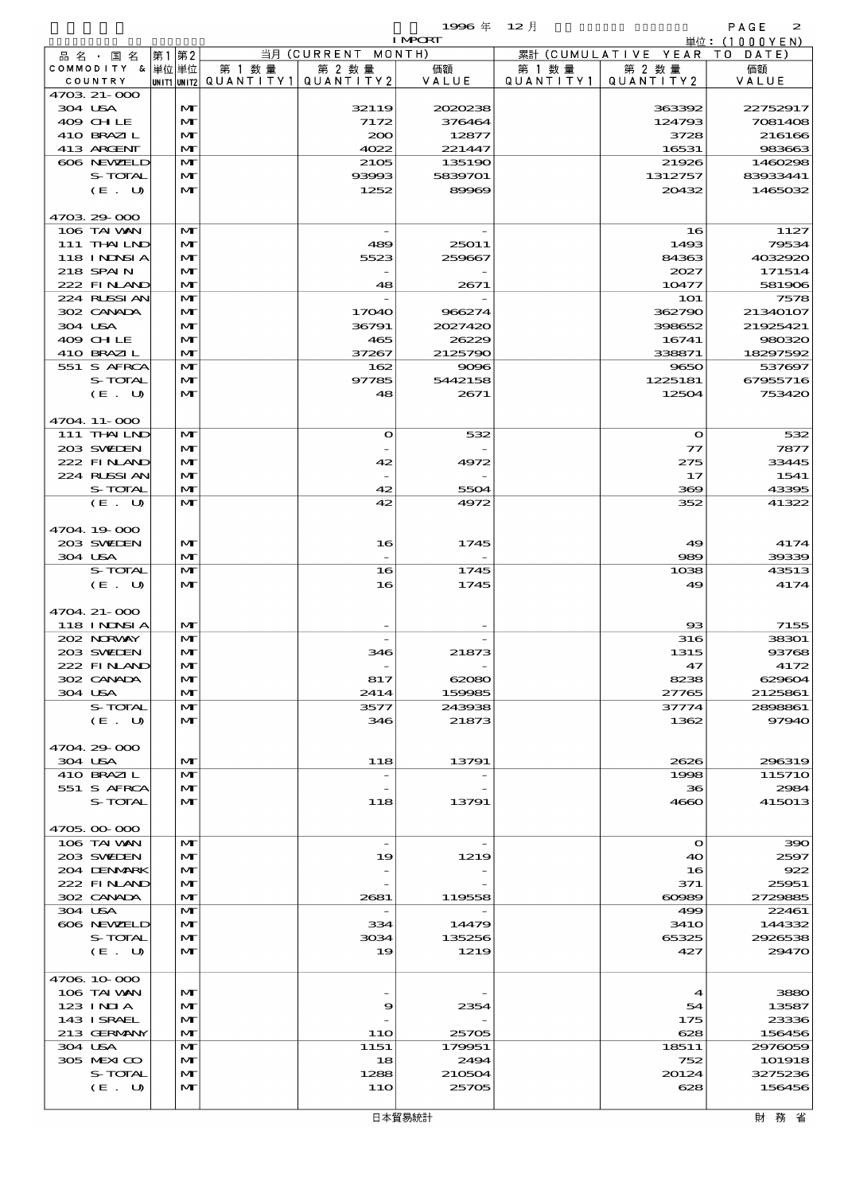1996 年 12 月 IMPORT 単位：(1000YEN)

| 品名・国名 COMMODITY & COUNTRY | 第1 単位 UNIT1 | 第2 単位 UNIT2 | 当月 (CURRENT MONTH) 第1数量 QUANTITY1 | 第2数量 QUANTITY2 | 価額 VALUE | 累計 (CUMULATIVE YEAR TO DATE) 第1数量 QUANTITY1 | 第2数量 QUANTITY2 | 価額 VALUE |
|---|---|---|---|---|---|---|---|---|
| 4703.21-000 | | | | | | | | |
| 304 USA | | MT | | 32119 | 2020238 | | 363392 | 22752917 |
| 409 CHILE | | MT | | 7172 | 376464 | | 124793 | 7081408 |
| 410 BRAZIL | | MT | | 200 | 12877 | | 3728 | 216166 |
| 413 ARGENT | | MT | | 4022 | 221447 | | 16531 | 983663 |
| 606 NEWZELD | | MT | | 2105 | 135190 | | 21926 | 1460298 |
| S-TOTAL | | MT | | 93993 | 5839701 | | 1312757 | 83933441 |
| (E. U) | | MT | | 1252 | 89969 | | 20432 | 1465032 |
| 4703.29-000 | | | | | | | | |
| 106 TAIWAN | | MT | | - | - | | 16 | 1127 |
| 111 THAILND | | MT | | 489 | 25011 | | 1493 | 79534 |
| 118 INDNSIA | | MT | | 5523 | 259667 | | 84363 | 4032920 |
| 218 SPAIN | | MT | | - | - | | 2027 | 171514 |
| 222 FINLAND | | MT | | 48 | 2671 | | 10477 | 581906 |
| 224 RUSSIAN | | MT | | - | - | | 101 | 7578 |
| 302 CANADA | | MT | | 17040 | 966274 | | 362790 | 21340107 |
| 304 USA | | MT | | 36791 | 2027420 | | 398652 | 21925421 |
| 409 CHILE | | MT | | 465 | 26229 | | 16741 | 980320 |
| 410 BRAZIL | | MT | | 37267 | 2125790 | | 338871 | 18297592 |
| 551 S AFRCA | | MT | | 162 | 9096 | | 9650 | 537697 |
| S-TOTAL | | MT | | 97785 | 5442158 | | 1225181 | 67955716 |
| (E. U) | | MT | | 48 | 2671 | | 12504 | 753420 |
| 4704.11-000 | | | | | | | | |
| 111 THAILND | | MT | | 0 | 532 | | 0 | 532 |
| 203 SWEDEN | | MT | | - | - | | 77 | 7877 |
| 222 FINLAND | | MT | | 42 | 4972 | | 275 | 33445 |
| 224 RUSSIAN | | MT | | - | - | | 17 | 1541 |
| S-TOTAL | | MT | | 42 | 5504 | | 369 | 43395 |
| (E. U) | | MT | | 42 | 4972 | | 352 | 41322 |
| 4704.19-000 | | | | | | | | |
| 203 SWEDEN | | MT | | 16 | 1745 | | 49 | 4174 |
| 304 USA | | MT | | - | - | | 989 | 39339 |
| S-TOTAL | | MT | | 16 | 1745 | | 1038 | 43513 |
| (E. U) | | MT | | 16 | 1745 | | 49 | 4174 |
| 4704.21-000 | | | | | | | | |
| 118 INDNSIA | | MT | | - | - | | 93 | 7155 |
| 202 NORWAY | | MT | | - | - | | 316 | 38301 |
| 203 SWEDEN | | MT | | 346 | 21873 | | 1315 | 93768 |
| 222 FINLAND | | MT | | - | - | | 47 | 4172 |
| 302 CANADA | | MT | | 817 | 62080 | | 8238 | 629604 |
| 304 USA | | MT | | 2414 | 159985 | | 27765 | 2125861 |
| S-TOTAL | | MT | | 3577 | 243938 | | 37774 | 2898861 |
| (E. U) | | MT | | 346 | 21873 | | 1362 | 97940 |
| 4704.29-000 | | | | | | | | |
| 304 USA | | MT | | 118 | 13791 | | 2626 | 296319 |
| 410 BRAZIL | | MT | | - | - | | 1998 | 115710 |
| 551 S AFRCA | | MT | | - | - | | 36 | 2984 |
| S-TOTAL | | MT | | 118 | 13791 | | 4660 | 415013 |
| 4705.00-000 | | | | | | | | |
| 106 TAIWAN | | MT | | - | - | | 0 | 390 |
| 203 SWEDEN | | MT | | 19 | 1219 | | 40 | 2597 |
| 204 DENMARK | | MT | | - | - | | 16 | 922 |
| 222 FINLAND | | MT | | - | - | | 371 | 25951 |
| 302 CANADA | | MT | | 2681 | 119558 | | 60989 | 2729885 |
| 304 USA | | MT | | - | - | | 499 | 22461 |
| 606 NEWZELD | | MT | | 334 | 14479 | | 3410 | 144332 |
| S-TOTAL | | MT | | 3034 | 135256 | | 65325 | 2926538 |
| (E. U) | | MT | | 19 | 1219 | | 427 | 29470 |
| 4706.10-000 | | | | | | | | |
| 106 TAIWAN | | MT | | - | - | | 4 | 3880 |
| 123 INDIA | | MT | | 9 | 2354 | | 54 | 13587 |
| 143 ISRAEL | | MT | | - | - | | 175 | 23336 |
| 213 GERMANY | | MT | | 110 | 25705 | | 628 | 156456 |
| 304 USA | | MT | | 1151 | 179951 | | 18511 | 2976059 |
| 305 MEXICO | | MT | | 18 | 2494 | | 752 | 101918 |
| S-TOTAL | | MT | | 1288 | 210504 | | 20124 | 3275236 |
| (E. U) | | MT | | 110 | 25705 | | 628 | 156456 |

日本貿易統計　財務省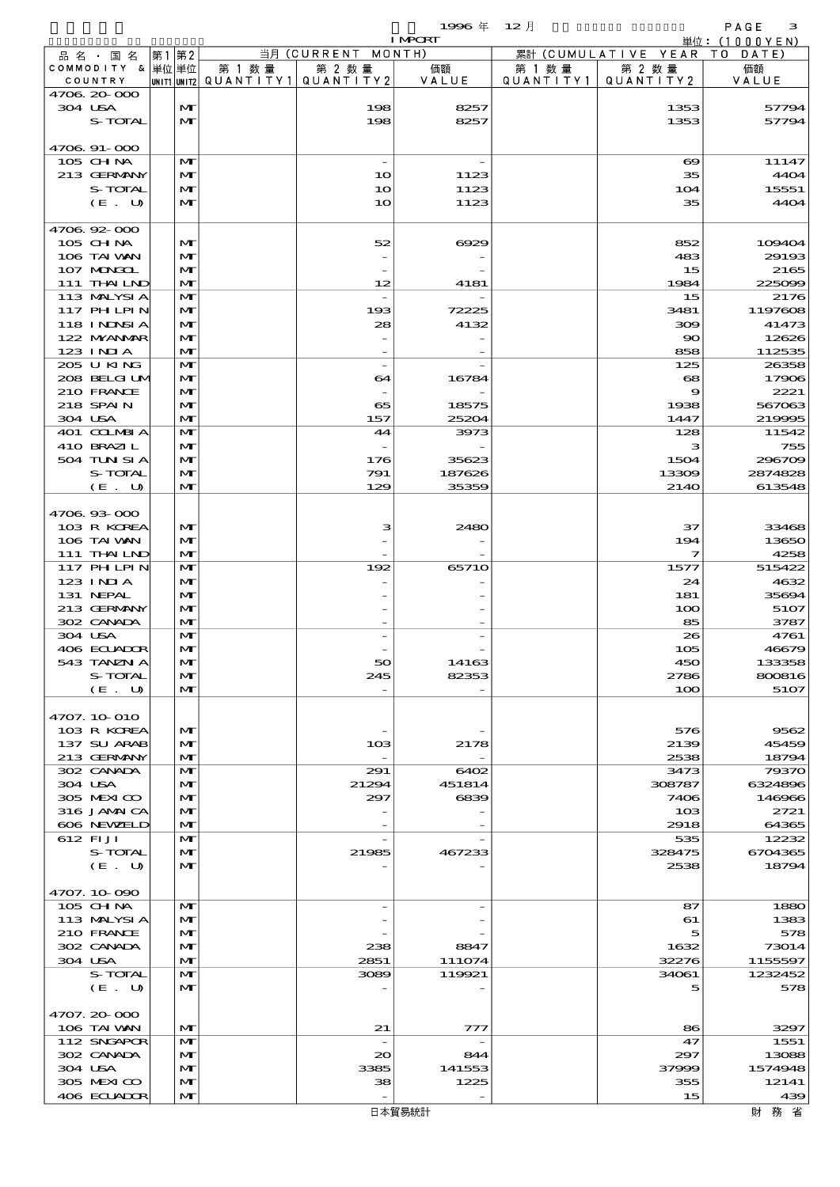1996 年 12 月 IMPORT

単位：(1000YEN)

| 品名・国名 COMMODITY & COUNTRY | 第1 単位 UNIT1 | 第2 単位 UNIT2 | 当月 (CURRENT MONTH) 第1数量 QUANTITY1 | 第2数量 QUANTITY2 | 価額 VALUE | 累計 (CUMULATIVE YEAR TO DATE) 第1数量 QUANTITY1 | 第2数量 QUANTITY2 | 価額 VALUE |
|---|---|---|---|---|---|---|---|---|
| 4706.20-000 | | | | | | | | |
| 304 USA | | MT | | 198 | 8257 | | 1353 | 57794 |
| S-TOTAL | | MT | | 198 | 8257 | | 1353 | 57794 |
| 4706.91-000 | | | | | | | | |
| 105 CHINA | | MT | | - | - | | 69 | 11147 |
| 213 GERMANY | | MT | | 10 | 1123 | | 35 | 4404 |
| S-TOTAL | | MT | | 10 | 1123 | | 104 | 15551 |
| (E. U) | | MT | | 10 | 1123 | | 35 | 4404 |
| 4706.92-000 | | | | | | | | |
| 105 CHINA | | MT | | 52 | 6929 | | 852 | 109404 |
| 106 TAIWAN | | MT | | - | - | | 483 | 29193 |
| 107 MONGOL | | MT | | - | - | | 15 | 2165 |
| 111 THAILND | | MT | | 12 | 4181 | | 1984 | 225099 |
| 113 MALYSIA | | MT | | - | - | | 15 | 2176 |
| 117 PHILPIN | | MT | | 193 | 72225 | | 3481 | 1197608 |
| 118 INDNSIA | | MT | | 28 | 4132 | | 309 | 41473 |
| 122 MYANMAR | | MT | | - | - | | 90 | 12626 |
| 123 INDIA | | MT | | - | - | | 858 | 112535 |
| 205 U KING | | MT | | - | - | | 125 | 26358 |
| 208 BELGIUM | | MT | | 64 | 16784 | | 68 | 17906 |
| 210 FRANCE | | MT | | - | - | | 9 | 2221 |
| 218 SPAIN | | MT | | 65 | 18575 | | 1938 | 567063 |
| 304 USA | | MT | | 157 | 25204 | | 1447 | 219995 |
| 401 COLMBIA | | MT | | 44 | 3973 | | 128 | 11542 |
| 410 BRAZIL | | MT | | - | - | | 3 | 755 |
| 504 TUNISIA | | MT | | 176 | 35623 | | 1504 | 296709 |
| S-TOTAL | | MT | | 791 | 187626 | | 13309 | 2874828 |
| (E. U) | | MT | | 129 | 35359 | | 2140 | 613548 |
| 4706.93-000 | | | | | | | | |
| 103 R KOREA | | MT | | 3 | 2480 | | 37 | 33468 |
| 106 TAIWAN | | MT | | - | - | | 194 | 13650 |
| 111 THAILND | | MT | | - | - | | 7 | 4258 |
| 117 PHILPIN | | MT | | 192 | 65710 | | 1577 | 515422 |
| 123 INDIA | | MT | | - | - | | 24 | 4632 |
| 131 NEPAL | | MT | | - | - | | 181 | 35694 |
| 213 GERMANY | | MT | | - | - | | 100 | 5107 |
| 302 CANADA | | MT | | - | - | | 85 | 3787 |
| 304 USA | | MT | | - | - | | 26 | 4761 |
| 406 ECUADOR | | MT | | - | - | | 105 | 46679 |
| 543 TANZNIA | | MT | | 50 | 14163 | | 450 | 133358 |
| S-TOTAL | | MT | | 245 | 82353 | | 2786 | 800816 |
| (E. U) | | MT | | - | - | | 100 | 5107 |
| 4707.10-010 | | | | | | | | |
| 103 R KOREA | | MT | | - | - | | 576 | 9562 |
| 137 SU ARAB | | MT | | 103 | 2178 | | 2139 | 45459 |
| 213 GERMANY | | MT | | - | - | | 2538 | 18794 |
| 302 CANADA | | MT | | 291 | 6402 | | 3473 | 79370 |
| 304 USA | | MT | | 21294 | 451814 | | 308787 | 6324896 |
| 305 MEXICO | | MT | | 297 | 6839 | | 7406 | 146966 |
| 316 JAMAICA | | MT | | - | - | | 103 | 2721 |
| 606 NEWZELD | | MT | | - | - | | 2918 | 64365 |
| 612 FIJI | | MT | | - | - | | 535 | 12232 |
| S-TOTAL | | MT | | 21985 | 467233 | | 328475 | 6704365 |
| (E. U) | | MT | | - | - | | 2538 | 18794 |
| 4707.10-090 | | | | | | | | |
| 105 CHINA | | MT | | - | - | | 87 | 1880 |
| 113 MALYSIA | | MT | | - | - | | 61 | 1383 |
| 210 FRANCE | | MT | | - | - | | 5 | 578 |
| 302 CANADA | | MT | | 238 | 8847 | | 1632 | 73014 |
| 304 USA | | MT | | 2851 | 111074 | | 32276 | 1155597 |
| S-TOTAL | | MT | | 3089 | 119921 | | 34061 | 1232452 |
| (E. U) | | MT | | - | - | | 5 | 578 |
| 4707.20-000 | | | | | | | | |
| 106 TAIWAN | | MT | | 21 | 777 | | 86 | 3297 |
| 112 SNGAPOR | | MT | | - | - | | 47 | 1551 |
| 302 CANADA | | MT | | 20 | 844 | | 297 | 13088 |
| 304 USA | | MT | | 3385 | 141553 | | 37999 | 1574948 |
| 305 MEXICO | | MT | | 38 | 1225 | | 355 | 12141 |
| 406 ECUADOR | | MT | | - | - | | 15 | 439 |

日本貿易統計　財務省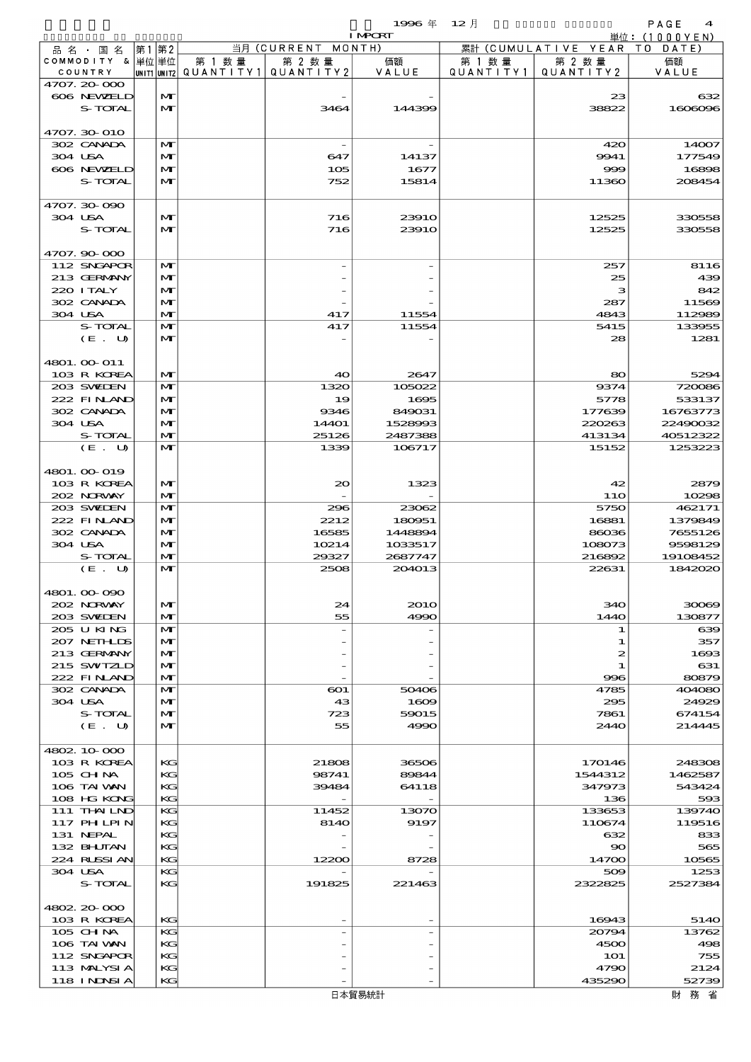1996 年 12 月 IMPORT

単位：(1000YEN)

| 品名・国名 COMMODITY & COUNTRY | 第1 単位 UNIT1 | 第2 単位 UNIT2 | 当月 (CURRENT MONTH) 第1数量 QUANTITY1 | 第2数量 QUANTITY2 | 価額 VALUE | 累計 (CUMULATIVE YEAR TO DATE) 第1数量 QUANTITY1 | 第2数量 QUANTITY2 | 価額 VALUE |
|---|---|---|---|---|---|---|---|---|
| 4707.20-000 | | | | | | | | |
| 606 NEWZELD | | MT | | - | - | | 23 | 632 |
| S-TOTAL | | MT | | 3464 | 144399 | | 38822 | 1606096 |
| 4707.30-010 | | | | | | | | |
| 302 CANADA | | MT | | - | - | | 420 | 14007 |
| 304 USA | | MT | | 647 | 14137 | | 9941 | 177549 |
| 606 NEWZELD | | MT | | 105 | 1677 | | 999 | 16898 |
| S-TOTAL | | MT | | 752 | 15814 | | 11360 | 208454 |
| 4707.30-090 | | | | | | | | |
| 304 USA | | MT | | 716 | 23910 | | 12525 | 330558 |
| S-TOTAL | | MT | | 716 | 23910 | | 12525 | 330558 |
| 4707.90-000 | | | | | | | | |
| 112 SNGAPOR | | MT | | - | - | | 257 | 8116 |
| 213 GERMANY | | MT | | - | - | | 25 | 439 |
| 220 ITALY | | MT | | - | - | | 3 | 842 |
| 302 CANADA | | MT | | - | - | | 287 | 11569 |
| 304 USA | | MT | | 417 | 11554 | | 4843 | 112989 |
| S-TOTAL | | MT | | 417 | 11554 | | 5415 | 133955 |
| (E. U) | | MT | | - | - | | 28 | 1281 |
| 4801.00-011 | | | | | | | | |
| 103 R KOREA | | MT | | 40 | 2647 | | 80 | 5294 |
| 203 SWEDEN | | MT | | 1320 | 105022 | | 9374 | 720086 |
| 222 FINLAND | | MT | | 19 | 1695 | | 5778 | 533137 |
| 302 CANADA | | MT | | 9346 | 849031 | | 177639 | 16763773 |
| 304 USA | | MT | | 14401 | 1528993 | | 220263 | 22490032 |
| S-TOTAL | | MT | | 25126 | 2487388 | | 413134 | 40512322 |
| (E. U) | | MT | | 1339 | 106717 | | 15152 | 1253223 |
| 4801.00-019 | | | | | | | | |
| 103 R KOREA | | MT | | 20 | 1323 | | 42 | 2879 |
| 202 NORWAY | | MT | | - | - | | 110 | 10298 |
| 203 SWEDEN | | MT | | 296 | 23062 | | 5750 | 462171 |
| 222 FINLAND | | MT | | 2212 | 180951 | | 16881 | 1379849 |
| 302 CANADA | | MT | | 16585 | 1448894 | | 86036 | 7655126 |
| 304 USA | | MT | | 10214 | 1033517 | | 108073 | 9598129 |
| S-TOTAL | | MT | | 29327 | 2687747 | | 216892 | 19108452 |
| (E. U) | | MT | | 2508 | 204013 | | 22631 | 1842020 |
| 4801.00-090 | | | | | | | | |
| 202 NORWAY | | MT | | 24 | 2010 | | 340 | 30069 |
| 203 SWEDEN | | MT | | 55 | 4990 | | 1440 | 130877 |
| 205 U KING | | MT | | - | - | | 1 | 639 |
| 207 NETHLDS | | MT | | - | - | | 1 | 357 |
| 213 GERMANY | | MT | | - | - | | 2 | 1693 |
| 215 SWITZLD | | MT | | - | - | | 1 | 631 |
| 222 FINLAND | | MT | | - | - | | 996 | 80879 |
| 302 CANADA | | MT | | 601 | 50406 | | 4785 | 404080 |
| 304 USA | | MT | | 43 | 1609 | | 295 | 24929 |
| S-TOTAL | | MT | | 723 | 59015 | | 7861 | 674154 |
| (E. U) | | MT | | 55 | 4990 | | 2440 | 214445 |
| 4802.10-000 | | | | | | | | |
| 103 R KOREA | | KG | | 21808 | 36506 | | 170146 | 248308 |
| 105 CHINA | | KG | | 98741 | 89844 | | 1544312 | 1462587 |
| 106 TAIWAN | | KG | | 39484 | 64118 | | 347973 | 543424 |
| 108 HG KONG | | KG | | - | - | | 136 | 593 |
| 111 THAILND | | KG | | 11452 | 13070 | | 133653 | 139740 |
| 117 PHILPIN | | KG | | 8140 | 9197 | | 110674 | 119516 |
| 131 NEPAL | | KG | | - | - | | 632 | 833 |
| 132 BHUTAN | | KG | | - | - | | 90 | 565 |
| 224 RUSSIAN | | KG | | 12200 | 8728 | | 14700 | 10565 |
| 304 USA | | KG | | - | - | | 509 | 1253 |
| S-TOTAL | | KG | | 191825 | 221463 | | 2322825 | 2527384 |
| 4802.20-000 | | | | | | | | |
| 103 R KOREA | | KG | | - | - | | 16943 | 5140 |
| 105 CHINA | | KG | | - | - | | 20794 | 13762 |
| 106 TAIWAN | | KG | | - | - | | 4500 | 498 |
| 112 SNGAPOR | | KG | | - | - | | 101 | 755 |
| 113 MALYSIA | | KG | | - | - | | 4790 | 2124 |
| 118 INDNSIA | | KG | | - | - | | 435290 | 52739 |

日本貿易統計　財務省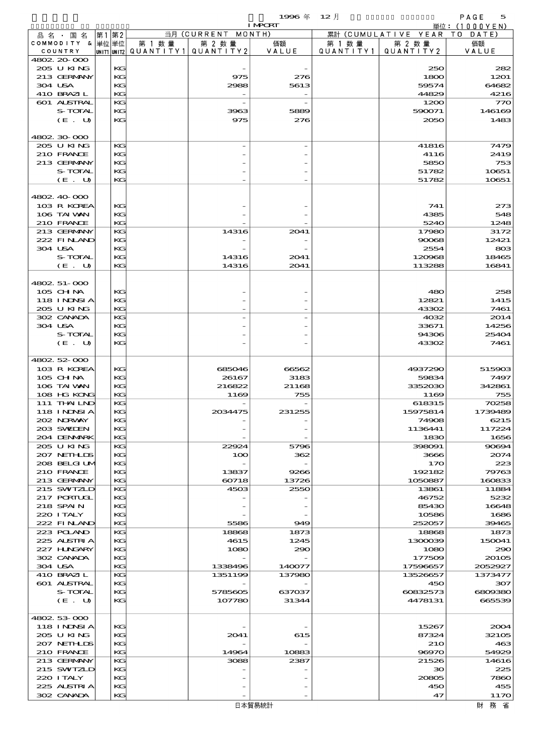1996 年 12 月 IMPORT

単位：(1000YEN)

| 品名・国名 COMMODITY & COUNTRY | 第1 単位 UNIT1 | 第2 単位 UNIT2 | 当月 (CURRENT MONTH) 第1数量 QUANTITY1 | 第2数量 QUANTITY2 | 価額 VALUE | 累計 (CUMULATIVE YEAR TO DATE) 第1数量 QUANTITY1 | 第2数量 QUANTITY2 | 価額 VALUE |
|---|---|---|---|---|---|---|---|---|
| 4802.20-000 | | | | | | | | |
| 205 U KING | | KG | | - | - | | 250 | 282 |
| 213 GERMANY | | KG | | 975 | 276 | | 1800 | 1201 |
| 304 USA | | KG | | 2988 | 5613 | | 59574 | 64682 |
| 410 BRAZIL | | KG | | - | - | | 44829 | 4216 |
| 601 AUSTRAL | | KG | | - | - | | 1200 | 770 |
| S-TOTAL | | KG | | 3963 | 5889 | | 590071 | 146169 |
| (E. U) | | KG | | 975 | 276 | | 2050 | 1483 |
| 4802.30-000 | | | | | | | | |
| 205 U KING | | KG | | - | - | | 41816 | 7479 |
| 210 FRANCE | | KG | | - | - | | 4116 | 2419 |
| 213 GERMANY | | KG | | - | - | | 5850 | 753 |
| S-TOTAL | | KG | | - | - | | 51782 | 10651 |
| (E. U) | | KG | | - | - | | 51782 | 10651 |
| 4802.40-000 | | | | | | | | |
| 103 R KOREA | | KG | | - | - | | 741 | 273 |
| 106 TAIWAN | | KG | | - | - | | 4385 | 548 |
| 210 FRANCE | | KG | | - | - | | 5240 | 1248 |
| 213 GERMANY | | KG | | 14316 | 2041 | | 17980 | 3172 |
| 222 FINLAND | | KG | | - | - | | 90068 | 12421 |
| 304 USA | | KG | | - | - | | 2554 | 803 |
| S-TOTAL | | KG | | 14316 | 2041 | | 120968 | 18465 |
| (E. U) | | KG | | 14316 | 2041 | | 113288 | 16841 |
| 4802.51-000 | | | | | | | | |
| 105 CHINA | | KG | | - | - | | 480 | 258 |
| 118 INDNSIA | | KG | | - | - | | 12821 | 1415 |
| 205 U KING | | KG | | - | - | | 43302 | 7461 |
| 302 CANADA | | KG | | - | - | | 4032 | 2014 |
| 304 USA | | KG | | - | - | | 33671 | 14256 |
| S-TOTAL | | KG | | - | - | | 94306 | 25404 |
| (E. U) | | KG | | - | - | | 43302 | 7461 |
| 4802.52-000 | | | | | | | | |
| 103 R KOREA | | KG | | 685046 | 66562 | | 4937290 | 515903 |
| 105 CHINA | | KG | | 26167 | 3183 | | 59834 | 7497 |
| 106 TAIWAN | | KG | | 216822 | 21168 | | 3352030 | 342861 |
| 108 HG KONG | | KG | | 1169 | 755 | | 1169 | 755 |
| 111 THAILND | | KG | | - | - | | 618315 | 70258 |
| 118 INDNSIA | | KG | | 2034475 | 231255 | | 15975814 | 1739489 |
| 202 NORWAY | | KG | | - | - | | 74908 | 6215 |
| 203 SWEDEN | | KG | | - | - | | 1136441 | 117224 |
| 204 DENMARK | | KG | | - | - | | 1830 | 1656 |
| 205 U KING | | KG | | 22924 | 5796 | | 398091 | 90694 |
| 207 NETHLDS | | KG | | 100 | 362 | | 3666 | 2074 |
| 208 BELGIUM | | KG | | - | - | | 170 | 223 |
| 210 FRANCE | | KG | | 13837 | 9266 | | 192182 | 79763 |
| 213 GERMANY | | KG | | 60718 | 13726 | | 1050887 | 160833 |
| 215 SWITZLD | | KG | | 4503 | 2550 | | 13861 | 11884 |
| 217 PORTUGL | | KG | | - | - | | 46752 | 5232 |
| 218 SPAIN | | KG | | - | - | | 85430 | 16648 |
| 220 ITALY | | KG | | - | - | | 10586 | 1686 |
| 222 FINLAND | | KG | | 5586 | 949 | | 252057 | 39465 |
| 223 POLAND | | KG | | 18868 | 1873 | | 18868 | 1873 |
| 225 AUSTRIA | | KG | | 4615 | 1245 | | 1300039 | 150041 |
| 227 HUNGARY | | KG | | 1080 | 290 | | 1080 | 290 |
| 302 CANADA | | KG | | - | - | | 177509 | 20105 |
| 304 USA | | KG | | 1338496 | 140077 | | 17596657 | 2052927 |
| 410 BRAZIL | | KG | | 1351199 | 137980 | | 13526657 | 1373477 |
| 601 AUSTRAL | | KG | | - | - | | 450 | 307 |
| S-TOTAL | | KG | | 5785605 | 637037 | | 60832573 | 6809380 |
| (E. U) | | KG | | 107780 | 31344 | | 4478131 | 665539 |
| 4802.53-000 | | | | | | | | |
| 118 INDNSIA | | KG | | - | - | | 15267 | 2004 |
| 205 U KING | | KG | | 2041 | 615 | | 87324 | 32105 |
| 207 NETHLDS | | KG | | - | - | | 210 | 463 |
| 210 FRANCE | | KG | | 14964 | 10883 | | 96970 | 54929 |
| 213 GERMANY | | KG | | 3088 | 2387 | | 21526 | 14616 |
| 215 SWITZLD | | KG | | - | - | | 30 | 225 |
| 220 ITALY | | KG | | - | - | | 20805 | 7860 |
| 225 AUSTRIA | | KG | | - | - | | 450 | 455 |
| 302 CANADA | | KG | | - | - | | 47 | 1170 |

日本貿易統計　財務省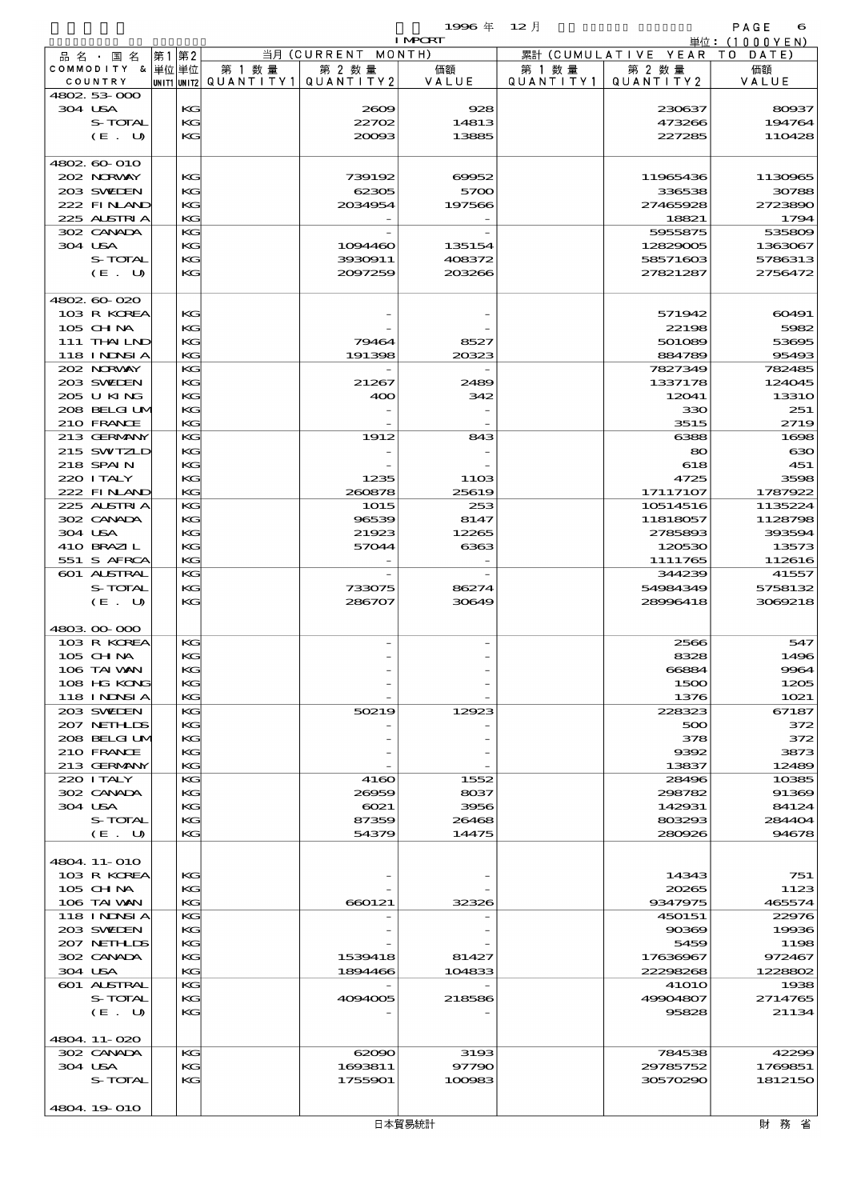| 品名・国名 COMMODITY & COUNTRY | 第1 単位 UNIT1 | 第2 単位 UNIT2 | 当月 (CURRENT MONTH) 第1数量 QUANTITY1 | 第2数量 QUANTITY2 | 価額 VALUE | 累計 (CUMULATIVE YEAR TO DATE) 第1数量 QUANTITY1 | 第2数量 QUANTITY2 | 価額 VALUE |
|---|---|---|---|---|---|---|---|---|
| 4802.53-000 | | | | | | | | |
| 304 USA | | KG | | 2609 | 928 | | 230637 | 80937 |
| S-TOTAL | | KG | | 22702 | 14813 | | 473266 | 194764 |
| (E. U) | | KG | | 20093 | 13885 | | 227285 | 110428 |
| 4802.60-010 | | | | | | | | |
| 202 NORWAY | | KG | | 739192 | 69952 | | 11965436 | 1130965 |
| 203 SWEDEN | | KG | | 62305 | 5700 | | 336538 | 30788 |
| 222 FINLAND | | KG | | 2034954 | 197566 | | 27465928 | 2723890 |
| 225 AUSTRIA | | KG | | - | - | | 18821 | 1794 |
| 302 CANADA | | KG | | - | - | | 5955875 | 535809 |
| 304 USA | | KG | | 1094460 | 135154 | | 12829005 | 1363067 |
| S-TOTAL | | KG | | 3930911 | 408372 | | 58571603 | 5786313 |
| (E. U) | | KG | | 2097259 | 203266 | | 27821287 | 2756472 |
| 4802.60-020 | | | | | | | | |
| 103 R KOREA | | KG | | - | - | | 571942 | 60491 |
| 105 CHINA | | KG | | - | - | | 22198 | 5982 |
| 111 THAILND | | KG | | 79464 | 8527 | | 501089 | 53695 |
| 118 INDNSIA | | KG | | 191398 | 20323 | | 884789 | 95493 |
| 202 NORWAY | | KG | | - | - | | 7827349 | 782485 |
| 203 SWEDEN | | KG | | 21267 | 2489 | | 1337178 | 124045 |
| 205 U KING | | KG | | 400 | 342 | | 12041 | 13310 |
| 208 BELGIUM | | KG | | - | - | | 330 | 251 |
| 210 FRANCE | | KG | | - | - | | 3515 | 2719 |
| 213 GERMANY | | KG | | 1912 | 843 | | 6388 | 1698 |
| 215 SWITZLD | | KG | | - | - | | 80 | 630 |
| 218 SPAIN | | KG | | - | - | | 618 | 451 |
| 220 ITALY | | KG | | 1235 | 1103 | | 4725 | 3598 |
| 222 FINLAND | | KG | | 260878 | 25619 | | 17117107 | 1787922 |
| 225 AUSTRIA | | KG | | 1015 | 253 | | 10514516 | 1135224 |
| 302 CANADA | | KG | | 96539 | 8147 | | 11818057 | 1128798 |
| 304 USA | | KG | | 21923 | 12265 | | 2785893 | 393594 |
| 410 BRAZIL | | KG | | 57044 | 6363 | | 120530 | 13573 |
| 551 S AFRCA | | KG | | - | - | | 1111765 | 112616 |
| 601 AUSTRAL | | KG | | - | - | | 344239 | 41557 |
| S-TOTAL | | KG | | 733075 | 86274 | | 54984349 | 5758132 |
| (E. U) | | KG | | 286707 | 30649 | | 28996418 | 3069218 |
| 4803.00-000 | | | | | | | | |
| 103 R KOREA | | KG | | - | - | | 2566 | 547 |
| 105 CHINA | | KG | | - | - | | 8328 | 1496 |
| 106 TAIWAN | | KG | | - | - | | 66884 | 9964 |
| 108 HG KONG | | KG | | - | - | | 1500 | 1205 |
| 118 INDNSIA | | KG | | - | - | | 1376 | 1021 |
| 203 SWEDEN | | KG | | 50219 | 12923 | | 228323 | 67187 |
| 207 NETHLDS | | KG | | - | - | | 500 | 372 |
| 208 BELGIUM | | KG | | - | - | | 378 | 372 |
| 210 FRANCE | | KG | | - | - | | 9392 | 3873 |
| 213 GERMANY | | KG | | - | - | | 13837 | 12489 |
| 220 ITALY | | KG | | 4160 | 1552 | | 28496 | 10385 |
| 302 CANADA | | KG | | 26959 | 8037 | | 298782 | 91369 |
| 304 USA | | KG | | 6021 | 3956 | | 142931 | 84124 |
| S-TOTAL | | KG | | 87359 | 26468 | | 803293 | 284404 |
| (E. U) | | KG | | 54379 | 14475 | | 280926 | 94678 |
| 4804.11-010 | | | | | | | | |
| 103 R KOREA | | KG | | - | - | | 14343 | 751 |
| 105 CHINA | | KG | | - | - | | 20265 | 1123 |
| 106 TAIWAN | | KG | | 660121 | 32326 | | 9347975 | 465574 |
| 118 INDNSIA | | KG | | - | - | | 450151 | 22976 |
| 203 SWEDEN | | KG | | - | - | | 90369 | 19936 |
| 207 NETHLDS | | KG | | - | - | | 5459 | 1198 |
| 302 CANADA | | KG | | 1539418 | 81427 | | 17636967 | 972467 |
| 304 USA | | KG | | 1894466 | 104833 | | 22298268 | 1228802 |
| 601 AUSTRAL | | KG | | - | - | | 41010 | 1938 |
| S-TOTAL | | KG | | 4094005 | 218586 | | 49904807 | 2714765 |
| (E. U) | | KG | | - | - | | 95828 | 21134 |
| 4804.11-020 | | | | | | | | |
| 302 CANADA | | KG | | 62090 | 3193 | | 784538 | 42299 |
| 304 USA | | KG | | 1693811 | 97790 | | 29785752 | 1769851 |
| S-TOTAL | | KG | | 1755901 | 100983 | | 30570290 | 1812150 |
| 4804.19-010 | | | | | | | | |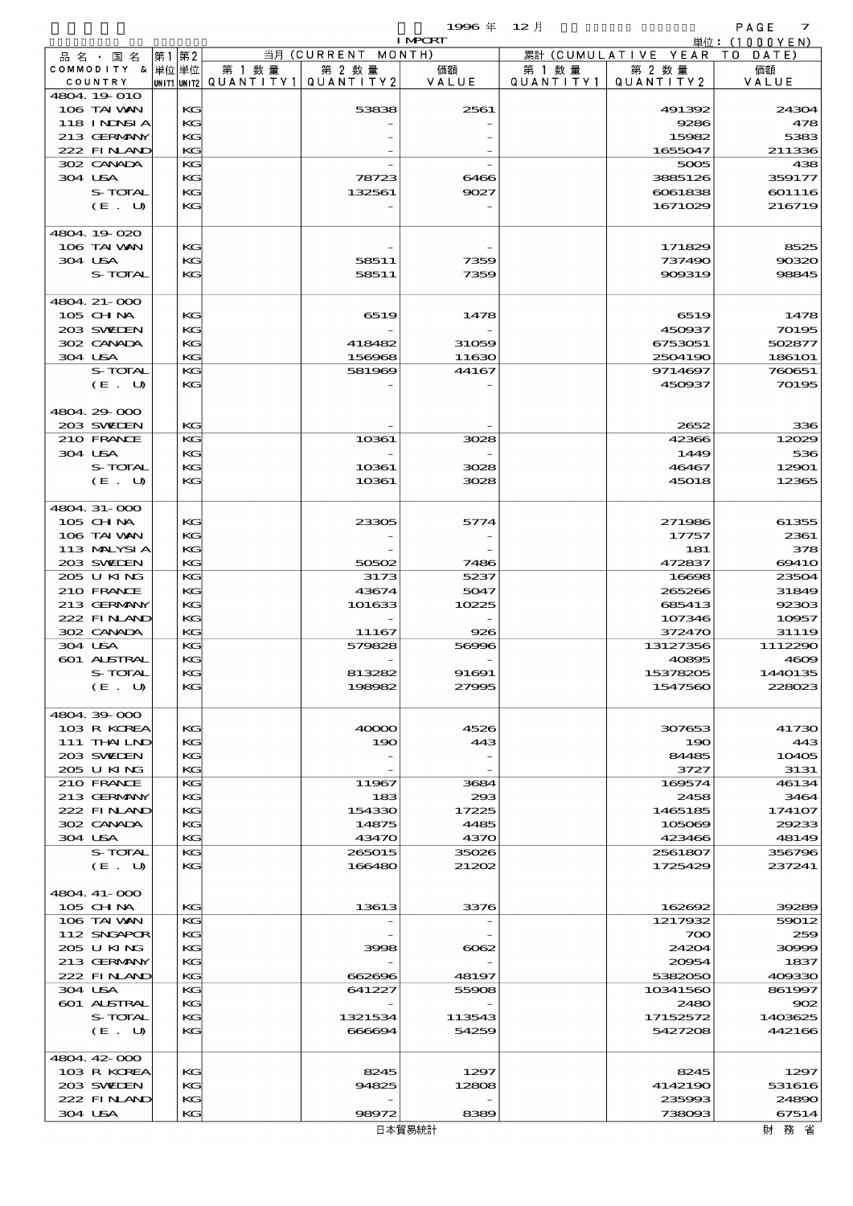1996 年 12 月 IMPORT 単位：(1000YEN)

| 品名・国名 COMMODITY & COUNTRY | 第1 単位 UNIT1 | 第2 単位 UNIT2 | 当月 (CURRENT MONTH) 第1数量 QUANTITY1 | 第2数量 QUANTITY2 | 価額 VALUE | 累計 (CUMULATIVE YEAR TO DATE) 第1数量 QUANTITY1 | 第2数量 QUANTITY2 | 価額 VALUE |
|---|---|---|---|---|---|---|---|---|
| 4804.19-010 | | | | | | | | |
| 106 TAIWAN | | KG | | 53838 | 2561 | | 491392 | 24304 |
| 118 INDNSIA | | KG | | - | - | | 9286 | 478 |
| 213 GERMANY | | KG | | - | - | | 15982 | 5383 |
| 222 FINLAND | | KG | | - | - | | 1655047 | 211336 |
| 302 CANADA | | KG | | - | - | | 5005 | 438 |
| 304 USA | | KG | | 78723 | 6466 | | 3885126 | 359177 |
| S-TOTAL | | KG | | 132561 | 9027 | | 6061838 | 601116 |
| (E. U) | | KG | | - | - | | 1671029 | 216719 |
| 4804.19-020 | | | | | | | | |
| 106 TAIWAN | | KG | | - | - | | 171829 | 8525 |
| 304 USA | | KG | | 58511 | 7359 | | 737490 | 90320 |
| S-TOTAL | | KG | | 58511 | 7359 | | 909319 | 98845 |
| 4804.21-000 | | | | | | | | |
| 105 CHINA | | KG | | 6519 | 1478 | | 6519 | 1478 |
| 203 SWEDEN | | KG | | - | - | | 450937 | 70195 |
| 302 CANADA | | KG | | 418482 | 31059 | | 6753051 | 502877 |
| 304 USA | | KG | | 156968 | 11630 | | 2504190 | 186101 |
| S-TOTAL | | KG | | 581969 | 44167 | | 9714697 | 760651 |
| (E. U) | | KG | | - | - | | 450937 | 70195 |
| 4804.29-000 | | | | | | | | |
| 203 SWEDEN | | KG | | - | - | | 2652 | 336 |
| 210 FRANCE | | KG | | 10361 | 3028 | | 42366 | 12029 |
| 304 USA | | KG | | - | - | | 1449 | 536 |
| S-TOTAL | | KG | | 10361 | 3028 | | 46467 | 12901 |
| (E. U) | | KG | | 10361 | 3028 | | 45018 | 12365 |
| 4804.31-000 | | | | | | | | |
| 105 CHINA | | KG | | 23305 | 5774 | | 271986 | 61355 |
| 106 TAIWAN | | KG | | - | - | | 17757 | 2361 |
| 113 MALYSIA | | KG | | - | - | | 181 | 378 |
| 203 SWEDEN | | KG | | 50502 | 7486 | | 472837 | 69410 |
| 205 U KING | | KG | | 3173 | 5237 | | 16698 | 23504 |
| 210 FRANCE | | KG | | 43674 | 5047 | | 265266 | 31849 |
| 213 GERMANY | | KG | | 101633 | 10225 | | 685413 | 92303 |
| 222 FINLAND | | KG | | - | - | | 107346 | 10957 |
| 302 CANADA | | KG | | 11167 | 926 | | 372470 | 31119 |
| 304 USA | | KG | | 579828 | 56996 | | 13127356 | 1112290 |
| 601 AUSTRAL | | KG | | - | - | | 40895 | 4609 |
| S-TOTAL | | KG | | 813282 | 91691 | | 15378205 | 1440135 |
| (E. U) | | KG | | 198982 | 27995 | | 1547560 | 228023 |
| 4804.39-000 | | | | | | | | |
| 103 R KOREA | | KG | | 40000 | 4526 | | 307653 | 41730 |
| 111 THAILND | | KG | | 190 | 443 | | 190 | 443 |
| 203 SWEDEN | | KG | | - | - | | 84485 | 10405 |
| 205 U KING | | KG | | - | - | | 3727 | 3131 |
| 210 FRANCE | | KG | | 11967 | 3684 | | 169574 | 46134 |
| 213 GERMANY | | KG | | 183 | 293 | | 2458 | 3464 |
| 222 FINLAND | | KG | | 154330 | 17225 | | 1465185 | 174107 |
| 302 CANADA | | KG | | 14875 | 4485 | | 105069 | 29233 |
| 304 USA | | KG | | 43470 | 4370 | | 423466 | 48149 |
| S-TOTAL | | KG | | 265015 | 35026 | | 2561807 | 356796 |
| (E. U) | | KG | | 166480 | 21202 | | 1725429 | 237241 |
| 4804.41-000 | | | | | | | | |
| 105 CHINA | | KG | | 13613 | 3376 | | 162692 | 39289 |
| 106 TAIWAN | | KG | | - | - | | 1217932 | 59012 |
| 112 SNGAPOR | | KG | | - | - | | 700 | 259 |
| 205 U KING | | KG | | 3998 | 6062 | | 24204 | 30999 |
| 213 GERMANY | | KG | | - | - | | 20954 | 1837 |
| 222 FINLAND | | KG | | 662696 | 48197 | | 5382050 | 409330 |
| 304 USA | | KG | | 641227 | 55908 | | 10341560 | 861997 |
| 601 AUSTRAL | | KG | | - | - | | 2480 | 902 |
| S-TOTAL | | KG | | 1321534 | 113543 | | 17152572 | 1403625 |
| (E. U) | | KG | | 666694 | 54259 | | 5427208 | 442166 |
| 4804.42-000 | | | | | | | | |
| 103 R KOREA | | KG | | 8245 | 1297 | | 8245 | 1297 |
| 203 SWEDEN | | KG | | 94825 | 12808 | | 4142190 | 531616 |
| 222 FINLAND | | KG | | - | - | | 235993 | 24890 |
| 304 USA | | KG | | 98972 | 8389 | | 738093 | 67514 |

日本貿易統計 財務省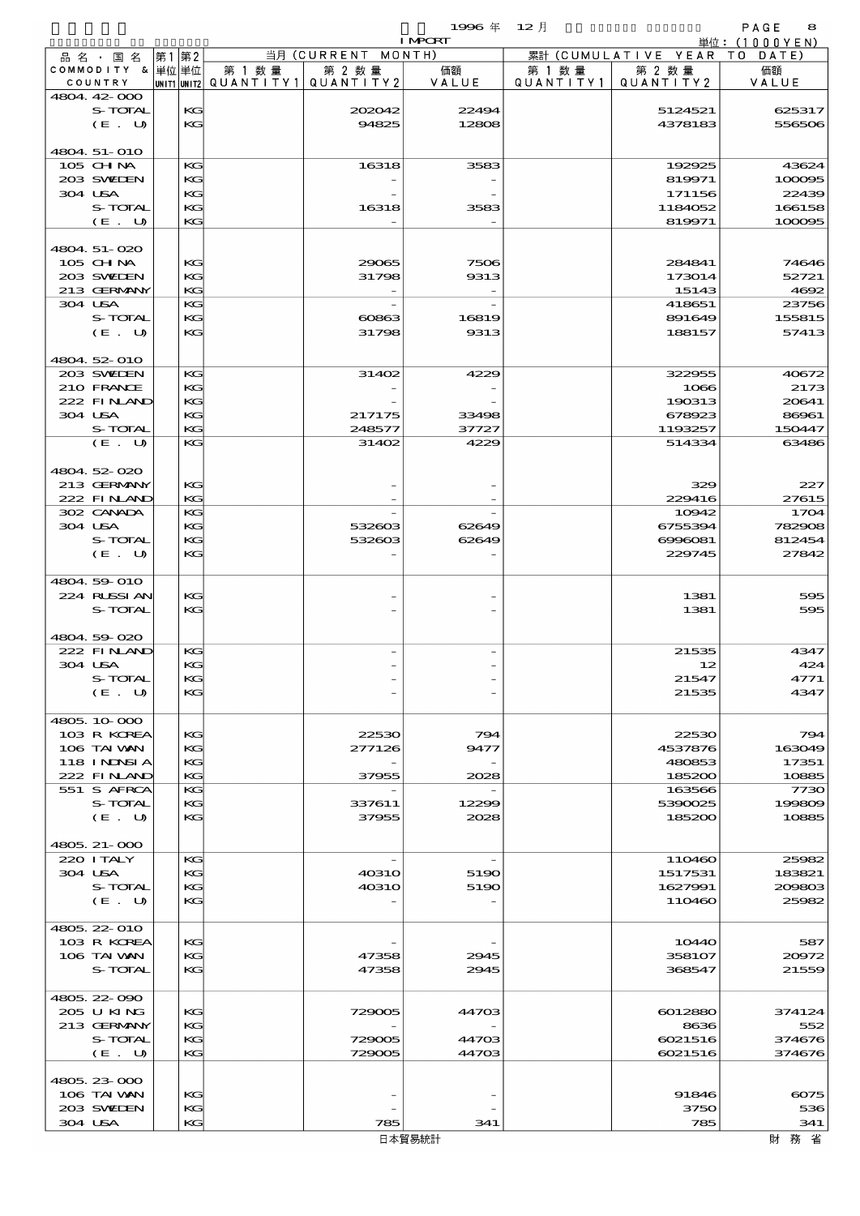1996 年 12 月 IMPORT 単位：(1000YEN)

| 品名・国名 COMMODITY & COUNTRY | 第1 単位 UNIT1 | 第2 単位 UNIT2 | 当月 (CURRENT MONTH) 第1数量 QUANTITY1 | 第2数量 QUANTITY2 | 価額 VALUE | 累計 (CUMULATIVE YEAR TO DATE) 第1数量 QUANTITY1 | 第2数量 QUANTITY2 | 価額 VALUE |
|---|---|---|---|---|---|---|---|---|
| 4804.42-000 | | | | | | | | |
| S-TOTAL | | KG | | 202042 | 22494 | | 5124521 | 625317 |
| (E. U) | | KG | | 94825 | 12808 | | 4378183 | 556506 |
| 4804.51-010 | | | | | | | | |
| 105 CHINA | | KG | | 16318 | 3583 | | 192925 | 43624 |
| 203 SWEDEN | | KG | | - | - | | 819971 | 100095 |
| 304 USA | | KG | | - | - | | 171156 | 22439 |
| S-TOTAL | | KG | | 16318 | 3583 | | 1184052 | 166158 |
| (E. U) | | KG | | - | - | | 819971 | 100095 |
| 4804.51-020 | | | | | | | | |
| 105 CHINA | | KG | | 29065 | 7506 | | 284841 | 74646 |
| 203 SWEDEN | | KG | | 31798 | 9313 | | 173014 | 52721 |
| 213 GERMANY | | KG | | - | - | | 15143 | 4692 |
| 304 USA | | KG | | - | - | | 418651 | 23756 |
| S-TOTAL | | KG | | 60863 | 16819 | | 891649 | 155815 |
| (E. U) | | KG | | 31798 | 9313 | | 188157 | 57413 |
| 4804.52-010 | | | | | | | | |
| 203 SWEDEN | | KG | | 31402 | 4229 | | 322955 | 40672 |
| 210 FRANCE | | KG | | - | - | | 1066 | 2173 |
| 222 FINLAND | | KG | | - | - | | 190313 | 20641 |
| 304 USA | | KG | | 217175 | 33498 | | 678923 | 86961 |
| S-TOTAL | | KG | | 248577 | 37727 | | 1193257 | 150447 |
| (E. U) | | KG | | 31402 | 4229 | | 514334 | 63486 |
| 4804.52-020 | | | | | | | | |
| 213 GERMANY | | KG | | - | - | | 329 | 227 |
| 222 FINLAND | | KG | | - | - | | 229416 | 27615 |
| 302 CANADA | | KG | | - | - | | 10942 | 1704 |
| 304 USA | | KG | | 532603 | 62649 | | 6755394 | 782908 |
| S-TOTAL | | KG | | 532603 | 62649 | | 6996081 | 812454 |
| (E. U) | | KG | | - | - | | 229745 | 27842 |
| 4804.59-010 | | | | | | | | |
| 224 RUSSIAN | | KG | | - | - | | 1381 | 595 |
| S-TOTAL | | KG | | - | - | | 1381 | 595 |
| 4804.59-020 | | | | | | | | |
| 222 FINLAND | | KG | | - | - | | 21535 | 4347 |
| 304 USA | | KG | | - | - | | 12 | 424 |
| S-TOTAL | | KG | | - | - | | 21547 | 4771 |
| (E. U) | | KG | | - | - | | 21535 | 4347 |
| 4805.10-000 | | | | | | | | |
| 103 R KOREA | | KG | | 22530 | 794 | | 22530 | 794 |
| 106 TAIWAN | | KG | | 277126 | 9477 | | 4537876 | 163049 |
| 118 INDNSIA | | KG | | - | - | | 480853 | 17351 |
| 222 FINLAND | | KG | | 37955 | 2028 | | 185200 | 10885 |
| 551 S AFRCA | | KG | | - | - | | 163566 | 7730 |
| S-TOTAL | | KG | | 337611 | 12299 | | 5390025 | 199809 |
| (E. U) | | KG | | 37955 | 2028 | | 185200 | 10885 |
| 4805.21-000 | | | | | | | | |
| 220 ITALY | | KG | | - | - | | 110460 | 25982 |
| 304 USA | | KG | | 40310 | 5190 | | 1517531 | 183821 |
| S-TOTAL | | KG | | 40310 | 5190 | | 1627991 | 209803 |
| (E. U) | | KG | | - | - | | 110460 | 25982 |
| 4805.22-010 | | | | | | | | |
| 103 R KOREA | | KG | | - | - | | 10440 | 587 |
| 106 TAIWAN | | KG | | 47358 | 2945 | | 358107 | 20972 |
| S-TOTAL | | KG | | 47358 | 2945 | | 368547 | 21559 |
| 4805.22-090 | | | | | | | | |
| 205 U KING | | KG | | 729005 | 44703 | | 6012880 | 374124 |
| 213 GERMANY | | KG | | - | - | | 8636 | 552 |
| S-TOTAL | | KG | | 729005 | 44703 | | 6021516 | 374676 |
| (E. U) | | KG | | 729005 | 44703 | | 6021516 | 374676 |
| 4805.23-000 | | | | | | | | |
| 106 TAIWAN | | KG | | - | - | | 91846 | 6075 |
| 203 SWEDEN | | KG | | - | - | | 3750 | 536 |
| 304 USA | | KG | | 785 | 341 | | 785 | 341 |

日本貿易統計　財務省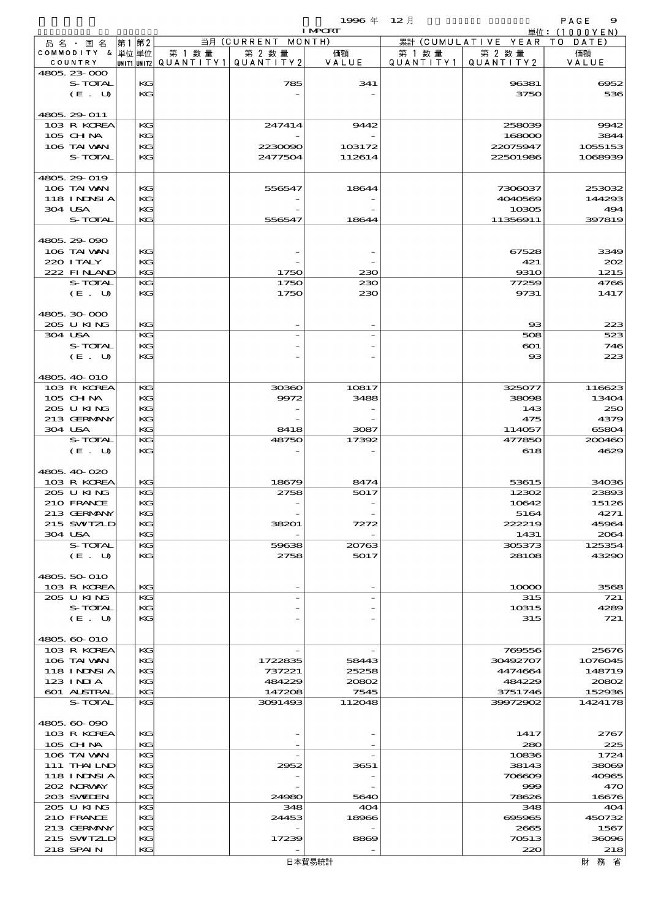1996 年 12 月 IMPORT 単位: (1000YEN)

| 品名・国名 COMMODITY & COUNTRY | 第1 単位 UNIT1 | 第2 単位 UNIT2 | 当月 (CURRENT MONTH) 第1数量 QUANTITY1 | 第2数量 QUANTITY2 | 価額 VALUE | 累計 (CUMULATIVE YEAR TO DATE) 第1数量 QUANTITY1 | 第2数量 QUANTITY2 | 価額 VALUE |
|---|---|---|---|---|---|---|---|---|
| 4805.23-000 | | | | | | | | |
| S-TOTAL | | KG | | 785 | 341 | | 96381 | 6952 |
| (E. U) | | KG | | - | - | | 3750 | 536 |
| 4805.29-011 | | | | | | | | |
| 103 R KOREA | | KG | | 247414 | 9442 | | 258039 | 9942 |
| 105 CHINA | | KG | | - | - | | 168000 | 3844 |
| 106 TAIWAN | | KG | | 2230090 | 103172 | | 22075947 | 1055153 |
| S-TOTAL | | KG | | 2477504 | 112614 | | 22501986 | 1068939 |
| 4805.29-019 | | | | | | | | |
| 106 TAIWAN | | KG | | 556547 | 18644 | | 7306037 | 253032 |
| 118 INDNSIA | | KG | | - | - | | 4040569 | 144293 |
| 304 USA | | KG | | - | - | | 10305 | 494 |
| S-TOTAL | | KG | | 556547 | 18644 | | 11356911 | 397819 |
| 4805.29-090 | | | | | | | | |
| 106 TAIWAN | | KG | | - | - | | 67528 | 3349 |
| 220 ITALY | | KG | | - | - | | 421 | 202 |
| 222 FINLAND | | KG | | 1750 | 230 | | 9310 | 1215 |
| S-TOTAL | | KG | | 1750 | 230 | | 77259 | 4766 |
| (E. U) | | KG | | 1750 | 230 | | 9731 | 1417 |
| 4805.30-000 | | | | | | | | |
| 205 U KING | | KG | | - | - | | 93 | 223 |
| 304 USA | | KG | | - | - | | 508 | 523 |
| S-TOTAL | | KG | | - | - | | 601 | 746 |
| (E. U) | | KG | | - | - | | 93 | 223 |
| 4805.40-010 | | | | | | | | |
| 103 R KOREA | | KG | | 30360 | 10817 | | 325077 | 116623 |
| 105 CHINA | | KG | | 9972 | 3488 | | 38098 | 13404 |
| 205 U KING | | KG | | - | - | | 143 | 250 |
| 213 GERMANY | | KG | | - | - | | 475 | 4379 |
| 304 USA | | KG | | 8418 | 3087 | | 114057 | 65804 |
| S-TOTAL | | KG | | 48750 | 17392 | | 477850 | 200460 |
| (E. U) | | KG | | - | - | | 618 | 4629 |
| 4805.40-020 | | | | | | | | |
| 103 R KOREA | | KG | | 18679 | 8474 | | 53615 | 34036 |
| 205 U KING | | KG | | 2758 | 5017 | | 12302 | 23893 |
| 210 FRANCE | | KG | | - | - | | 10642 | 15126 |
| 213 GERMANY | | KG | | - | - | | 5164 | 4271 |
| 215 SWITZLD | | KG | | 38201 | 7272 | | 222219 | 45964 |
| 304 USA | | KG | | - | - | | 1431 | 2064 |
| S-TOTAL | | KG | | 59638 | 20763 | | 305373 | 125354 |
| (E. U) | | KG | | 2758 | 5017 | | 28108 | 43290 |
| 4805.50-010 | | | | | | | | |
| 103 R KOREA | | KG | | - | - | | 10000 | 3568 |
| 205 U KING | | KG | | - | - | | 315 | 721 |
| S-TOTAL | | KG | | - | - | | 10315 | 4289 |
| (E. U) | | KG | | - | - | | 315 | 721 |
| 4805.60-010 | | | | | | | | |
| 103 R KOREA | | KG | | - | - | | 769556 | 25676 |
| 106 TAIWAN | | KG | | 1722835 | 58443 | | 30492707 | 1076045 |
| 118 INDNSIA | | KG | | 737221 | 25258 | | 4474664 | 148719 |
| 123 INDIA | | KG | | 484229 | 20802 | | 484229 | 20802 |
| 601 AUSTRAL | | KG | | 147208 | 7545 | | 3751746 | 152936 |
| S-TOTAL | | KG | | 3091493 | 112048 | | 39972902 | 1424178 |
| 4805.60-090 | | | | | | | | |
| 103 R KOREA | | KG | | - | - | | 1417 | 2767 |
| 105 CHINA | | KG | | - | - | | 280 | 225 |
| 106 TAIWAN | | KG | | - | - | | 10836 | 1724 |
| 111 THAILND | | KG | | 2952 | 3651 | | 38143 | 38069 |
| 118 INDNSIA | | KG | | - | - | | 706609 | 40965 |
| 202 NORWAY | | KG | | - | - | | 999 | 470 |
| 203 SWEDEN | | KG | | 24980 | 5640 | | 78626 | 16676 |
| 205 U KING | | KG | | 348 | 404 | | 348 | 404 |
| 210 FRANCE | | KG | | 24453 | 18966 | | 695965 | 450732 |
| 213 GERMANY | | KG | | - | - | | 2665 | 1567 |
| 215 SWITZLD | | KG | | 17239 | 8869 | | 70513 | 36096 |
| 218 SPAIN | | KG | | - | - | | 220 | 218 |

日本貿易統計　財務省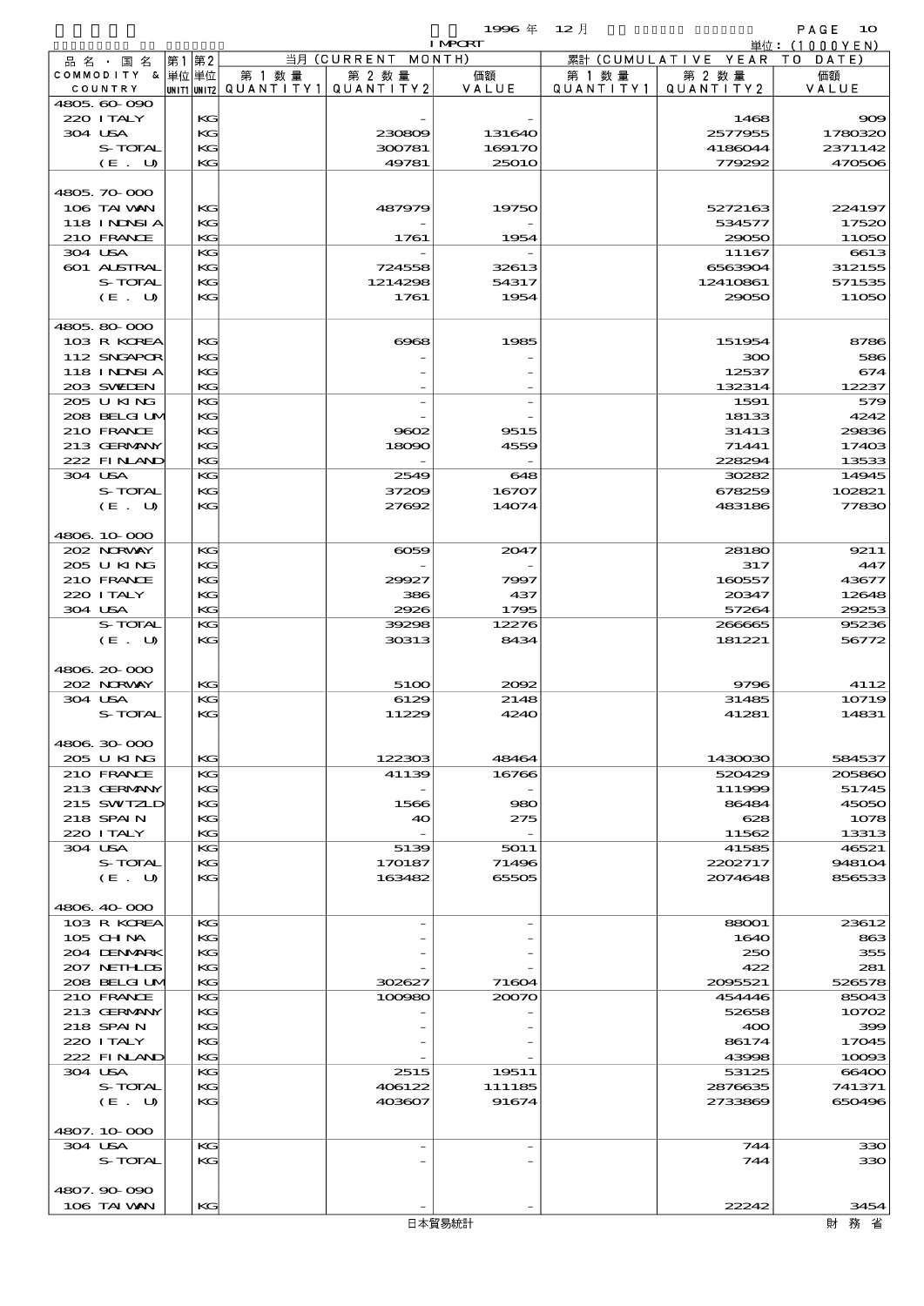1996 年 12 月 IMPORT

単位：(1000YEN)

| 品名・国名 COMMODITY & COUNTRY | 第1 単位 UNIT1 | 第2 単位 UNIT2 | 当月 (CURRENT MONTH) 第1数量 QUANTITY1 | 第2数量 QUANTITY2 | 価額 VALUE | 累計 (CUMULATIVE YEAR TO DATE) 第1数量 QUANTITY1 | 第2数量 QUANTITY2 | 価額 VALUE |
|---|---|---|---|---|---|---|---|---|
| 4805.60-090 | | | | | | | | |
| 220 ITALY | | KG | | - | - | | 1468 | 909 |
| 304 USA | | KG | | 230809 | 131640 | | 2577955 | 1780320 |
| S-TOTAL | | KG | | 300781 | 169170 | | 4186044 | 2371142 |
| (E. U) | | KG | | 49781 | 25010 | | 779292 | 470506 |
| 4805.70-000 | | | | | | | | |
| 106 TAIWAN | | KG | | 487979 | 19750 | | 5272163 | 224197 |
| 118 INDNSIA | | KG | | - | - | | 534577 | 17520 |
| 210 FRANCE | | KG | | 1761 | 1954 | | 29050 | 11050 |
| 304 USA | | KG | | - | - | | 11167 | 6613 |
| 601 AUSTRAL | | KG | | 724558 | 32613 | | 6563904 | 312155 |
| S-TOTAL | | KG | | 1214298 | 54317 | | 12410861 | 571535 |
| (E. U) | | KG | | 1761 | 1954 | | 29050 | 11050 |
| 4805.80-000 | | | | | | | | |
| 103 R KOREA | | KG | | 6968 | 1985 | | 151954 | 8786 |
| 112 SNGAPOR | | KG | | - | - | | 300 | 586 |
| 118 INDNSIA | | KG | | - | - | | 12537 | 674 |
| 203 SWEDEN | | KG | | - | - | | 132314 | 12237 |
| 205 U KING | | KG | | - | - | | 1591 | 579 |
| 208 BELGIUM | | KG | | - | - | | 18133 | 4242 |
| 210 FRANCE | | KG | | 9602 | 9515 | | 31413 | 29836 |
| 213 GERMANY | | KG | | 18090 | 4559 | | 71441 | 17403 |
| 222 FINLAND | | KG | | - | - | | 228294 | 13533 |
| 304 USA | | KG | | 2549 | 648 | | 30282 | 14945 |
| S-TOTAL | | KG | | 37209 | 16707 | | 678259 | 102821 |
| (E. U) | | KG | | 27692 | 14074 | | 483186 | 77830 |
| 4806.10-000 | | | | | | | | |
| 202 NORWAY | | KG | | 6059 | 2047 | | 28180 | 9211 |
| 205 U KING | | KG | | - | - | | 317 | 447 |
| 210 FRANCE | | KG | | 29927 | 7997 | | 160557 | 43677 |
| 220 ITALY | | KG | | 386 | 437 | | 20347 | 12648 |
| 304 USA | | KG | | 2926 | 1795 | | 57264 | 29253 |
| S-TOTAL | | KG | | 39298 | 12276 | | 266665 | 95236 |
| (E. U) | | KG | | 30313 | 8434 | | 181221 | 56772 |
| 4806.20-000 | | | | | | | | |
| 202 NORWAY | | KG | | 5100 | 2092 | | 9796 | 4112 |
| 304 USA | | KG | | 6129 | 2148 | | 31485 | 10719 |
| S-TOTAL | | KG | | 11229 | 4240 | | 41281 | 14831 |
| 4806.30-000 | | | | | | | | |
| 205 U KING | | KG | | 122303 | 48464 | | 1430030 | 584537 |
| 210 FRANCE | | KG | | 41139 | 16766 | | 520429 | 205860 |
| 213 GERMANY | | KG | | - | - | | 111999 | 51745 |
| 215 SWITZLD | | KG | | 1566 | 980 | | 86484 | 45050 |
| 218 SPAIN | | KG | | 40 | 275 | | 628 | 1078 |
| 220 ITALY | | KG | | - | - | | 11562 | 13313 |
| 304 USA | | KG | | 5139 | 5011 | | 41585 | 46521 |
| S-TOTAL | | KG | | 170187 | 71496 | | 2202717 | 948104 |
| (E. U) | | KG | | 163482 | 65505 | | 2074648 | 856533 |
| 4806.40-000 | | | | | | | | |
| 103 R KOREA | | KG | | - | - | | 88001 | 23612 |
| 105 CHINA | | KG | | - | - | | 1640 | 863 |
| 204 DENMARK | | KG | | - | - | | 250 | 355 |
| 207 NETHLDS | | KG | | - | - | | 422 | 281 |
| 208 BELGIUM | | KG | | 302627 | 71604 | | 2095521 | 526578 |
| 210 FRANCE | | KG | | 100980 | 20070 | | 454446 | 85043 |
| 213 GERMANY | | KG | | - | - | | 52658 | 10702 |
| 218 SPAIN | | KG | | - | - | | 400 | 399 |
| 220 ITALY | | KG | | - | - | | 86174 | 17045 |
| 222 FINLAND | | KG | | - | - | | 43998 | 10093 |
| 304 USA | | KG | | 2515 | 19511 | | 53125 | 66400 |
| S-TOTAL | | KG | | 406122 | 111185 | | 2876635 | 741371 |
| (E. U) | | KG | | 403607 | 91674 | | 2733869 | 650496 |
| 4807.10-000 | | | | | | | | |
| 304 USA | | KG | | - | - | | 744 | 330 |
| S-TOTAL | | KG | | - | - | | 744 | 330 |
| 4807.90-090 | | | | | | | | |
| 106 TAIWAN | | KG | | - | - | | 22242 | 3454 |

日本貿易統計　財務省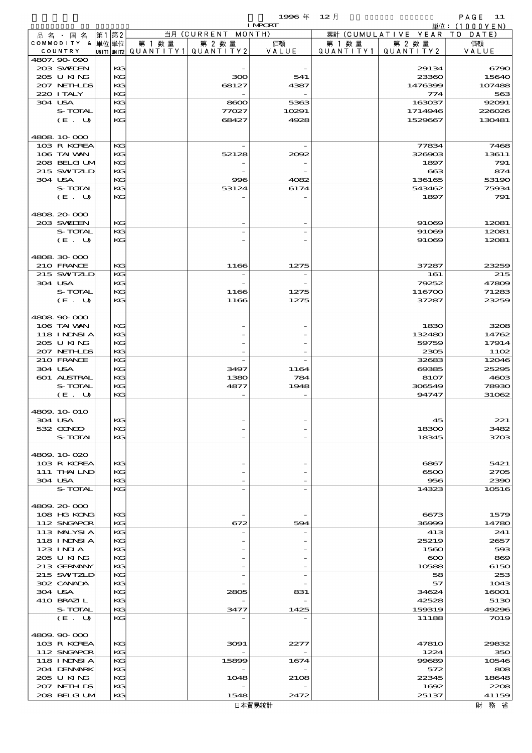1996 年 12 月 IMPORT 単位：(1000YEN)

| 品名・国名 COMMODITY & COUNTRY | 第1 単位 UNIT1 | 第2 単位 UNIT2 | 当月 (CURRENT MONTH) 第1数量 QUANTITY1 | 第2数量 QUANTITY2 | 価額 VALUE | 累計 (CUMULATIVE YEAR TO DATE) 第1数量 QUANTITY1 | 第2数量 QUANTITY2 | 価額 VALUE |
|---|---|---|---|---|---|---|---|---|
| 4807.90-090 | | | | | | | | |
| 203 SWEDEN | | KG | | - | - | | 29134 | 6790 |
| 205 U KING | | KG | | 300 | 541 | | 23360 | 15640 |
| 207 NETHLDS | | KG | | 68127 | 4387 | | 1476399 | 107488 |
| 220 ITALY | | KG | | - | - | | 774 | 563 |
| 304 USA | | KG | | 8600 | 5363 | | 163037 | 92091 |
| S-TOTAL | | KG | | 77027 | 10291 | | 1714946 | 226026 |
| (E. U) | | KG | | 68427 | 4928 | | 1529667 | 130481 |
| 4808.10-000 | | | | | | | | |
| 103 R KOREA | | KG | | - | - | | 77834 | 7468 |
| 106 TAIWAN | | KG | | 52128 | 2092 | | 326903 | 13611 |
| 208 BELGIUM | | KG | | - | - | | 1897 | 791 |
| 215 SWITZLD | | KG | | - | - | | 663 | 874 |
| 304 USA | | KG | | 996 | 4082 | | 136165 | 53190 |
| S-TOTAL | | KG | | 53124 | 6174 | | 543462 | 75934 |
| (E. U) | | KG | | - | - | | 1897 | 791 |
| 4808.20-000 | | | | | | | | |
| 203 SWEDEN | | KG | | - | - | | 91069 | 12081 |
| S-TOTAL | | KG | | - | - | | 91069 | 12081 |
| (E. U) | | KG | | - | - | | 91069 | 12081 |
| 4808.30-000 | | | | | | | | |
| 210 FRANCE | | KG | | 1166 | 1275 | | 37287 | 23259 |
| 215 SWITZLD | | KG | | - | - | | 161 | 215 |
| 304 USA | | KG | | - | - | | 79252 | 47809 |
| S-TOTAL | | KG | | 1166 | 1275 | | 116700 | 71283 |
| (E. U) | | KG | | 1166 | 1275 | | 37287 | 23259 |
| 4808.90-000 | | | | | | | | |
| 106 TAIWAN | | KG | | - | - | | 1830 | 3208 |
| 118 INDNSIA | | KG | | - | - | | 132480 | 14762 |
| 205 U KING | | KG | | - | - | | 59759 | 17914 |
| 207 NETHLDS | | KG | | - | - | | 2305 | 1102 |
| 210 FRANCE | | KG | | - | - | | 32683 | 12046 |
| 304 USA | | KG | | 3497 | 1164 | | 69385 | 25295 |
| 601 AUSTRAL | | KG | | 1380 | 784 | | 8107 | 4603 |
| S-TOTAL | | KG | | 4877 | 1948 | | 306549 | 78930 |
| (E. U) | | KG | | - | - | | 94747 | 31062 |
| 4809.10-010 | | | | | | | | |
| 304 USA | | KG | | - | - | | 45 | 221 |
| 532 CONGO | | KG | | - | - | | 18300 | 3482 |
| S-TOTAL | | KG | | - | - | | 18345 | 3703 |
| 4809.10-020 | | | | | | | | |
| 103 R KOREA | | KG | | - | - | | 6867 | 5421 |
| 111 THAILND | | KG | | - | - | | 6500 | 2705 |
| 304 USA | | KG | | - | - | | 956 | 2390 |
| S-TOTAL | | KG | | - | - | | 14323 | 10516 |
| 4809.20-000 | | | | | | | | |
| 108 HG KONG | | KG | | - | - | | 6673 | 1579 |
| 112 SNGAPOR | | KG | | 672 | 594 | | 36999 | 14780 |
| 113 MALYSIA | | KG | | - | - | | 413 | 241 |
| 118 INDNSIA | | KG | | - | - | | 25219 | 2657 |
| 123 INDIA | | KG | | - | - | | 1560 | 593 |
| 205 U KING | | KG | | - | - | | 600 | 869 |
| 213 GERMANY | | KG | | - | - | | 10588 | 6150 |
| 215 SWITZLD | | KG | | - | - | | 58 | 253 |
| 302 CANADA | | KG | | - | - | | 57 | 1043 |
| 304 USA | | KG | | 2805 | 831 | | 34624 | 16001 |
| 410 BRAZIL | | KG | | - | - | | 42528 | 5130 |
| S-TOTAL | | KG | | 3477 | 1425 | | 159319 | 49296 |
| (E. U) | | KG | | - | - | | 11188 | 7019 |
| 4809.90-000 | | | | | | | | |
| 103 R KOREA | | KG | | 3091 | 2277 | | 47810 | 29832 |
| 112 SNGAPOR | | KG | | - | - | | 1224 | 350 |
| 118 INDNSIA | | KG | | 15899 | 1674 | | 99689 | 10546 |
| 204 DENMARK | | KG | | - | - | | 572 | 808 |
| 205 U KING | | KG | | 1048 | 2108 | | 22345 | 18648 |
| 207 NETHLDS | | KG | | - | - | | 1692 | 2208 |
| 208 BELGIUM | | KG | | 1548 | 2472 | | 25137 | 41159 |

日本貿易統計 財務省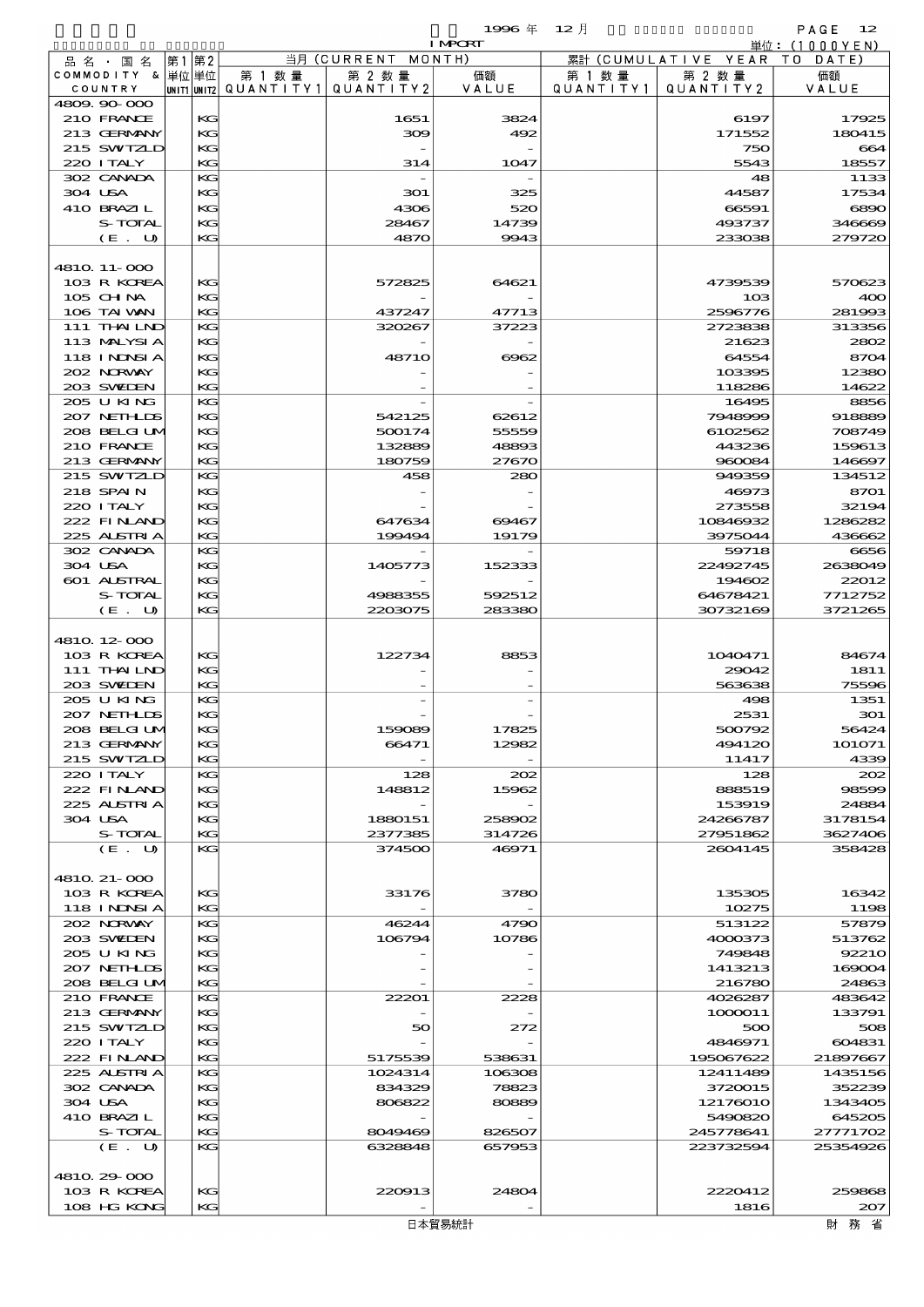1996 年 12 月

IMPORT

単位：(1000YEN)

| 品名・国名 COMMODITY & COUNTRY | 第1 単位 UNIT1 | 第2 単位 UNIT2 | 当月 (CURRENT MONTH) 第1数量 QUANTITY1 | 第2数量 QUANTITY2 | 価額 VALUE | 累計 (CUMULATIVE YEAR TO DATE) 第1数量 QUANTITY1 | 第2数量 QUANTITY2 | 価額 VALUE |
|---|---|---|---|---|---|---|---|---|
| 4809.90-000 | | | | | | | | |
| 210 FRANCE | | KG | | 1651 | 3824 | | 6197 | 17925 |
| 213 GERMANY | | KG | | 309 | 492 | | 171552 | 180415 |
| 215 SWTZLD | | KG | | - | - | | 750 | 664 |
| 220 ITALY | | KG | | 314 | 1047 | | 5543 | 18557 |
| 302 CANADA | | KG | | - | - | | 48 | 1133 |
| 304 USA | | KG | | 301 | 325 | | 44587 | 17534 |
| 410 BRAZIL | | KG | | 4306 | 520 | | 66591 | 6890 |
| S-TOTAL | | KG | | 28467 | 14739 | | 493737 | 346669 |
| (E. U) | | KG | | 4870 | 9943 | | 233038 | 279720 |
| 4810.11-000 | | | | | | | | |
| 103 R KOREA | | KG | | 572825 | 64621 | | 4739539 | 570623 |
| 105 CHINA | | KG | | - | - | | 103 | 400 |
| 106 TAIWAN | | KG | | 437247 | 47713 | | 2596776 | 281993 |
| 111 THAILND | | KG | | 320267 | 37223 | | 2723838 | 313356 |
| 113 MALYSIA | | KG | | - | - | | 21623 | 2802 |
| 118 INDNSIA | | KG | | 48710 | 6962 | | 64554 | 8704 |
| 202 NORWAY | | KG | | - | - | | 103395 | 12380 |
| 203 SWEDEN | | KG | | - | - | | 118286 | 14622 |
| 205 U KING | | KG | | - | - | | 16495 | 8856 |
| 207 NETHLDS | | KG | | 542125 | 62612 | | 7948999 | 918889 |
| 208 BELGIUM | | KG | | 500174 | 55559 | | 6102562 | 708749 |
| 210 FRANCE | | KG | | 132889 | 48893 | | 443236 | 159613 |
| 213 GERMANY | | KG | | 180759 | 27670 | | 960084 | 146697 |
| 215 SWTZLD | | KG | | 458 | 280 | | 949359 | 134512 |
| 218 SPAIN | | KG | | - | - | | 46973 | 8701 |
| 220 ITALY | | KG | | - | - | | 273558 | 32194 |
| 222 FINLAND | | KG | | 647634 | 69467 | | 10846932 | 1286282 |
| 225 AUSTRIA | | KG | | 199494 | 19179 | | 3975044 | 436662 |
| 302 CANADA | | KG | | - | - | | 59718 | 6656 |
| 304 USA | | KG | | 1405773 | 152333 | | 22492745 | 2638049 |
| 601 AUSTRAL | | KG | | - | - | | 194602 | 22012 |
| S-TOTAL | | KG | | 4988355 | 592512 | | 64678421 | 7712752 |
| (E. U) | | KG | | 2203075 | 283380 | | 30732169 | 3721265 |
| 4810.12-000 | | | | | | | | |
| 103 R KOREA | | KG | | 122734 | 8853 | | 1040471 | 84674 |
| 111 THAILND | | KG | | - | - | | 29042 | 1811 |
| 203 SWEDEN | | KG | | - | - | | 563638 | 75596 |
| 205 U KING | | KG | | - | - | | 498 | 1351 |
| 207 NETHLDS | | KG | | - | - | | 2531 | 301 |
| 208 BELGIUM | | KG | | 159089 | 17825 | | 500792 | 56424 |
| 213 GERMANY | | KG | | 66471 | 12982 | | 494120 | 101071 |
| 215 SWTZLD | | KG | | - | - | | 11417 | 4339 |
| 220 ITALY | | KG | | 128 | 202 | | 128 | 202 |
| 222 FINLAND | | KG | | 148812 | 15962 | | 888519 | 98599 |
| 225 AUSTRIA | | KG | | - | - | | 153919 | 24884 |
| 304 USA | | KG | | 1880151 | 258902 | | 24266787 | 3178154 |
| S-TOTAL | | KG | | 2377385 | 314726 | | 27951862 | 3627406 |
| (E. U) | | KG | | 374500 | 46971 | | 2604145 | 358428 |
| 4810.21-000 | | | | | | | | |
| 103 R KOREA | | KG | | 33176 | 3780 | | 135305 | 16342 |
| 118 INDNSIA | | KG | | - | - | | 10275 | 1198 |
| 202 NORWAY | | KG | | 46244 | 4790 | | 513122 | 57879 |
| 203 SWEDEN | | KG | | 106794 | 10786 | | 4000373 | 513762 |
| 205 U KING | | KG | | - | - | | 749848 | 92210 |
| 207 NETHLDS | | KG | | - | - | | 1413213 | 169004 |
| 208 BELGIUM | | KG | | - | - | | 216780 | 24863 |
| 210 FRANCE | | KG | | 22201 | 2228 | | 4026287 | 483642 |
| 213 GERMANY | | KG | | - | - | | 1000011 | 133791 |
| 215 SWTZLD | | KG | | 50 | 272 | | 500 | 508 |
| 220 ITALY | | KG | | - | - | | 4846971 | 604831 |
| 222 FINLAND | | KG | | 5175539 | 538631 | | 195067622 | 21897667 |
| 225 AUSTRIA | | KG | | 1024314 | 106308 | | 12411489 | 1435156 |
| 302 CANADA | | KG | | 834329 | 78823 | | 3720015 | 352239 |
| 304 USA | | KG | | 806822 | 80889 | | 12176010 | 1343405 |
| 410 BRAZIL | | KG | | - | - | | 5490820 | 645205 |
| S-TOTAL | | KG | | 8049469 | 826507 | | 245778641 | 27771702 |
| (E. U) | | KG | | 6328848 | 657953 | | 223732594 | 25354926 |
| 4810.29-000 | | | | | | | | |
| 103 R KOREA | | KG | | 220913 | 24804 | | 2220412 | 259868 |
| 108 HG KONG | | KG | | - | - | | 1816 | 207 |

日本貿易統計　財務省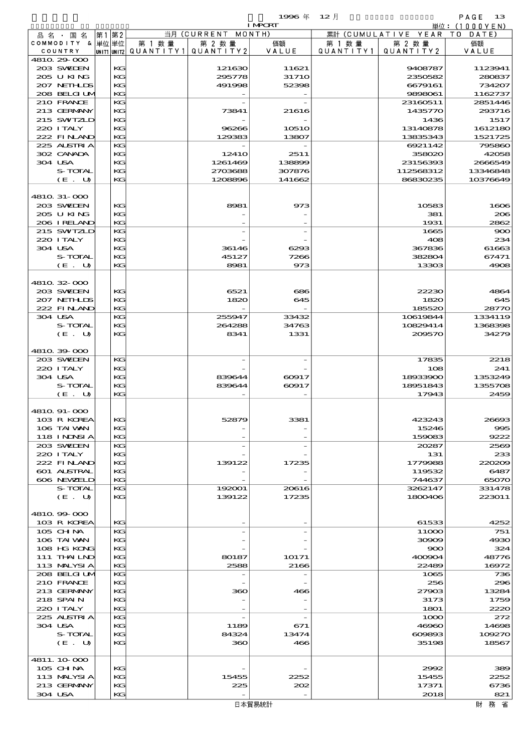1996 年 12 月 IMPORT 単位：(1000YEN)

| 品名・国名 COMMODITY & COUNTRY | 第1単位 UNIT1 | 第2単位 UNIT2 | 当月 (CURRENT MONTH) 第1数量 QUANTITY1 | 第2数量 QUANTITY2 | 価額 VALUE | 累計 (CUMULATIVE YEAR TO DATE) 第1数量 QUANTITY1 | 第2数量 QUANTITY2 | 価額 VALUE |
|---|---|---|---|---|---|---|---|---|
| 4810.29-000 | | | | | | | | |
| 203 SWEDEN | | KG | | 121630 | 11621 | | 9408787 | 1123941 |
| 205 U KING | | KG | | 295778 | 31710 | | 2350582 | 280837 |
| 207 NETHLDS | | KG | | 491998 | 52398 | | 6679161 | 734207 |
| 208 BELGIUM | | KG | | - | - | | 9898061 | 1162737 |
| 210 FRANCE | | KG | | - | - | | 23160511 | 2851446 |
| 213 GERMANY | | KG | | 73841 | 21616 | | 1435770 | 293716 |
| 215 SWITZLD | | KG | | - | - | | 1436 | 1517 |
| 220 ITALY | | KG | | 96266 | 10510 | | 13140878 | 1612180 |
| 222 FINLAND | | KG | | 129383 | 13807 | | 13835343 | 1521725 |
| 225 AUSTRIA | | KG | | - | - | | 6921142 | 795860 |
| 302 CANADA | | KG | | 12410 | 2511 | | 358020 | 42058 |
| 304 USA | | KG | | 1261469 | 138899 | | 23156393 | 2666549 |
| S-TOTAL | | KG | | 2703688 | 307876 | | 112568312 | 13346848 |
| (E. U) | | KG | | 1208896 | 141662 | | 86830235 | 10376649 |
| 4810.31-000 | | | | | | | | |
| 203 SWEDEN | | KG | | 8981 | 973 | | 10583 | 1606 |
| 205 U KING | | KG | | - | - | | 381 | 206 |
| 206 IRELAND | | KG | | - | - | | 1931 | 2862 |
| 215 SWITZLD | | KG | | - | - | | 1665 | 900 |
| 220 ITALY | | KG | | - | - | | 408 | 234 |
| 304 USA | | KG | | 36146 | 6293 | | 367836 | 61663 |
| S-TOTAL | | KG | | 45127 | 7266 | | 382804 | 67471 |
| (E. U) | | KG | | 8981 | 973 | | 13303 | 4908 |
| 4810.32-000 | | | | | | | | |
| 203 SWEDEN | | KG | | 6521 | 686 | | 22230 | 4864 |
| 207 NETHLDS | | KG | | 1820 | 645 | | 1820 | 645 |
| 222 FINLAND | | KG | | - | - | | 185520 | 28770 |
| 304 USA | | KG | | 255947 | 33432 | | 10619844 | 1334119 |
| S-TOTAL | | KG | | 264288 | 34763 | | 10829414 | 1368398 |
| (E. U) | | KG | | 8341 | 1331 | | 209570 | 34279 |
| 4810.39-000 | | | | | | | | |
| 203 SWEDEN | | KG | | - | - | | 17835 | 2218 |
| 220 ITALY | | KG | | - | - | | 108 | 241 |
| 304 USA | | KG | | 839644 | 60917 | | 18933900 | 1353249 |
| S-TOTAL | | KG | | 839644 | 60917 | | 18951843 | 1355708 |
| (E. U) | | KG | | - | - | | 17943 | 2459 |
| 4810.91-000 | | | | | | | | |
| 103 R KOREA | | KG | | 52879 | 3381 | | 423243 | 26693 |
| 106 TAIWAN | | KG | | - | - | | 15246 | 995 |
| 118 INDNSIA | | KG | | - | - | | 159083 | 9222 |
| 203 SWEDEN | | KG | | - | - | | 20287 | 2569 |
| 220 ITALY | | KG | | - | - | | 131 | 233 |
| 222 FINLAND | | KG | | 139122 | 17235 | | 1779988 | 220209 |
| 601 AUSTRAL | | KG | | - | - | | 119532 | 6487 |
| 606 NEWZELD | | KG | | - | - | | 744637 | 65070 |
| S-TOTAL | | KG | | 192001 | 20616 | | 3262147 | 331478 |
| (E. U) | | KG | | 139122 | 17235 | | 1800406 | 223011 |
| 4810.99-000 | | | | | | | | |
| 103 R KOREA | | KG | | - | - | | 61533 | 4252 |
| 105 CHINA | | KG | | - | - | | 11000 | 751 |
| 106 TAIWAN | | KG | | - | - | | 30909 | 4930 |
| 108 HG KONG | | KG | | - | - | | 900 | 324 |
| 111 THAILND | | KG | | 80187 | 10171 | | 400904 | 48776 |
| 113 MALYSIA | | KG | | 2588 | 2166 | | 22489 | 16972 |
| 208 BELGIUM | | KG | | - | - | | 1065 | 736 |
| 210 FRANCE | | KG | | - | - | | 256 | 296 |
| 213 GERMANY | | KG | | 360 | 466 | | 27903 | 13284 |
| 218 SPAIN | | KG | | - | - | | 3173 | 1759 |
| 220 ITALY | | KG | | - | - | | 1801 | 2220 |
| 225 AUSTRIA | | KG | | - | - | | 1000 | 272 |
| 304 USA | | KG | | 1189 | 671 | | 46960 | 14698 |
| S-TOTAL | | KG | | 84324 | 13474 | | 609893 | 109270 |
| (E. U) | | KG | | 360 | 466 | | 35198 | 18567 |
| 4811.10-000 | | | | | | | | |
| 105 CHINA | | KG | | - | - | | 2992 | 389 |
| 113 MALYSIA | | KG | | 15455 | 2252 | | 15455 | 2252 |
| 213 GERMANY | | KG | | 225 | 202 | | 17371 | 6736 |
| 304 USA | | KG | | - | - | | 2018 | 821 |

日本貿易統計　財務省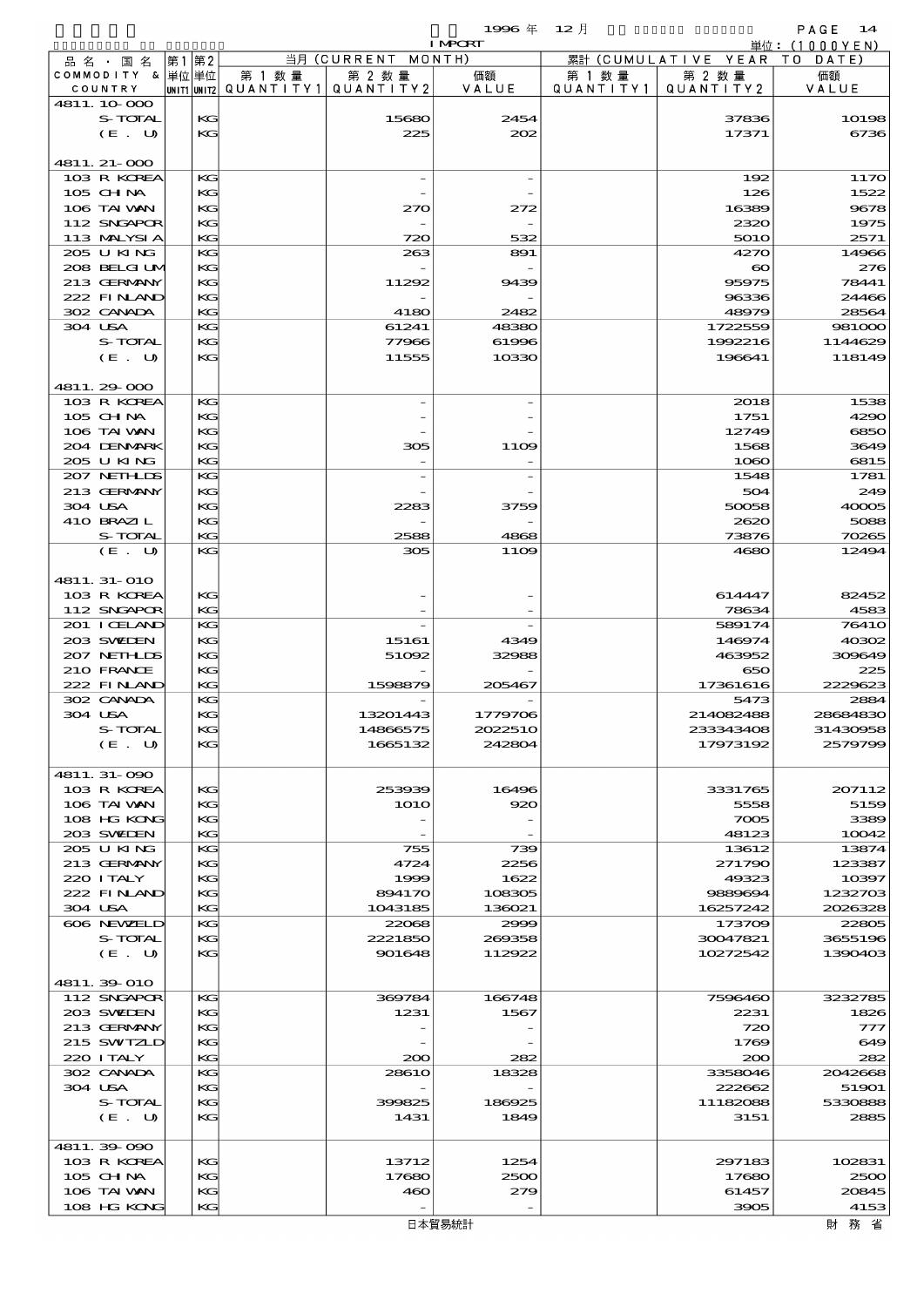1996年 12月 IMPORT 単位：(1000YEN)

| 品名・国名 COMMODITY & COUNTRY | 第1 単位 UNIT1 | 第2 単位 UNIT2 | 当月 (CURRENT MONTH) 第1数量 QUANTITY1 | 第2数量 QUANTITY2 | 価額 VALUE | 累計 (CUMULATIVE YEAR TO DATE) 第1数量 QUANTITY1 | 第2数量 QUANTITY2 | 価額 VALUE |
|---|---|---|---|---|---|---|---|---|
| 4811.10-000 | | | | | | | | |
| S-TOTAL | | KG | | 15680 | 2454 | | 37836 | 10198 |
| (E. U) | | KG | | 225 | 202 | | 17371 | 6736 |
| 4811.21-000 | | | | | | | | |
| 103 R KOREA | | KG | | - | - | | 192 | 1170 |
| 105 CHINA | | KG | | - | - | | 126 | 1522 |
| 106 TAIWAN | | KG | | 270 | 272 | | 16389 | 9678 |
| 112 SNGAPOR | | KG | | - | - | | 2320 | 1975 |
| 113 MALYSIA | | KG | | 720 | 532 | | 5010 | 2571 |
| 205 U KING | | KG | | 263 | 891 | | 4270 | 14966 |
| 208 BELGIUM | | KG | | - | - | | 60 | 276 |
| 213 GERMANY | | KG | | 11292 | 9439 | | 95975 | 78441 |
| 222 FINLAND | | KG | | - | - | | 96336 | 24466 |
| 302 CANADA | | KG | | 4180 | 2482 | | 48979 | 28564 |
| 304 USA | | KG | | 61241 | 48380 | | 1722559 | 981000 |
| S-TOTAL | | KG | | 77966 | 61996 | | 1992216 | 1144629 |
| (E. U) | | KG | | 11555 | 10330 | | 196641 | 118149 |
| 4811.29-000 | | | | | | | | |
| 103 R KOREA | | KG | | - | - | | 2018 | 1538 |
| 105 CHINA | | KG | | - | - | | 1751 | 4290 |
| 106 TAIWAN | | KG | | - | - | | 12749 | 6850 |
| 204 DENMARK | | KG | | 305 | 1109 | | 1568 | 3649 |
| 205 U KING | | KG | | - | - | | 1060 | 6815 |
| 207 NETHLDS | | KG | | - | - | | 1548 | 1781 |
| 213 GERMANY | | KG | | - | - | | 504 | 249 |
| 304 USA | | KG | | 2283 | 3759 | | 50058 | 40005 |
| 410 BRAZIL | | KG | | - | - | | 2620 | 5088 |
| S-TOTAL | | KG | | 2588 | 4868 | | 73876 | 70265 |
| (E. U) | | KG | | 305 | 1109 | | 4680 | 12494 |
| 4811.31-010 | | | | | | | | |
| 103 R KOREA | | KG | | - | - | | 614447 | 82452 |
| 112 SNGAPOR | | KG | | - | - | | 78634 | 4583 |
| 201 ICELAND | | KG | | - | - | | 589174 | 76410 |
| 203 SWEDEN | | KG | | 15161 | 4349 | | 146974 | 40302 |
| 207 NETHLDS | | KG | | 51092 | 32988 | | 463952 | 309649 |
| 210 FRANCE | | KG | | - | - | | 650 | 225 |
| 222 FINLAND | | KG | | 1598879 | 205467 | | 17361616 | 2229623 |
| 302 CANADA | | KG | | - | - | | 5473 | 2884 |
| 304 USA | | KG | | 13201443 | 1779706 | | 214082488 | 28684830 |
| S-TOTAL | | KG | | 14866575 | 2022510 | | 233343408 | 31430958 |
| (E. U) | | KG | | 1665132 | 242804 | | 17973192 | 2579799 |
| 4811.31-090 | | | | | | | | |
| 103 R KOREA | | KG | | 253939 | 16496 | | 3331765 | 207112 |
| 106 TAIWAN | | KG | | 1010 | 920 | | 5558 | 5159 |
| 108 HG KONG | | KG | | - | - | | 7005 | 3389 |
| 203 SWEDEN | | KG | | - | - | | 48123 | 10042 |
| 205 U KING | | KG | | 755 | 739 | | 13612 | 13874 |
| 213 GERMANY | | KG | | 4724 | 2256 | | 271790 | 123387 |
| 220 ITALY | | KG | | 1999 | 1622 | | 49323 | 10397 |
| 222 FINLAND | | KG | | 894170 | 108305 | | 9889694 | 1232703 |
| 304 USA | | KG | | 1043185 | 136021 | | 16257242 | 2026328 |
| 606 NEWZELD | | KG | | 22068 | 2999 | | 173709 | 22805 |
| S-TOTAL | | KG | | 2221850 | 269358 | | 30047821 | 3655196 |
| (E. U) | | KG | | 901648 | 112922 | | 10272542 | 1390403 |
| 4811.39-010 | | | | | | | | |
| 112 SNGAPOR | | KG | | 369784 | 166748 | | 7596460 | 3232785 |
| 203 SWEDEN | | KG | | 1231 | 1567 | | 2231 | 1826 |
| 213 GERMANY | | KG | | - | - | | 720 | 777 |
| 215 SWITZLD | | KG | | - | - | | 1769 | 649 |
| 220 ITALY | | KG | | 200 | 282 | | 200 | 282 |
| 302 CANADA | | KG | | 28610 | 18328 | | 3358046 | 2042668 |
| 304 USA | | KG | | - | - | | 222662 | 51901 |
| S-TOTAL | | KG | | 399825 | 186925 | | 11182088 | 5330888 |
| (E. U) | | KG | | 1431 | 1849 | | 3151 | 2885 |
| 4811.39-090 | | | | | | | | |
| 103 R KOREA | | KG | | 13712 | 1254 | | 297183 | 102831 |
| 105 CHINA | | KG | | 17680 | 2500 | | 17680 | 2500 |
| 106 TAIWAN | | KG | | 460 | 279 | | 61457 | 20845 |
| 108 HG KONG | | KG | | - | - | | 3905 | 4153 |

日本貿易統計　財務省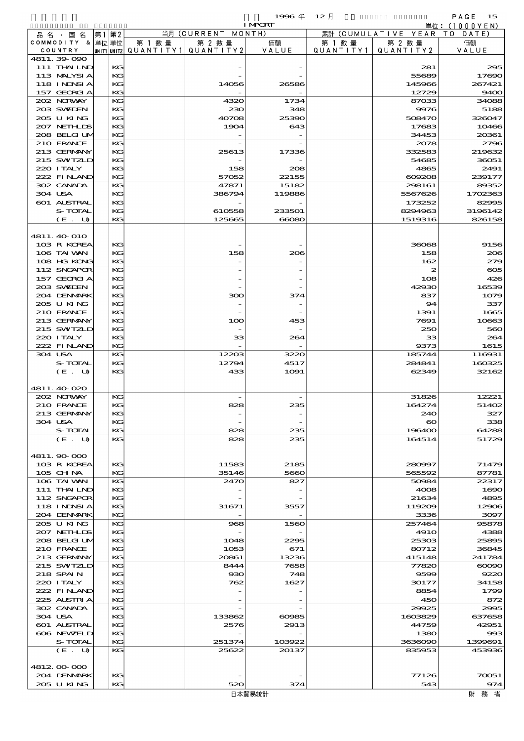1996 年 12 月 IMPORT

単位：(1000YEN)

| 品名・国名 COMMODITY & COUNTRY | 第1 単位 UNIT1 | 第2 単位 UNIT2 | 当月 (CURRENT MONTH) 第1数量 QUANTITY1 | 第2数量 QUANTITY2 | 価額 VALUE | 累計 (CUMULATIVE YEAR TO DATE) 第1数量 QUANTITY1 | 第2数量 QUANTITY2 | 価額 VALUE |
|---|---|---|---|---|---|---|---|---|
| 4811.39-090 | | | | | | | | |
| 111 THAILND | | KG | | - | - | | 281 | 295 |
| 113 MALYSIA | | KG | | - | - | | 55689 | 17690 |
| 118 INDNSIA | | KG | | 14056 | 26586 | | 145966 | 267421 |
| 157 GEORGIA | | KG | | - | - | | 12729 | 9400 |
| 202 NORWAY | | KG | | 4320 | 1734 | | 87033 | 34088 |
| 203 SWEDEN | | KG | | 230 | 348 | | 9976 | 5188 |
| 205 U KING | | KG | | 40708 | 25390 | | 508470 | 326047 |
| 207 NETHLDS | | KG | | 1904 | 643 | | 17683 | 10466 |
| 208 BELGIUM | | KG | | - | - | | 34453 | 20361 |
| 210 FRANCE | | KG | | - | - | | 2078 | 2796 |
| 213 GERMANY | | KG | | 25613 | 17336 | | 332583 | 219632 |
| 215 SWITZLD | | KG | | - | - | | 54685 | 36051 |
| 220 ITALY | | KG | | 158 | 208 | | 4865 | 2491 |
| 222 FINLAND | | KG | | 57052 | 22155 | | 609208 | 239177 |
| 302 CANADA | | KG | | 47871 | 15182 | | 298161 | 89352 |
| 304 USA | | KG | | 386794 | 119886 | | 5567626 | 1702363 |
| 601 AUSTRAL | | KG | | - | - | | 173252 | 82995 |
| S-TOTAL | | KG | | 610558 | 233501 | | 8294963 | 3196142 |
| (E. U) | | KG | | 125665 | 66080 | | 1519316 | 826158 |
| 4811.40-010 | | | | | | | | |
| 103 R KOREA | | KG | | - | - | | 36068 | 9156 |
| 106 TAIWAN | | KG | | 158 | 206 | | 158 | 206 |
| 108 HG KONG | | KG | | - | - | | 162 | 279 |
| 112 SNGAPOR | | KG | | - | - | | 2 | 605 |
| 157 GEORGIA | | KG | | - | - | | 108 | 426 |
| 203 SWEDEN | | KG | | - | - | | 42930 | 16539 |
| 204 DENMARK | | KG | | 300 | 374 | | 837 | 1079 |
| 205 U KING | | KG | | - | - | | 94 | 337 |
| 210 FRANCE | | KG | | - | - | | 1391 | 1665 |
| 213 GERMANY | | KG | | 100 | 453 | | 7691 | 10663 |
| 215 SWITZLD | | KG | | - | - | | 250 | 560 |
| 220 ITALY | | KG | | 33 | 264 | | 33 | 264 |
| 222 FINLAND | | KG | | - | - | | 9373 | 1615 |
| 304 USA | | KG | | 12203 | 3220 | | 185744 | 116931 |
| S-TOTAL | | KG | | 12794 | 4517 | | 284841 | 160325 |
| (E. U) | | KG | | 433 | 1091 | | 62349 | 32162 |
| 4811.40-020 | | | | | | | | |
| 202 NORWAY | | KG | | - | - | | 31826 | 12221 |
| 210 FRANCE | | KG | | 828 | 235 | | 164274 | 51402 |
| 213 GERMANY | | KG | | - | - | | 240 | 327 |
| 304 USA | | KG | | - | - | | 60 | 338 |
| S-TOTAL | | KG | | 828 | 235 | | 196400 | 64288 |
| (E. U) | | KG | | 828 | 235 | | 164514 | 51729 |
| 4811.90-000 | | | | | | | | |
| 103 R KOREA | | KG | | 11583 | 2185 | | 280997 | 71479 |
| 105 CHINA | | KG | | 35146 | 5660 | | 565592 | 87781 |
| 106 TAIWAN | | KG | | 2470 | 827 | | 50984 | 22317 |
| 111 THAILND | | KG | | - | - | | 4008 | 1690 |
| 112 SNGAPOR | | KG | | - | - | | 21634 | 4895 |
| 118 INDNSIA | | KG | | 31671 | 3557 | | 119209 | 12906 |
| 204 DENMARK | | KG | | - | - | | 3336 | 3097 |
| 205 U KING | | KG | | 968 | 1560 | | 257464 | 95878 |
| 207 NETHLDS | | KG | | - | - | | 4910 | 4388 |
| 208 BELGIUM | | KG | | 1048 | 2295 | | 25303 | 25895 |
| 210 FRANCE | | KG | | 1053 | 671 | | 80712 | 36845 |
| 213 GERMANY | | KG | | 20861 | 13236 | | 415148 | 241784 |
| 215 SWITZLD | | KG | | 8444 | 7658 | | 77820 | 60090 |
| 218 SPAIN | | KG | | 930 | 748 | | 9599 | 9220 |
| 220 ITALY | | KG | | 762 | 1627 | | 30177 | 34158 |
| 222 FINLAND | | KG | | - | - | | 8854 | 1799 |
| 225 AUSTRIA | | KG | | - | - | | 450 | 872 |
| 302 CANADA | | KG | | - | - | | 29925 | 2995 |
| 304 USA | | KG | | 133862 | 60985 | | 1603829 | 637658 |
| 601 AUSTRAL | | KG | | 2576 | 2913 | | 44759 | 42951 |
| 606 NEWZELD | | KG | | - | - | | 1380 | 993 |
| S-TOTAL | | KG | | 251374 | 103922 | | 3636090 | 1399691 |
| (E. U) | | KG | | 25622 | 20137 | | 835953 | 453936 |
| 4812.00-000 | | | | | | | | |
| 204 DENMARK | | KG | | - | - | | 77126 | 70051 |
| 205 U KING | | KG | | 520 | 374 | | 543 | 974 |

日本貿易統計　　財務省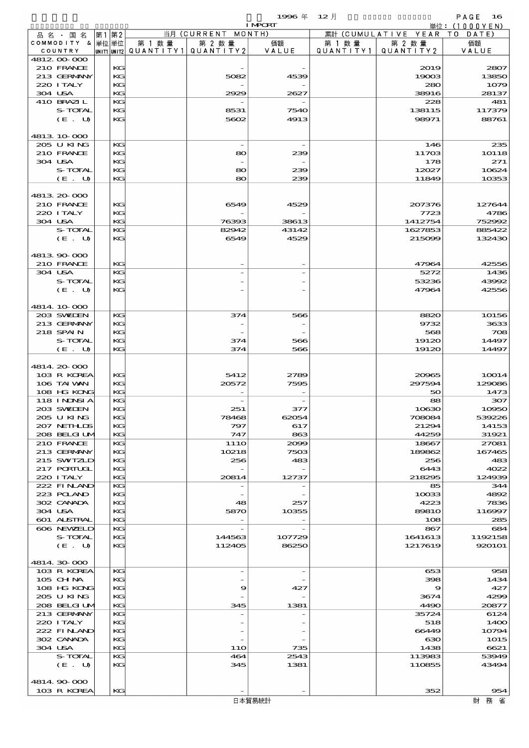| 品名・国名 COMMODITY & COUNTRY | 第1単位 UNIT1 | 第2単位 UNIT2 | 当月 (CURRENT MONTH) 第1数量 QUANTITY1 | 第2数量 QUANTITY2 | 価額 VALUE | 累計 (CUMULATIVE YEAR TO DATE) 第1数量 QUANTITY1 | 第2数量 QUANTITY2 | 価額 VALUE |
|---|---|---|---|---|---|---|---|---|
| 4812.00-000 | | | | | | | | |
| 210 FRANCE | | KG | | - | - | | 2019 | 2807 |
| 213 GERMANY | | KG | | 5082 | 4539 | | 19003 | 13850 |
| 220 ITALY | | KG | | - | - | | 280 | 1079 |
| 304 USA | | KG | | 2929 | 2627 | | 38916 | 28137 |
| 410 BRAZIL | | KG | | - | - | | 228 | 481 |
| S-TOTAL | | KG | | 8531 | 7540 | | 138115 | 117379 |
| (E. U) | | KG | | 5602 | 4913 | | 98971 | 88761 |
| 4813.10-000 | | | | | | | | |
| 205 U KING | | KG | | - | - | | 146 | 235 |
| 210 FRANCE | | KG | | 80 | 239 | | 11703 | 10118 |
| 304 USA | | KG | | - | - | | 178 | 271 |
| S-TOTAL | | KG | | 80 | 239 | | 12027 | 10624 |
| (E. U) | | KG | | 80 | 239 | | 11849 | 10353 |
| 4813.20-000 | | | | | | | | |
| 210 FRANCE | | KG | | 6549 | 4529 | | 207376 | 127644 |
| 220 ITALY | | KG | | - | - | | 7723 | 4786 |
| 304 USA | | KG | | 76393 | 38613 | | 1412754 | 752992 |
| S-TOTAL | | KG | | 82942 | 43142 | | 1627853 | 885422 |
| (E. U) | | KG | | 6549 | 4529 | | 215099 | 132430 |
| 4813.90-000 | | | | | | | | |
| 210 FRANCE | | KG | | - | - | | 47964 | 42556 |
| 304 USA | | KG | | - | - | | 5272 | 1436 |
| S-TOTAL | | KG | | - | - | | 53236 | 43992 |
| (E. U) | | KG | | - | - | | 47964 | 42556 |
| 4814.10-000 | | | | | | | | |
| 203 SWEDEN | | KG | | 374 | 566 | | 8820 | 10156 |
| 213 GERMANY | | KG | | - | - | | 9732 | 3633 |
| 218 SPAIN | | KG | | - | - | | 568 | 708 |
| S-TOTAL | | KG | | 374 | 566 | | 19120 | 14497 |
| (E. U) | | KG | | 374 | 566 | | 19120 | 14497 |
| 4814.20-000 | | | | | | | | |
| 103 R KOREA | | KG | | 5412 | 2789 | | 20965 | 10014 |
| 106 TAIWAN | | KG | | 20572 | 7595 | | 297594 | 129086 |
| 108 HG KONG | | KG | | - | - | | 50 | 1473 |
| 118 INDNSIA | | KG | | - | - | | 88 | 307 |
| 203 SWEDEN | | KG | | 251 | 377 | | 10630 | 10950 |
| 205 U KING | | KG | | 78468 | 62054 | | 708084 | 539226 |
| 207 NETHLDS | | KG | | 797 | 617 | | 21294 | 14153 |
| 208 BELGIUM | | KG | | 747 | 863 | | 44259 | 31921 |
| 210 FRANCE | | KG | | 1110 | 2099 | | 18667 | 27081 |
| 213 GERMANY | | KG | | 10218 | 7503 | | 189862 | 167465 |
| 215 SWITZLD | | KG | | 256 | 483 | | 256 | 483 |
| 217 PORTUGL | | KG | | - | - | | 6443 | 4022 |
| 220 ITALY | | KG | | 20814 | 12737 | | 218295 | 124939 |
| 222 FINLAND | | KG | | - | - | | 85 | 344 |
| 223 POLAND | | KG | | - | - | | 10033 | 4892 |
| 302 CANADA | | KG | | 48 | 257 | | 4223 | 7836 |
| 304 USA | | KG | | 5870 | 10355 | | 89810 | 116997 |
| 601 AUSTRAL | | KG | | - | - | | 108 | 285 |
| 606 NEWZELD | | KG | | - | - | | 867 | 684 |
| S-TOTAL | | KG | | 144563 | 107729 | | 1641613 | 1192158 |
| (E. U) | | KG | | 112405 | 86250 | | 1217619 | 920101 |
| 4814.30-000 | | | | | | | | |
| 103 R KOREA | | KG | | - | - | | 653 | 958 |
| 105 CHINA | | KG | | - | - | | 398 | 1434 |
| 108 HG KONG | | KG | | 9 | 427 | | 9 | 427 |
| 205 U KING | | KG | | - | - | | 3674 | 4299 |
| 208 BELGIUM | | KG | | 345 | 1381 | | 4490 | 20877 |
| 213 GERMANY | | KG | | - | - | | 35724 | 6124 |
| 220 ITALY | | KG | | - | - | | 518 | 1400 |
| 222 FINLAND | | KG | | - | - | | 66449 | 10794 |
| 302 CANADA | | KG | | - | - | | 630 | 1015 |
| 304 USA | | KG | | 110 | 735 | | 1438 | 6621 |
| S-TOTAL | | KG | | 464 | 2543 | | 113983 | 53949 |
| (E. U) | | KG | | 345 | 1381 | | 110855 | 43494 |
| 4814.90-000 | | | | | | | | |
| 103 R KOREA | | KG | | - | - | | 352 | 954 |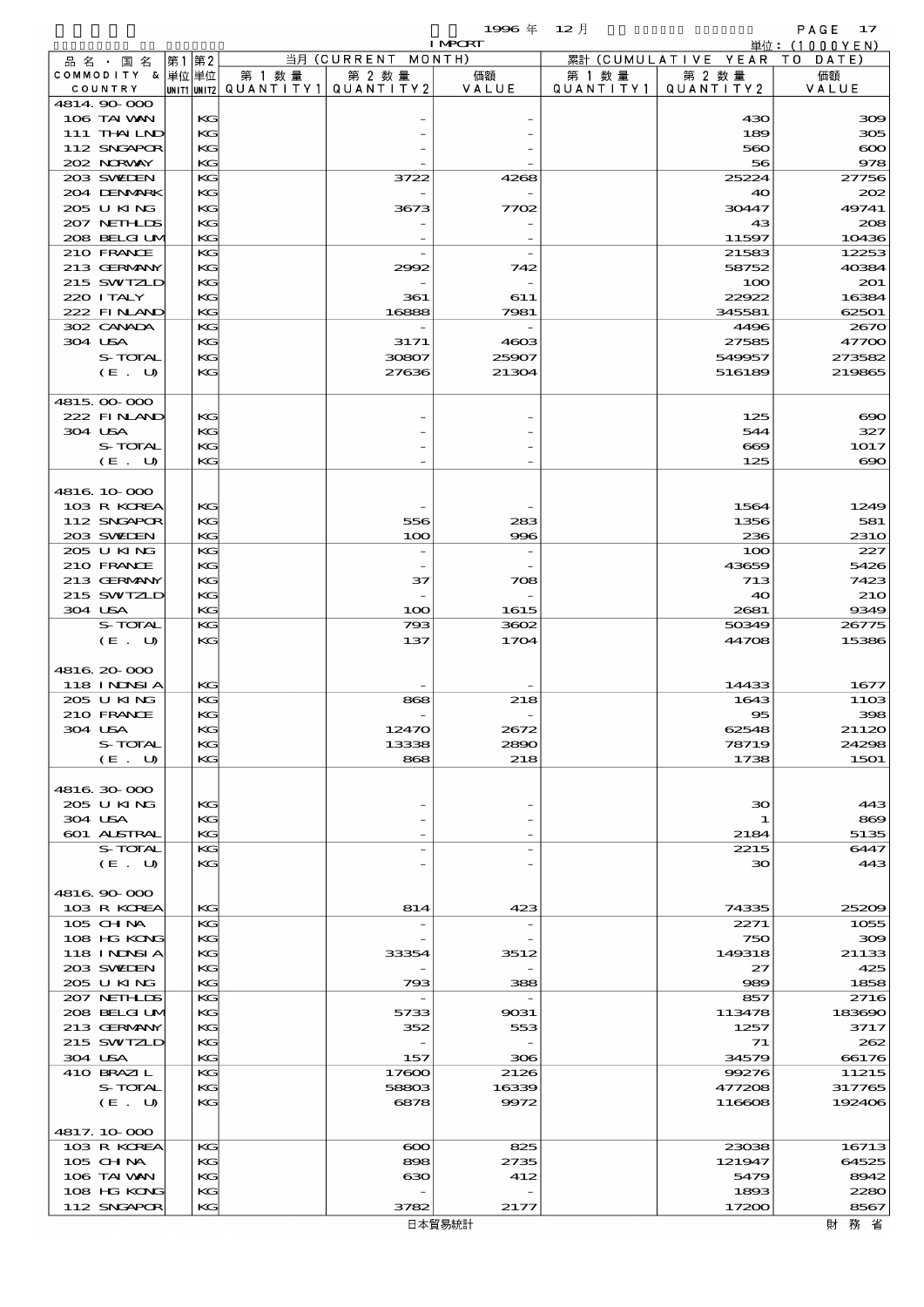1996 年 12 月

IMPORT

単位：(1000YEN)

| 品名・国名 COMMODITY & COUNTRY | 第1単位 UNIT1 | 第2単位 UNIT2 | 当月 (CURRENT MONTH) 第1数量 QUANTITY1 | 第2数量 QUANTITY2 | 価額 VALUE | 累計 (CUMULATIVE YEAR TO DATE) 第1数量 QUANTITY1 | 第2数量 QUANTITY2 | 価額 VALUE |
|---|---|---|---|---|---|---|---|---|
| 4814.90-000 | | | | | | | | |
| 106 TAIWAN | | KG | | - | - | | 430 | 309 |
| 111 THAILND | | KG | | - | - | | 189 | 305 |
| 112 SNGAPOR | | KG | | - | - | | 560 | 600 |
| 202 NORWAY | | KG | | - | - | | 56 | 978 |
| 203 SWEDEN | | KG | | 3722 | 4268 | | 25224 | 27756 |
| 204 DENMARK | | KG | | - | - | | 40 | 202 |
| 205 U KING | | KG | | 3673 | 7702 | | 30447 | 49741 |
| 207 NETHLDS | | KG | | - | - | | 43 | 208 |
| 208 BELGIUM | | KG | | - | - | | 11597 | 10436 |
| 210 FRANCE | | KG | | - | - | | 21583 | 12253 |
| 213 GERMANY | | KG | | 2992 | 742 | | 58752 | 40384 |
| 215 SWITZLD | | KG | | - | - | | 100 | 201 |
| 220 ITALY | | KG | | 361 | 611 | | 22922 | 16384 |
| 222 FINLAND | | KG | | 16888 | 7981 | | 345581 | 62501 |
| 302 CANADA | | KG | | - | - | | 4496 | 2670 |
| 304 USA | | KG | | 3171 | 4603 | | 27585 | 47700 |
| S-TOTAL | | KG | | 30807 | 25907 | | 549957 | 273582 |
| (E. U) | | KG | | 27636 | 21304 | | 516189 | 219865 |
| 4815.00-000 | | | | | | | | |
| 222 FINLAND | | KG | | - | - | | 125 | 690 |
| 304 USA | | KG | | - | - | | 544 | 327 |
| S-TOTAL | | KG | | - | - | | 669 | 1017 |
| (E. U) | | KG | | - | - | | 125 | 690 |
| 4816.10-000 | | | | | | | | |
| 103 R KOREA | | KG | | - | - | | 1564 | 1249 |
| 112 SNGAPOR | | KG | | 556 | 283 | | 1356 | 581 |
| 203 SWEDEN | | KG | | 100 | 996 | | 236 | 2310 |
| 205 U KING | | KG | | - | - | | 100 | 227 |
| 210 FRANCE | | KG | | - | - | | 43659 | 5426 |
| 213 GERMANY | | KG | | 37 | 708 | | 713 | 7423 |
| 215 SWITZLD | | KG | | - | - | | 40 | 210 |
| 304 USA | | KG | | 100 | 1615 | | 2681 | 9349 |
| S-TOTAL | | KG | | 793 | 3602 | | 50349 | 26775 |
| (E. U) | | KG | | 137 | 1704 | | 44708 | 15386 |
| 4816.20-000 | | | | | | | | |
| 118 INDNSIA | | KG | | - | - | | 14433 | 1677 |
| 205 U KING | | KG | | 868 | 218 | | 1643 | 1103 |
| 210 FRANCE | | KG | | - | - | | 95 | 398 |
| 304 USA | | KG | | 12470 | 2672 | | 62548 | 21120 |
| S-TOTAL | | KG | | 13338 | 2890 | | 78719 | 24298 |
| (E. U) | | KG | | 868 | 218 | | 1738 | 1501 |
| 4816.30-000 | | | | | | | | |
| 205 U KING | | KG | | - | - | | 30 | 443 |
| 304 USA | | KG | | - | - | | 1 | 869 |
| 601 AUSTRAL | | KG | | - | - | | 2184 | 5135 |
| S-TOTAL | | KG | | - | - | | 2215 | 6447 |
| (E. U) | | KG | | - | - | | 30 | 443 |
| 4816.90-000 | | | | | | | | |
| 103 R KOREA | | KG | | 814 | 423 | | 74335 | 25209 |
| 105 CHINA | | KG | | - | - | | 2271 | 1055 |
| 108 HG KONG | | KG | | - | - | | 750 | 309 |
| 118 INDNSIA | | KG | | 33354 | 3512 | | 149318 | 21133 |
| 203 SWEDEN | | KG | | - | - | | 27 | 425 |
| 205 U KING | | KG | | 793 | 388 | | 989 | 1858 |
| 207 NETHLDS | | KG | | - | - | | 857 | 2716 |
| 208 BELGIUM | | KG | | 5733 | 9031 | | 113478 | 183690 |
| 213 GERMANY | | KG | | 352 | 553 | | 1257 | 3717 |
| 215 SWITZLD | | KG | | - | - | | 71 | 262 |
| 304 USA | | KG | | 157 | 306 | | 34579 | 66176 |
| 410 BRAZIL | | KG | | 17600 | 2126 | | 99276 | 11215 |
| S-TOTAL | | KG | | 58803 | 16339 | | 477208 | 317765 |
| (E. U) | | KG | | 6878 | 9972 | | 116608 | 192406 |
| 4817.10-000 | | | | | | | | |
| 103 R KOREA | | KG | | 600 | 825 | | 23038 | 16713 |
| 105 CHINA | | KG | | 898 | 2735 | | 121947 | 64525 |
| 106 TAIWAN | | KG | | 630 | 412 | | 5479 | 8942 |
| 108 HG KONG | | KG | | - | - | | 1893 | 2280 |
| 112 SNGAPOR | | KG | | 3782 | 2177 | | 17200 | 8567 |

日本貿易統計　　財務省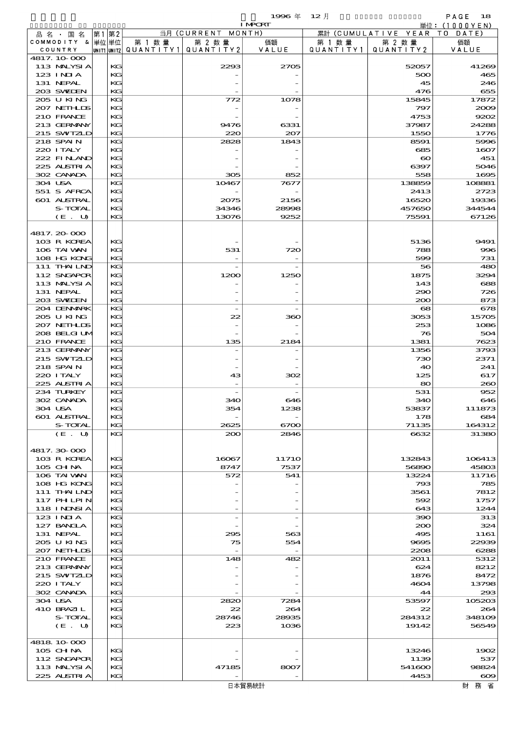| 品名・国名 COMMODITY & COUNTRY | 第1 単位 UNIT1 | 第2 単位 UNIT2 | 当月 (CURRENT MONTH) 第1数量 QUANTITY1 | 第2数量 QUANTITY2 | 価額 VALUE | 累計 (CUMULATIVE YEAR TO DATE) 第1数量 QUANTITY1 | 第2数量 QUANTITY2 | 価額 VALUE |
|---|---|---|---|---|---|---|---|---|
| 4817.10-000 | | | | | | | | |
| 113 MALYSIA | | KG | | 2293 | 2705 | | 52057 | 41269 |
| 123 INDIA | | KG | | - | - | | 500 | 465 |
| 131 NEPAL | | KG | | - | - | | 45 | 246 |
| 203 SWEDEN | | KG | | - | - | | 476 | 655 |
| 205 U KING | | KG | | 772 | 1078 | | 15845 | 17872 |
| 207 NETHLDS | | KG | | - | - | | 797 | 2009 |
| 210 FRANCE | | KG | | - | - | | 4753 | 9202 |
| 213 GERMANY | | KG | | 9476 | 6331 | | 37987 | 24288 |
| 215 SWITZLD | | KG | | 220 | 207 | | 1550 | 1776 |
| 218 SPAIN | | KG | | 2828 | 1843 | | 8591 | 5996 |
| 220 ITALY | | KG | | - | - | | 685 | 1607 |
| 222 FINLAND | | KG | | - | - | | 60 | 451 |
| 225 AUSTRIA | | KG | | - | - | | 6397 | 5046 |
| 302 CANADA | | KG | | 305 | 852 | | 558 | 1695 |
| 304 USA | | KG | | 10467 | 7677 | | 138859 | 108881 |
| 551 S AFRCA | | KG | | - | - | | 2413 | 2723 |
| 601 AUSTRAL | | KG | | 2075 | 2156 | | 16520 | 19336 |
| S-TOTAL | | KG | | 34346 | 28998 | | 457650 | 344544 |
| (E. U) | | KG | | 13076 | 9252 | | 75591 | 67126 |
| 4817.20-000 | | | | | | | | |
| 103 R KOREA | | KG | | - | - | | 5136 | 9491 |
| 106 TAIWAN | | KG | | 531 | 720 | | 788 | 996 |
| 108 HG KONG | | KG | | - | - | | 599 | 731 |
| 111 THAILND | | KG | | - | - | | 56 | 480 |
| 112 SNGAPOR | | KG | | 1200 | 1250 | | 1875 | 3294 |
| 113 MALYSIA | | KG | | - | - | | 143 | 688 |
| 131 NEPAL | | KG | | - | - | | 290 | 726 |
| 203 SWEDEN | | KG | | - | - | | 200 | 873 |
| 204 DENMARK | | KG | | - | - | | 68 | 678 |
| 205 U KING | | KG | | 22 | 360 | | 3053 | 15705 |
| 207 NETHLDS | | KG | | - | - | | 253 | 1086 |
| 208 BELGIUM | | KG | | - | - | | 76 | 504 |
| 210 FRANCE | | KG | | 135 | 2184 | | 1381 | 7623 |
| 213 GERMANY | | KG | | - | - | | 1356 | 3793 |
| 215 SWITZLD | | KG | | - | - | | 730 | 2371 |
| 218 SPAIN | | KG | | - | - | | 40 | 241 |
| 220 ITALY | | KG | | 43 | 302 | | 125 | 617 |
| 225 AUSTRIA | | KG | | - | - | | 80 | 260 |
| 234 TURKEY | | KG | | - | - | | 531 | 952 |
| 302 CANADA | | KG | | 340 | 646 | | 340 | 646 |
| 304 USA | | KG | | 354 | 1238 | | 53837 | 111873 |
| 601 AUSTRAL | | KG | | - | - | | 178 | 684 |
| S-TOTAL | | KG | | 2625 | 6700 | | 71135 | 164312 |
| (E. U) | | KG | | 200 | 2846 | | 6632 | 31380 |
| 4817.30-000 | | | | | | | | |
| 103 R KOREA | | KG | | 16067 | 11710 | | 132843 | 106413 |
| 105 CHINA | | KG | | 8747 | 7537 | | 56890 | 45803 |
| 106 TAIWAN | | KG | | 572 | 541 | | 13224 | 11716 |
| 108 HG KONG | | KG | | - | - | | 793 | 785 |
| 111 THAILND | | KG | | - | - | | 3561 | 7812 |
| 117 PHILPIN | | KG | | - | - | | 592 | 1757 |
| 118 INDNSIA | | KG | | - | - | | 643 | 1244 |
| 123 INDIA | | KG | | - | - | | 390 | 313 |
| 127 BANGLA | | KG | | - | - | | 200 | 324 |
| 131 NEPAL | | KG | | 295 | 563 | | 495 | 1161 |
| 205 U KING | | KG | | 75 | 554 | | 9695 | 22939 |
| 207 NETHLDS | | KG | | - | - | | 2208 | 6288 |
| 210 FRANCE | | KG | | 148 | 482 | | 2011 | 5312 |
| 213 GERMANY | | KG | | - | - | | 624 | 8212 |
| 215 SWITZLD | | KG | | - | - | | 1876 | 8472 |
| 220 ITALY | | KG | | - | - | | 4604 | 13798 |
| 302 CANADA | | KG | | - | - | | 44 | 293 |
| 304 USA | | KG | | 2820 | 7284 | | 53597 | 105203 |
| 410 BRAZIL | | KG | | 22 | 264 | | 22 | 264 |
| S-TOTAL | | KG | | 28746 | 28935 | | 284312 | 348109 |
| (E. U) | | KG | | 223 | 1036 | | 19142 | 56549 |
| 4818.10-000 | | | | | | | | |
| 105 CHINA | | KG | | - | - | | 13246 | 1902 |
| 112 SNGAPOR | | KG | | - | - | | 1139 | 537 |
| 113 MALYSIA | | KG | | 47185 | 8007 | | 541600 | 98824 |
| 225 AUSTRIA | | KG | | - | - | | 4453 | 609 |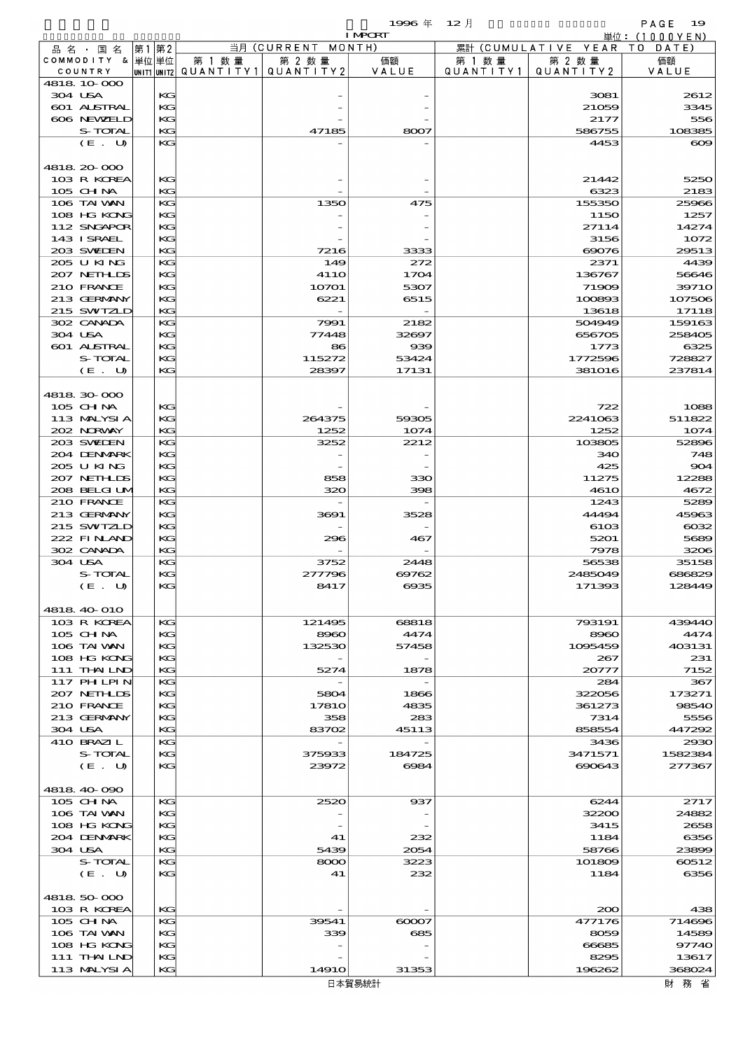| 品名・国名 COMMODITY & COUNTRY | 第1 単位 UNIT1 | 第2 単位 UNIT2 | 当月 (CURRENT MONTH) 第1数量 QUANTITY1 | 第2数量 QUANTITY2 | 価額 VALUE | 累計 (CUMULATIVE YEAR TO DATE) 第1数量 QUANTITY1 | 第2数量 QUANTITY2 | 価額 VALUE |
|---|---|---|---|---|---|---|---|---|
| 4818.10-000 | | | | | | | | |
| 304 USA | | KG | | - | - | | 3081 | 2612 |
| 601 AUSTRAL | | KG | | - | - | | 21059 | 3345 |
| 606 NEWZELD | | KG | | - | - | | 2177 | 556 |
| S-TOTAL | | KG | | 47185 | 8007 | | 586755 | 108385 |
| (E. U) | | KG | | - | - | | 4453 | 609 |
| 4818.20-000 | | | | | | | | |
| 103 R KOREA | | KG | | - | - | | 21442 | 5250 |
| 105 CHINA | | KG | | - | - | | 6323 | 2183 |
| 106 TAIWAN | | KG | | 1350 | 475 | | 155350 | 25966 |
| 108 HG KONG | | KG | | - | - | | 1150 | 1257 |
| 112 SNGAPOR | | KG | | - | - | | 27114 | 14274 |
| 143 ISRAEL | | KG | | - | - | | 3156 | 1072 |
| 203 SWEDEN | | KG | | 7216 | 3333 | | 69076 | 29513 |
| 205 U KING | | KG | | 149 | 272 | | 2371 | 4439 |
| 207 NETHLDS | | KG | | 4110 | 1704 | | 136767 | 56646 |
| 210 FRANCE | | KG | | 10701 | 5307 | | 71909 | 39710 |
| 213 GERMANY | | KG | | 6221 | 6515 | | 100893 | 107506 |
| 215 SWITZLD | | KG | | - | - | | 13618 | 17118 |
| 302 CANADA | | KG | | 7991 | 2182 | | 504949 | 159163 |
| 304 USA | | KG | | 77448 | 32697 | | 656705 | 258405 |
| 601 AUSTRAL | | KG | | 86 | 939 | | 1773 | 6325 |
| S-TOTAL | | KG | | 115272 | 53424 | | 1772596 | 728827 |
| (E. U) | | KG | | 28397 | 17131 | | 381016 | 237814 |
| 4818.30-000 | | | | | | | | |
| 105 CHINA | | KG | | - | - | | 722 | 1088 |
| 113 MALYSIA | | KG | | 264375 | 59305 | | 2241063 | 511822 |
| 202 NORWAY | | KG | | 1252 | 1074 | | 1252 | 1074 |
| 203 SWEDEN | | KG | | 3252 | 2212 | | 103805 | 52896 |
| 204 DENMARK | | KG | | - | - | | 340 | 748 |
| 205 U KING | | KG | | - | - | | 425 | 904 |
| 207 NETHLDS | | KG | | 858 | 330 | | 11275 | 12288 |
| 208 BELGIUM | | KG | | 320 | 398 | | 4610 | 4672 |
| 210 FRANCE | | KG | | - | - | | 1243 | 5289 |
| 213 GERMANY | | KG | | 3691 | 3528 | | 44494 | 45963 |
| 215 SWITZLD | | KG | | - | - | | 6103 | 6032 |
| 222 FINLAND | | KG | | 296 | 467 | | 5201 | 5689 |
| 302 CANADA | | KG | | - | - | | 7978 | 3206 |
| 304 USA | | KG | | 3752 | 2448 | | 56538 | 35158 |
| S-TOTAL | | KG | | 277796 | 69762 | | 2485049 | 686829 |
| (E. U) | | KG | | 8417 | 6935 | | 171393 | 128449 |
| 4818.40-010 | | | | | | | | |
| 103 R KOREA | | KG | | 121495 | 68818 | | 793191 | 439440 |
| 105 CHINA | | KG | | 8960 | 4474 | | 8960 | 4474 |
| 106 TAIWAN | | KG | | 132530 | 57458 | | 1095459 | 403131 |
| 108 HG KONG | | KG | | - | - | | 267 | 231 |
| 111 THAILND | | KG | | 5274 | 1878 | | 20777 | 7152 |
| 117 PHLPIN | | KG | | - | - | | 284 | 367 |
| 207 NETHLDS | | KG | | 5804 | 1866 | | 322056 | 173271 |
| 210 FRANCE | | KG | | 17810 | 4835 | | 361273 | 98540 |
| 213 GERMANY | | KG | | 358 | 283 | | 7314 | 5556 |
| 304 USA | | KG | | 83702 | 45113 | | 858554 | 447292 |
| 410 BRAZIL | | KG | | - | - | | 3436 | 2930 |
| S-TOTAL | | KG | | 375933 | 184725 | | 3471571 | 1582384 |
| (E. U) | | KG | | 23972 | 6984 | | 690643 | 277367 |
| 4818.40-090 | | | | | | | | |
| 105 CHINA | | KG | | 2520 | 937 | | 6244 | 2717 |
| 106 TAIWAN | | KG | | - | - | | 32200 | 24882 |
| 108 HG KONG | | KG | | - | - | | 3415 | 2658 |
| 204 DENMARK | | KG | | 41 | 232 | | 1184 | 6356 |
| 304 USA | | KG | | 5439 | 2054 | | 58766 | 23899 |
| S-TOTAL | | KG | | 8000 | 3223 | | 101809 | 60512 |
| (E. U) | | KG | | 41 | 232 | | 1184 | 6356 |
| 4818.50-000 | | | | | | | | |
| 103 R KOREA | | KG | | - | - | | 200 | 438 |
| 105 CHINA | | KG | | 39541 | 60007 | | 477176 | 714696 |
| 106 TAIWAN | | KG | | 339 | 685 | | 8059 | 14589 |
| 108 HG KONG | | KG | | - | - | | 66685 | 97740 |
| 111 THAILND | | KG | | - | - | | 8295 | 13617 |
| 113 MALYSIA | | KG | | 14910 | 31353 | | 196262 | 368024 |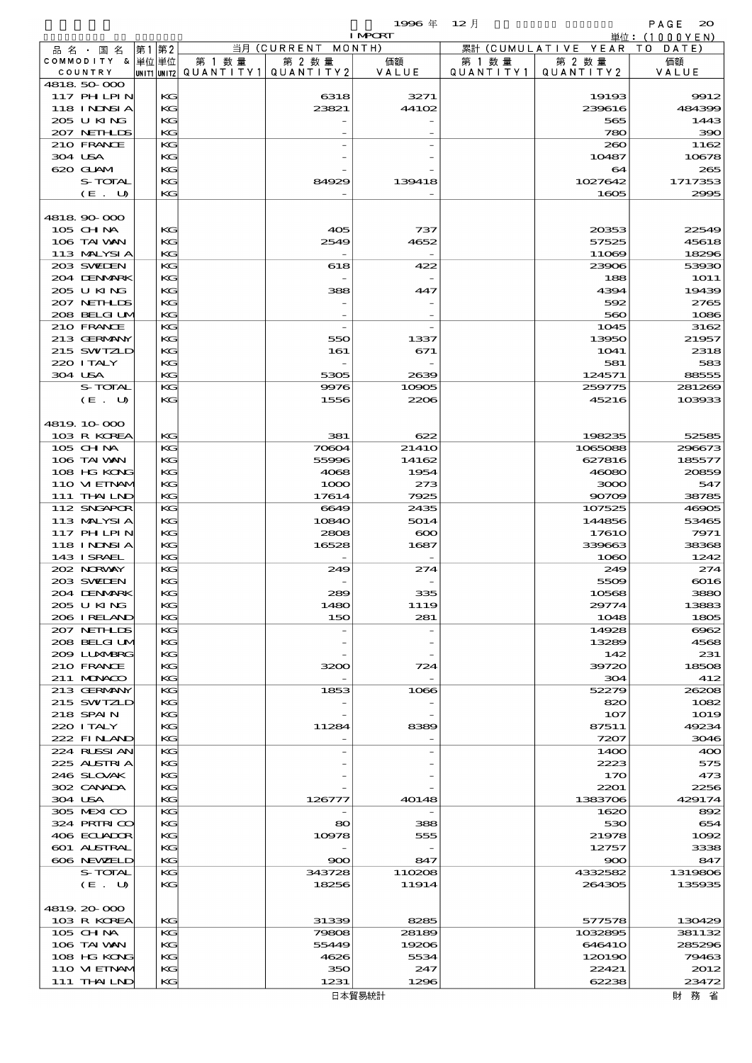1996 年 12 月 IMPORT

単位：(1000YEN)

| 品名・国名 COMMODITY & COUNTRY | 第1 単位 UNIT1 | 第2 単位 UNIT2 | 当月 (CURRENT MONTH) 第1数量 QUANTITY1 | 第2数量 QUANTITY2 | 価額 VALUE | 累計 (CUMULATIVE YEAR TO DATE) 第1数量 QUANTITY1 | 第2数量 QUANTITY2 | 価額 VALUE |
|---|---|---|---|---|---|---|---|---|
| 4818.50-000 | | | | | | | | |
| 117 PHILPIN | | KG | | 6318 | 3271 | | 19193 | 9912 |
| 118 INDNSIA | | KG | | 23821 | 44102 | | 239616 | 484399 |
| 205 U KING | | KG | | - | - | | 565 | 1443 |
| 207 NETHLDS | | KG | | - | - | | 780 | 390 |
| 210 FRANCE | | KG | | - | - | | 260 | 1162 |
| 304 USA | | KG | | - | - | | 10487 | 10678 |
| 620 GUAM | | KG | | - | - | | 64 | 265 |
| S-TOTAL | | KG | | 84929 | 139418 | | 1027642 | 1717353 |
| (E. U) | | KG | | - | - | | 1605 | 2995 |
| 4818.90-000 | | | | | | | | |
| 105 CHINA | | KG | | 405 | 737 | | 20353 | 22549 |
| 106 TAIWAN | | KG | | 2549 | 4652 | | 57525 | 45618 |
| 113 MALYSIA | | KG | | - | - | | 11069 | 18296 |
| 203 SWEDEN | | KG | | 618 | 422 | | 23906 | 53930 |
| 204 DENMARK | | KG | | - | - | | 188 | 1011 |
| 205 U KING | | KG | | 388 | 447 | | 4394 | 19439 |
| 207 NETHLDS | | KG | | - | - | | 592 | 2765 |
| 208 BELGIUM | | KG | | - | - | | 560 | 1086 |
| 210 FRANCE | | KG | | - | - | | 1045 | 3162 |
| 213 GERMANY | | KG | | 550 | 1337 | | 13950 | 21957 |
| 215 SWITZLD | | KG | | 161 | 671 | | 1041 | 2318 |
| 220 ITALY | | KG | | - | - | | 581 | 583 |
| 304 USA | | KG | | 5305 | 2639 | | 124571 | 88555 |
| S-TOTAL | | KG | | 9976 | 10905 | | 259775 | 281269 |
| (E. U) | | KG | | 1556 | 2206 | | 45216 | 103933 |
| 4819.10-000 | | | | | | | | |
| 103 R KOREA | | KG | | 381 | 622 | | 198235 | 52585 |
| 105 CHINA | | KG | | 70604 | 21410 | | 1065088 | 296673 |
| 106 TAIWAN | | KG | | 55996 | 14162 | | 627816 | 185577 |
| 108 HG KONG | | KG | | 4068 | 1954 | | 46080 | 20859 |
| 110 VIETNAM | | KG | | 1000 | 273 | | 3000 | 547 |
| 111 THAILND | | KG | | 17614 | 7925 | | 90709 | 38785 |
| 112 SNGAPOR | | KG | | 6649 | 2435 | | 107525 | 46905 |
| 113 MALYSIA | | KG | | 10840 | 5014 | | 144856 | 53465 |
| 117 PHILPIN | | KG | | 2808 | 600 | | 17610 | 7971 |
| 118 INDNSIA | | KG | | 16528 | 1687 | | 339663 | 38368 |
| 143 ISRAEL | | KG | | - | - | | 1060 | 1242 |
| 202 NORWAY | | KG | | 249 | 274 | | 249 | 274 |
| 203 SWEDEN | | KG | | - | - | | 5509 | 6016 |
| 204 DENMARK | | KG | | 289 | 335 | | 10568 | 3880 |
| 205 U KING | | KG | | 1480 | 1119 | | 29774 | 13883 |
| 206 IRELAND | | KG | | 150 | 281 | | 1048 | 1805 |
| 207 NETHLDS | | KG | | - | - | | 14928 | 6962 |
| 208 BELGIUM | | KG | | - | - | | 13289 | 4568 |
| 209 LUXMBRG | | KG | | - | - | | 142 | 231 |
| 210 FRANCE | | KG | | 3200 | 724 | | 39720 | 18508 |
| 211 MONACO | | KG | | - | - | | 304 | 412 |
| 213 GERMANY | | KG | | 1853 | 1066 | | 52279 | 26208 |
| 215 SWITZLD | | KG | | - | - | | 820 | 1082 |
| 218 SPAIN | | KG | | - | - | | 107 | 1019 |
| 220 ITALY | | KG | | 11284 | 8389 | | 87511 | 49234 |
| 222 FINLAND | | KG | | - | - | | 7207 | 3046 |
| 224 RUSSIAN | | KG | | - | - | | 1400 | 400 |
| 225 AUSTRIA | | KG | | - | - | | 2223 | 575 |
| 246 SLOVAK | | KG | | - | - | | 170 | 473 |
| 302 CANADA | | KG | | - | - | | 2201 | 2256 |
| 304 USA | | KG | | 126777 | 40148 | | 1383706 | 429174 |
| 305 MEXICO | | KG | | - | - | | 1620 | 892 |
| 324 PRTRICO | | KG | | 80 | 388 | | 530 | 654 |
| 406 ECUADOR | | KG | | 10978 | 555 | | 21978 | 1092 |
| 601 AUSTRAL | | KG | | - | - | | 12757 | 3338 |
| 606 NEWZELD | | KG | | 900 | 847 | | 900 | 847 |
| S-TOTAL | | KG | | 343728 | 110208 | | 4332582 | 1319806 |
| (E. U) | | KG | | 18256 | 11914 | | 264305 | 135935 |
| 4819.20-000 | | | | | | | | |
| 103 R KOREA | | KG | | 31339 | 8285 | | 577578 | 130429 |
| 105 CHINA | | KG | | 79808 | 28189 | | 1032895 | 381132 |
| 106 TAIWAN | | KG | | 55449 | 19206 | | 646410 | 285296 |
| 108 HG KONG | | KG | | 4626 | 5534 | | 120190 | 79463 |
| 110 VIETNAM | | KG | | 350 | 247 | | 22421 | 2012 |
| 111 THAILND | | KG | | 1231 | 1296 | | 62238 | 23472 |

日本貿易統計　　財務省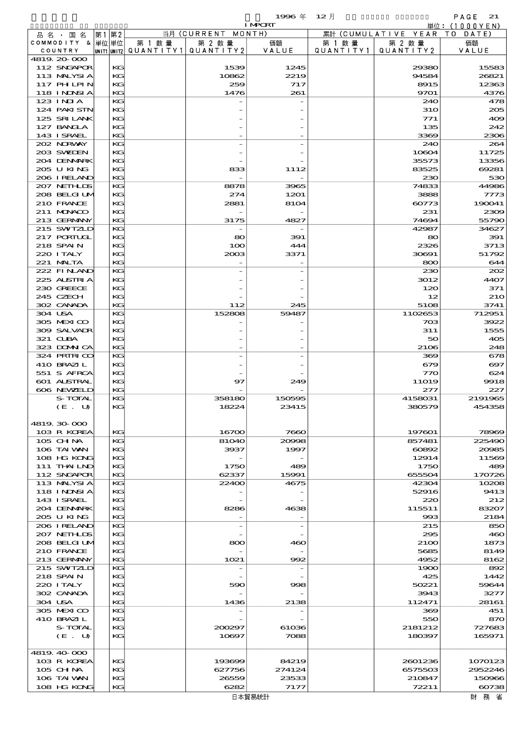1996 年 12 月 IMPORT

単位：(1000YEN)

| 品名・国名 COMMODITY & COUNTRY | 第1 単位 UNIT1 | 第2 単位 UNIT2 | 当月 (CURRENT MONTH) 第1数量 QUANTITY1 | 第2数量 QUANTITY2 | 価額 VALUE | 累計 (CUMULATIVE YEAR TO DATE) 第1数量 QUANTITY1 | 第2数量 QUANTITY2 | 価額 VALUE |
|---|---|---|---|---|---|---|---|---|
| 4819.20-000 | | | | | | | | |
| 112 SNGAPOR | | KG | | 1539 | 1245 | | 29380 | 15583 |
| 113 MALYSIA | | KG | | 10862 | 2219 | | 94584 | 26821 |
| 117 PHLPIN | | KG | | 259 | 717 | | 8915 | 12363 |
| 118 INDNSIA | | KG | | 1476 | 261 | | 9701 | 4376 |
| 123 INDIA | | KG | | - | - | | 240 | 478 |
| 124 PAKISTN | | KG | | - | - | | 310 | 205 |
| 125 SRILANK | | KG | | - | - | | 771 | 409 |
| 127 BANGLA | | KG | | - | - | | 135 | 242 |
| 143 ISRAEL | | KG | | - | - | | 3369 | 2306 |
| 202 NORWAY | | KG | | - | - | | 240 | 264 |
| 203 SWEDEN | | KG | | - | - | | 10604 | 11725 |
| 204 DENMARK | | KG | | - | - | | 35573 | 13356 |
| 205 U KING | | KG | | 833 | 1112 | | 83525 | 69281 |
| 206 IRELAND | | KG | | - | - | | 230 | 530 |
| 207 NETHLDS | | KG | | 8878 | 3965 | | 74833 | 44986 |
| 208 BELGIUM | | KG | | 274 | 1201 | | 3888 | 7773 |
| 210 FRANCE | | KG | | 2881 | 8104 | | 60773 | 190041 |
| 211 MONACO | | KG | | - | - | | 231 | 2309 |
| 213 GERMANY | | KG | | 3175 | 4827 | | 74694 | 55790 |
| 215 SWITZLD | | KG | | - | - | | 42987 | 34627 |
| 217 PORTUGL | | KG | | 80 | 391 | | 80 | 391 |
| 218 SPAIN | | KG | | 100 | 444 | | 2326 | 3713 |
| 220 ITALY | | KG | | 2003 | 3371 | | 30691 | 51792 |
| 221 MALTA | | KG | | - | - | | 800 | 644 |
| 222 FINLAND | | KG | | - | - | | 230 | 202 |
| 225 AUSTRIA | | KG | | - | - | | 3012 | 4407 |
| 230 GREECE | | KG | | - | - | | 120 | 371 |
| 245 CZECH | | KG | | - | - | | 12 | 210 |
| 302 CANADA | | KG | | 112 | 245 | | 5108 | 3741 |
| 304 USA | | KG | | 152808 | 59487 | | 1102653 | 712951 |
| 305 MEXICO | | KG | | - | - | | 703 | 3922 |
| 309 SALVADR | | KG | | - | - | | 311 | 1555 |
| 321 CUBA | | KG | | - | - | | 50 | 405 |
| 323 DOMNICA | | KG | | - | - | | 2106 | 248 |
| 324 PRTRICO | | KG | | - | - | | 369 | 678 |
| 410 BRAZIL | | KG | | - | - | | 679 | 697 |
| 551 S AFRCA | | KG | | - | - | | 770 | 624 |
| 601 AUSTRAL | | KG | | 97 | 249 | | 11019 | 9918 |
| 606 NEWZELD | | KG | | - | - | | 277 | 227 |
| S-TOTAL | | KG | | 358180 | 150595 | | 4158031 | 2191965 |
| (E. U) | | KG | | 18224 | 23415 | | 380579 | 454358 |
| 4819.30-000 | | | | | | | | |
| 103 R KOREA | | KG | | 16700 | 7660 | | 197601 | 78969 |
| 105 CHINA | | KG | | 81040 | 20998 | | 857481 | 225490 |
| 106 TAIWAN | | KG | | 3937 | 1997 | | 60892 | 20985 |
| 108 HG KONG | | KG | | - | - | | 12914 | 11569 |
| 111 THAILND | | KG | | 1750 | 489 | | 1750 | 489 |
| 112 SNGAPOR | | KG | | 62337 | 15991 | | 655504 | 170726 |
| 113 MALYSIA | | KG | | 22400 | 4675 | | 42304 | 10208 |
| 118 INDNSIA | | KG | | - | - | | 52916 | 9413 |
| 143 ISRAEL | | KG | | - | - | | 220 | 212 |
| 204 DENMARK | | KG | | 8286 | 4638 | | 115511 | 83207 |
| 205 U KING | | KG | | - | - | | 993 | 2184 |
| 206 IRELAND | | KG | | - | - | | 215 | 850 |
| 207 NETHLDS | | KG | | - | - | | 295 | 460 |
| 208 BELGIUM | | KG | | 800 | 460 | | 2100 | 1873 |
| 210 FRANCE | | KG | | - | - | | 5685 | 8149 |
| 213 GERMANY | | KG | | 1021 | 992 | | 4952 | 8162 |
| 215 SWITZLD | | KG | | - | - | | 1900 | 892 |
| 218 SPAIN | | KG | | - | - | | 425 | 1442 |
| 220 ITALY | | KG | | 590 | 998 | | 50221 | 59644 |
| 302 CANADA | | KG | | - | - | | 3943 | 3277 |
| 304 USA | | KG | | 1436 | 2138 | | 112471 | 28161 |
| 305 MEXICO | | KG | | - | - | | 369 | 451 |
| 410 BRAZIL | | KG | | - | - | | 550 | 870 |
| S-TOTAL | | KG | | 200297 | 61036 | | 2181212 | 727683 |
| (E. U) | | KG | | 10697 | 7088 | | 180397 | 165971 |
| 4819.40-000 | | | | | | | | |
| 103 R KOREA | | KG | | 193699 | 84219 | | 2601236 | 1070123 |
| 105 CHINA | | KG | | 627756 | 274124 | | 6575503 | 2952246 |
| 106 TAIWAN | | KG | | 26559 | 23533 | | 210847 | 150966 |
| 108 HG KONG | | KG | | 6282 | 7177 | | 72211 | 60738 |

日本貿易統計　　財務省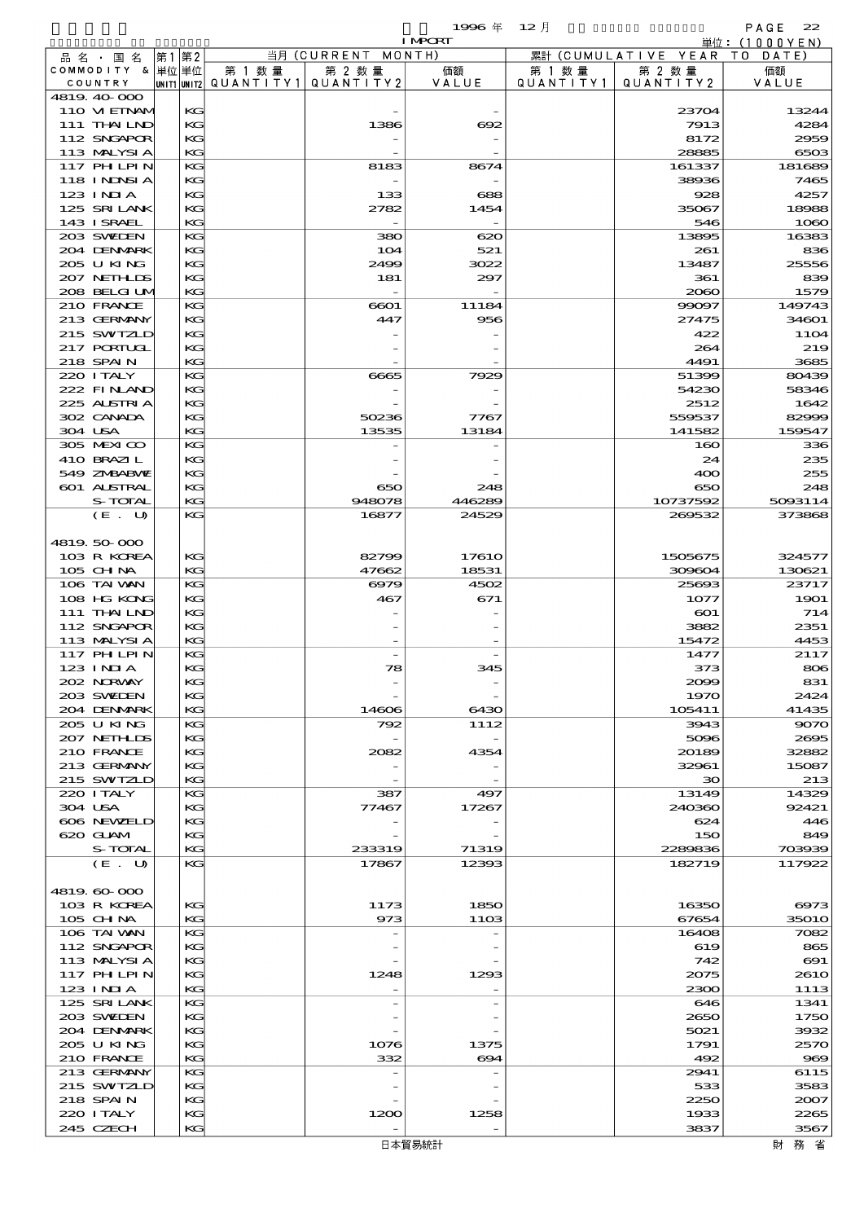1996 年 12 月 IMPORT 単位：(1000YEN)

| 品名・国名 COMMODITY & COUNTRY | 第1 単位 UNIT1 | 第2 単位 UNIT2 | 当月 (CURRENT MONTH) 第1数量 QUANTITY1 | 第2数量 QUANTITY2 | 価額 VALUE | 累計 (CUMULATIVE YEAR TO DATE) 第1数量 QUANTITY1 | 第2数量 QUANTITY2 | 価額 VALUE |
|---|---|---|---|---|---|---|---|---|
| 4819.40-000 | | | | | | | | |
| 110 VIETNAM | | KG | | - | - | | 23704 | 13244 |
| 111 THAILND | | KG | | 1386 | 692 | | 7913 | 4284 |
| 112 SNGAPOR | | KG | | - | - | | 8172 | 2959 |
| 113 MALYSIA | | KG | | - | - | | 28885 | 6503 |
| 117 PHILPIN | | KG | | 8183 | 8674 | | 161337 | 181689 |
| 118 INDNSIA | | KG | | - | - | | 38936 | 7465 |
| 123 INDIA | | KG | | 133 | 688 | | 928 | 4257 |
| 125 SRILANK | | KG | | 2782 | 1454 | | 35067 | 18988 |
| 143 ISRAEL | | KG | | - | - | | 546 | 1060 |
| 203 SWEDEN | | KG | | 380 | 620 | | 13895 | 16383 |
| 204 DENMARK | | KG | | 104 | 521 | | 261 | 836 |
| 205 U KING | | KG | | 2499 | 3022 | | 13487 | 25556 |
| 207 NETHLDS | | KG | | 181 | 297 | | 361 | 839 |
| 208 BELGIUM | | KG | | - | - | | 2060 | 1579 |
| 210 FRANCE | | KG | | 6601 | 11184 | | 99097 | 149743 |
| 213 GERMANY | | KG | | 447 | 956 | | 27475 | 34601 |
| 215 SWITZLD | | KG | | - | - | | 422 | 1104 |
| 217 PORTUGL | | KG | | - | - | | 264 | 219 |
| 218 SPAIN | | KG | | - | - | | 4491 | 3685 |
| 220 ITALY | | KG | | 6665 | 7929 | | 51399 | 80439 |
| 222 FINLAND | | KG | | - | - | | 54230 | 58346 |
| 225 AUSTRIA | | KG | | - | - | | 2512 | 1642 |
| 302 CANADA | | KG | | 50236 | 7767 | | 559537 | 82999 |
| 304 USA | | KG | | 13535 | 13184 | | 141582 | 159547 |
| 305 MEXICO | | KG | | - | - | | 160 | 336 |
| 410 BRAZIL | | KG | | - | - | | 24 | 235 |
| 549 ZMBABWE | | KG | | - | - | | 400 | 255 |
| 601 AUSTRAL | | KG | | 650 | 248 | | 650 | 248 |
| S-TOTAL | | KG | | 948078 | 446289 | | 10737592 | 5093114 |
| (E. U) | | KG | | 16877 | 24529 | | 269532 | 373868 |
| 4819.50-000 | | | | | | | | |
| 103 R KOREA | | KG | | 82799 | 17610 | | 1505675 | 324577 |
| 105 CHINA | | KG | | 47662 | 18531 | | 309604 | 130621 |
| 106 TAIWAN | | KG | | 6979 | 4502 | | 25693 | 23717 |
| 108 HG KONG | | KG | | 467 | 671 | | 1077 | 1901 |
| 111 THAILND | | KG | | - | - | | 601 | 714 |
| 112 SNGAPOR | | KG | | - | - | | 3882 | 2351 |
| 113 MALYSIA | | KG | | - | - | | 15472 | 4453 |
| 117 PHILPIN | | KG | | - | - | | 1477 | 2117 |
| 123 INDIA | | KG | | 78 | 345 | | 373 | 806 |
| 202 NORWAY | | KG | | - | - | | 2099 | 831 |
| 203 SWEDEN | | KG | | - | - | | 1970 | 2424 |
| 204 DENMARK | | KG | | 14606 | 6430 | | 105411 | 41435 |
| 205 U KING | | KG | | 792 | 1112 | | 3943 | 9070 |
| 207 NETHLDS | | KG | | - | - | | 5096 | 2695 |
| 210 FRANCE | | KG | | 2082 | 4354 | | 20189 | 32882 |
| 213 GERMANY | | KG | | - | - | | 32961 | 15087 |
| 215 SWITZLD | | KG | | - | - | | 30 | 213 |
| 220 ITALY | | KG | | 387 | 497 | | 13149 | 14329 |
| 304 USA | | KG | | 77467 | 17267 | | 240360 | 92421 |
| 606 NEWZELD | | KG | | - | - | | 624 | 446 |
| 620 GUAM | | KG | | - | - | | 150 | 849 |
| S-TOTAL | | KG | | 233319 | 71319 | | 2289836 | 703939 |
| (E. U) | | KG | | 17867 | 12393 | | 182719 | 117922 |
| 4819.60-000 | | | | | | | | |
| 103 R KOREA | | KG | | 1173 | 1850 | | 16350 | 6973 |
| 105 CHINA | | KG | | 973 | 1103 | | 67654 | 35010 |
| 106 TAIWAN | | KG | | - | - | | 16408 | 7082 |
| 112 SNGAPOR | | KG | | - | - | | 619 | 865 |
| 113 MALYSIA | | KG | | - | - | | 742 | 691 |
| 117 PHILPIN | | KG | | 1248 | 1293 | | 2075 | 2610 |
| 123 INDIA | | KG | | - | - | | 2300 | 1113 |
| 125 SRILANK | | KG | | - | - | | 646 | 1341 |
| 203 SWEDEN | | KG | | - | - | | 2650 | 1750 |
| 204 DENMARK | | KG | | - | - | | 5021 | 3932 |
| 205 U KING | | KG | | 1076 | 1375 | | 1791 | 2570 |
| 210 FRANCE | | KG | | 332 | 694 | | 492 | 969 |
| 213 GERMANY | | KG | | - | - | | 2941 | 6115 |
| 215 SWITZLD | | KG | | - | - | | 533 | 3583 |
| 218 SPAIN | | KG | | - | - | | 2250 | 2007 |
| 220 ITALY | | KG | | 1200 | 1258 | | 1933 | 2265 |
| 245 CZECH | | KG | | - | - | | 3837 | 3567 |

日本貿易統計 財務省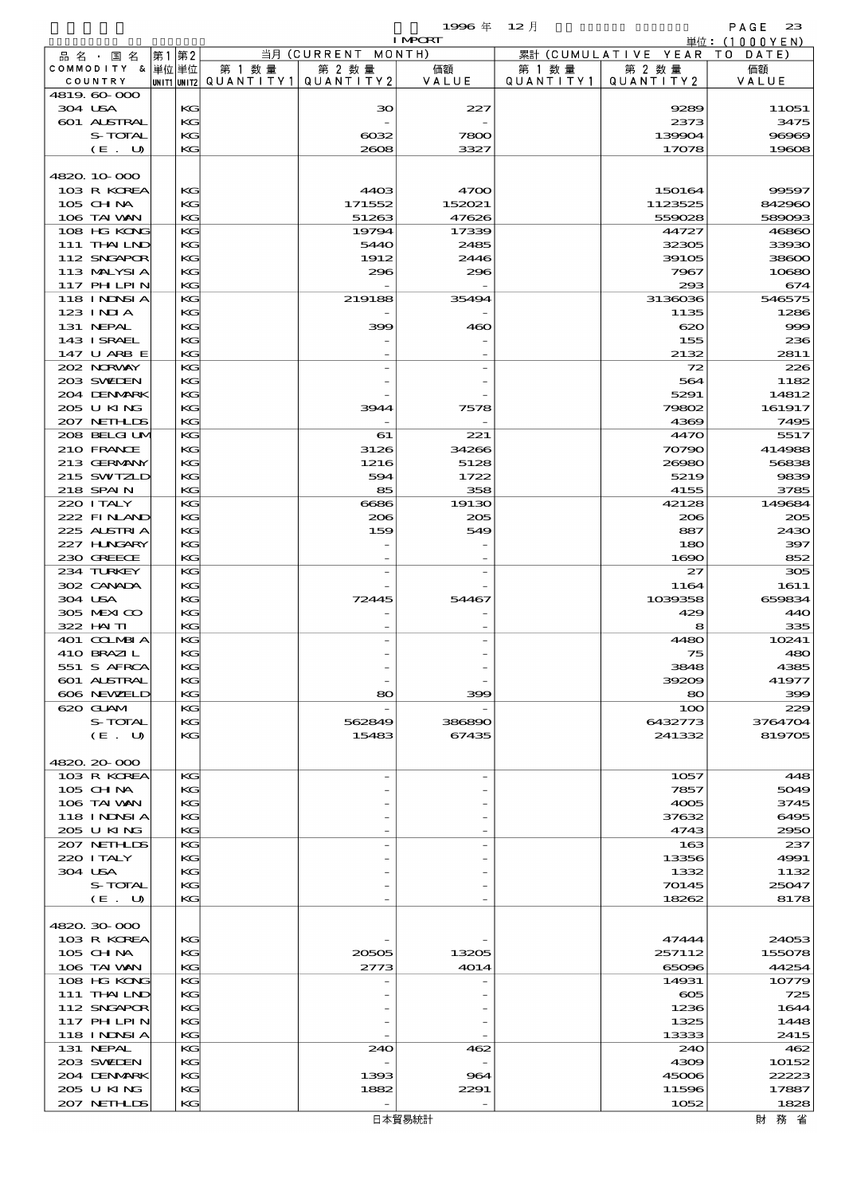1996 年 12 月 IMPORT

単位：(1000YEN)

| 品名・国名 COMMODITY & COUNTRY | 第1 単位 UNIT1 | 第2 単位 UNIT2 | 当月 (CURRENT MONTH) 第1数量 QUANTITY1 | 第2数量 QUANTITY2 | 価額 VALUE | 累計 (CUMULATIVE YEAR TO DATE) 第1数量 QUANTITY1 | 第2数量 QUANTITY2 | 価額 VALUE |
|---|---|---|---|---|---|---|---|---|
| 4819.60-000 | | | | | | | | |
| 304 USA | | KG | | 30 | 227 | | 9289 | 11051 |
| 601 AUSTRAL | | KG | | - | - | | 2373 | 3475 |
| S-TOTAL | | KG | | 6032 | 7800 | | 139904 | 96969 |
| (E. U) | | KG | | 2608 | 3327 | | 17078 | 19608 |
| 4820.10-000 | | | | | | | | |
| 103 R KOREA | | KG | | 4403 | 4700 | | 150164 | 99597 |
| 105 CHINA | | KG | | 171552 | 152021 | | 1123525 | 842960 |
| 106 TAIWAN | | KG | | 51263 | 47626 | | 559028 | 589093 |
| 108 HG KONG | | KG | | 19794 | 17339 | | 44727 | 46860 |
| 111 THAILND | | KG | | 5440 | 2485 | | 32305 | 33930 |
| 112 SNGAPOR | | KG | | 1912 | 2446 | | 39105 | 38600 |
| 113 MALYSIA | | KG | | 296 | 296 | | 7967 | 10680 |
| 117 PHLPIN | | KG | | - | - | | 293 | 674 |
| 118 INDNSIA | | KG | | 219188 | 35494 | | 3136036 | 546575 |
| 123 INDIA | | KG | | - | - | | 1135 | 1286 |
| 131 NEPAL | | KG | | 399 | 460 | | 620 | 999 |
| 143 ISRAEL | | KG | | - | - | | 155 | 236 |
| 147 U ARB E | | KG | | - | - | | 2132 | 2811 |
| 202 NORWAY | | KG | | - | - | | 72 | 226 |
| 203 SWEDEN | | KG | | - | - | | 564 | 1182 |
| 204 DENMARK | | KG | | - | - | | 5291 | 14812 |
| 205 U KING | | KG | | 3944 | 7578 | | 79802 | 161917 |
| 207 NETHLDS | | KG | | - | - | | 4369 | 7495 |
| 208 BELGIUM | | KG | | 61 | 221 | | 4470 | 5517 |
| 210 FRANCE | | KG | | 3126 | 34266 | | 70790 | 414988 |
| 213 GERMANY | | KG | | 1216 | 5128 | | 26980 | 56838 |
| 215 SWITZLD | | KG | | 594 | 1722 | | 5219 | 9839 |
| 218 SPAIN | | KG | | 85 | 358 | | 4155 | 3785 |
| 220 ITALY | | KG | | 6686 | 19130 | | 42128 | 149684 |
| 222 FINLAND | | KG | | 206 | 205 | | 206 | 205 |
| 225 AUSTRIA | | KG | | 159 | 549 | | 887 | 2430 |
| 227 HUNGARY | | KG | | - | - | | 180 | 397 |
| 230 GREECE | | KG | | - | - | | 1690 | 852 |
| 234 TURKEY | | KG | | - | - | | 27 | 305 |
| 302 CANADA | | KG | | - | - | | 1164 | 1611 |
| 304 USA | | KG | | 72445 | 54467 | | 1039358 | 659834 |
| 305 MEXICO | | KG | | - | - | | 429 | 440 |
| 322 HAITI | | KG | | - | - | | 8 | 335 |
| 401 COLMBIA | | KG | | - | - | | 4480 | 10241 |
| 410 BRAZIL | | KG | | - | - | | 75 | 480 |
| 551 S AFRCA | | KG | | - | - | | 3848 | 4385 |
| 601 AUSTRAL | | KG | | - | - | | 39209 | 41977 |
| 606 NEWZELD | | KG | | 80 | 399 | | 80 | 399 |
| 620 GUAM | | KG | | - | - | | 100 | 229 |
| S-TOTAL | | KG | | 562849 | 386890 | | 6432773 | 3764704 |
| (E. U) | | KG | | 15483 | 67435 | | 241332 | 819705 |
| 4820.20-000 | | | | | | | | |
| 103 R KOREA | | KG | | - | - | | 1057 | 448 |
| 105 CHINA | | KG | | - | - | | 7857 | 5049 |
| 106 TAIWAN | | KG | | - | - | | 4005 | 3745 |
| 118 INDNSIA | | KG | | - | - | | 37632 | 6495 |
| 205 U KING | | KG | | - | - | | 4743 | 2950 |
| 207 NETHLDS | | KG | | - | - | | 163 | 237 |
| 220 ITALY | | KG | | - | - | | 13356 | 4991 |
| 304 USA | | KG | | - | - | | 1332 | 1132 |
| S-TOTAL | | KG | | - | - | | 70145 | 25047 |
| (E. U) | | KG | | - | - | | 18262 | 8178 |
| 4820.30-000 | | | | | | | | |
| 103 R KOREA | | KG | | - | - | | 47444 | 24053 |
| 105 CHINA | | KG | | 20505 | 13205 | | 257112 | 155078 |
| 106 TAIWAN | | KG | | 2773 | 4014 | | 65096 | 44254 |
| 108 HG KONG | | KG | | - | - | | 14931 | 10779 |
| 111 THAILND | | KG | | - | - | | 605 | 725 |
| 112 SNGAPOR | | KG | | - | - | | 1236 | 1644 |
| 117 PHLPIN | | KG | | - | - | | 1325 | 1448 |
| 118 INDNSIA | | KG | | - | - | | 13333 | 2415 |
| 131 NEPAL | | KG | | 240 | 462 | | 240 | 462 |
| 203 SWEDEN | | KG | | - | - | | 4309 | 10152 |
| 204 DENMARK | | KG | | 1393 | 964 | | 45006 | 22223 |
| 205 U KING | | KG | | 1882 | 2291 | | 11596 | 17887 |
| 207 NETHLDS | | KG | | - | - | | 1052 | 1828 |

日本貿易統計　　財務省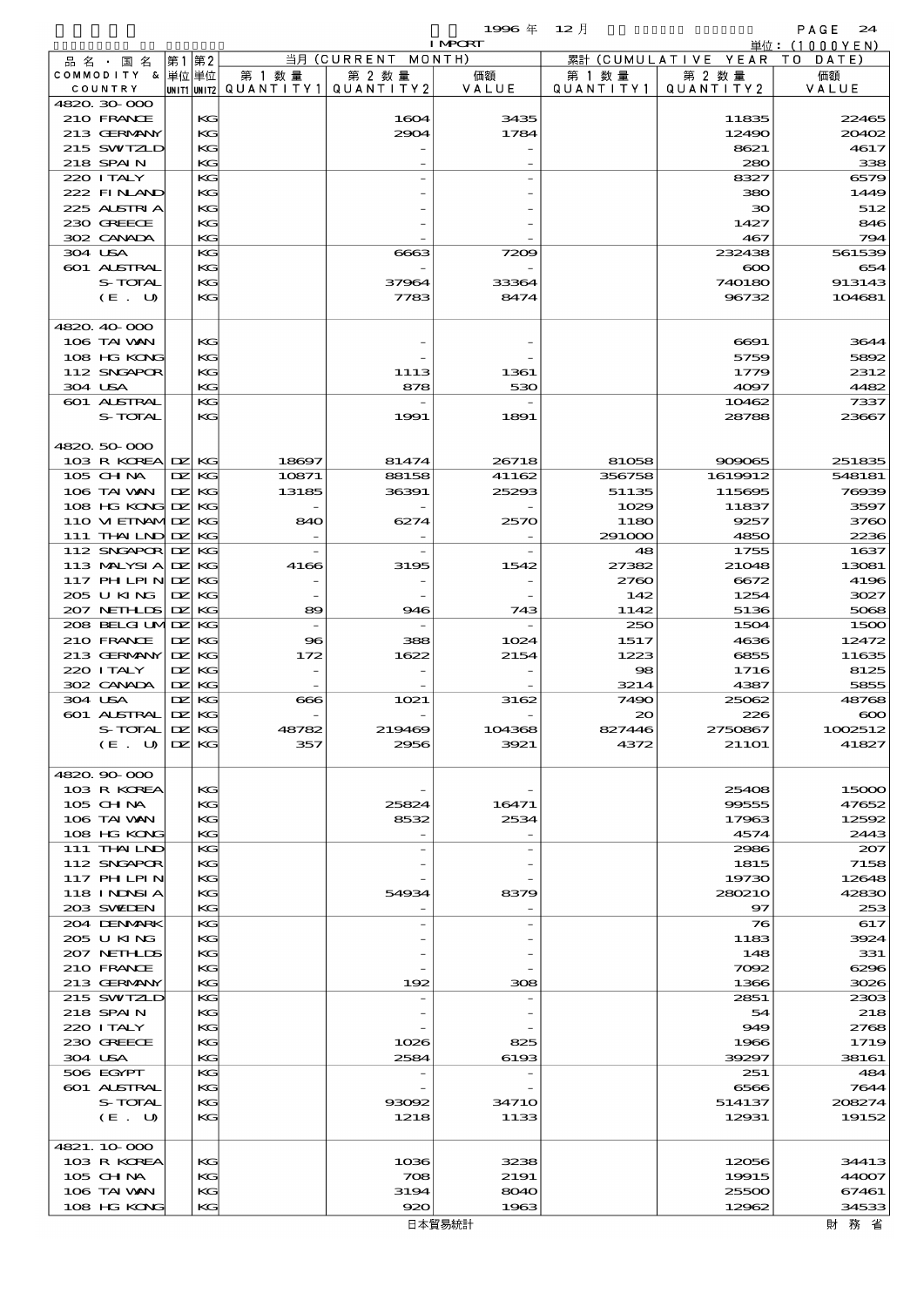1996 年 12 月 IMPORT 単位：(1000YEN)

| 品名・国名 COMMODITY & COUNTRY | 第1 単位 UNIT1 | 第2 単位 UNIT2 | 当月 (CURRENT MONTH) 第1数量 QUANTITY1 | 第2数量 QUANTITY2 | 価額 VALUE | 累計 (CUMULATIVE YEAR TO DATE) 第1数量 QUANTITY1 | 第2数量 QUANTITY2 | 価額 VALUE |
|---|---|---|---|---|---|---|---|---|
| 4820.30-000 | | | | | | | | |
| 210 FRANCE | | KG | | 1604 | 3435 | | 11835 | 22465 |
| 213 GERMANY | | KG | | 2904 | 1784 | | 12490 | 20402 |
| 215 SWITZLD | | KG | | - | - | | 8621 | 4617 |
| 218 SPAIN | | KG | | - | - | | 280 | 338 |
| 220 ITALY | | KG | | - | - | | 8327 | 6579 |
| 222 FINLAND | | KG | | - | - | | 380 | 1449 |
| 225 AUSTRIA | | KG | | - | - | | 30 | 512 |
| 230 GREECE | | KG | | - | - | | 1427 | 846 |
| 302 CANADA | | KG | | - | - | | 467 | 794 |
| 304 USA | | KG | | 6663 | 7209 | | 232438 | 561539 |
| 601 AUSTRAL | | KG | | - | - | | 600 | 654 |
| S-TOTAL | | KG | | 37964 | 33364 | | 740180 | 913143 |
| (E. U) | | KG | | 7783 | 8474 | | 96732 | 104681 |
| 4820.40-000 | | | | | | | | |
| 106 TAIWAN | | KG | | - | - | | 6691 | 3644 |
| 108 HG KONG | | KG | | - | - | | 5759 | 5892 |
| 112 SNGAPOR | | KG | | 1113 | 1361 | | 1779 | 2312 |
| 304 USA | | KG | | 878 | 530 | | 4097 | 4482 |
| 601 AUSTRAL | | KG | | - | - | | 10462 | 7337 |
| S-TOTAL | | KG | | 1991 | 1891 | | 28788 | 23667 |
| 4820.50-000 | | | | | | | | |
| 103 R KOREA | DZ | KG | 18697 | 81474 | 26718 | 81058 | 909065 | 251835 |
| 105 CHINA | DZ | KG | 10871 | 88158 | 41162 | 356758 | 1619912 | 548181 |
| 106 TAIWAN | DZ | KG | 13185 | 36391 | 25293 | 51135 | 115695 | 76939 |
| 108 HG KONG | DZ | KG | - | - | - | 1029 | 11837 | 3597 |
| 110 VIETNAM | DZ | KG | 840 | 6274 | 2570 | 1180 | 9257 | 3760 |
| 111 THAILND | DZ | KG | - | - | - | 291000 | 4850 | 2236 |
| 112 SNGAPOR | DZ | KG | - | - | - | 48 | 1755 | 1637 |
| 113 MALYSIA | DZ | KG | 4166 | 3195 | 1542 | 27382 | 21048 | 13081 |
| 117 PHILPIN | DZ | KG | - | - | - | 2760 | 6672 | 4196 |
| 205 U KING | DZ | KG | - | - | - | 142 | 1254 | 3027 |
| 207 NETHLDS | DZ | KG | 89 | 946 | 743 | 1142 | 5136 | 5068 |
| 208 BELGIUM | DZ | KG | - | - | - | 250 | 1504 | 1500 |
| 210 FRANCE | DZ | KG | 96 | 388 | 1024 | 1517 | 4636 | 12472 |
| 213 GERMANY | DZ | KG | 172 | 1622 | 2154 | 1223 | 6855 | 11635 |
| 220 ITALY | DZ | KG | - | - | - | 98 | 1716 | 8125 |
| 302 CANADA | DZ | KG | - | - | - | 3214 | 4387 | 5855 |
| 304 USA | DZ | KG | 666 | 1021 | 3162 | 7490 | 25062 | 48768 |
| 601 AUSTRAL | DZ | KG | - | - | - | 20 | 226 | 600 |
| S-TOTAL | DZ | KG | 48782 | 219469 | 104368 | 827446 | 2750867 | 1002512 |
| (E. U) | DZ | KG | 357 | 2956 | 3921 | 4372 | 21101 | 41827 |
| 4820.90-000 | | | | | | | | |
| 103 R KOREA | | KG | | - | - | | 25408 | 15000 |
| 105 CHINA | | KG | | 25824 | 16471 | | 99555 | 47652 |
| 106 TAIWAN | | KG | | 8532 | 2534 | | 17963 | 12592 |
| 108 HG KONG | | KG | | - | - | | 4574 | 2443 |
| 111 THAILND | | KG | | - | - | | 2986 | 207 |
| 112 SNGAPOR | | KG | | - | - | | 1815 | 7158 |
| 117 PHILPIN | | KG | | - | - | | 19730 | 12648 |
| 118 INDNSIA | | KG | | 54934 | 8379 | | 280210 | 42830 |
| 203 SWEDEN | | KG | | - | - | | 97 | 253 |
| 204 DENMARK | | KG | | - | - | | 76 | 617 |
| 205 U KING | | KG | | - | - | | 1183 | 3924 |
| 207 NETHLDS | | KG | | - | - | | 148 | 331 |
| 210 FRANCE | | KG | | - | - | | 7092 | 6296 |
| 213 GERMANY | | KG | | 192 | 308 | | 1366 | 3026 |
| 215 SWITZLD | | KG | | - | - | | 2851 | 2303 |
| 218 SPAIN | | KG | | - | - | | 54 | 218 |
| 220 ITALY | | KG | | - | - | | 949 | 2768 |
| 230 GREECE | | KG | | 1026 | 825 | | 1966 | 1719 |
| 304 USA | | KG | | 2584 | 6193 | | 39297 | 38161 |
| 506 EGYPT | | KG | | - | - | | 251 | 484 |
| 601 AUSTRAL | | KG | | - | - | | 6566 | 7644 |
| S-TOTAL | | KG | | 93092 | 34710 | | 514137 | 208274 |
| (E. U) | | KG | | 1218 | 1133 | | 12931 | 19152 |
| 4821.10-000 | | | | | | | | |
| 103 R KOREA | | KG | | 1036 | 3238 | | 12056 | 34413 |
| 105 CHINA | | KG | | 708 | 2191 | | 19915 | 44007 |
| 106 TAIWAN | | KG | | 3194 | 8040 | | 25500 | 67461 |
| 108 HG KONG | | KG | | 920 | 1963 | | 12962 | 34533 |

日本貿易統計 財務省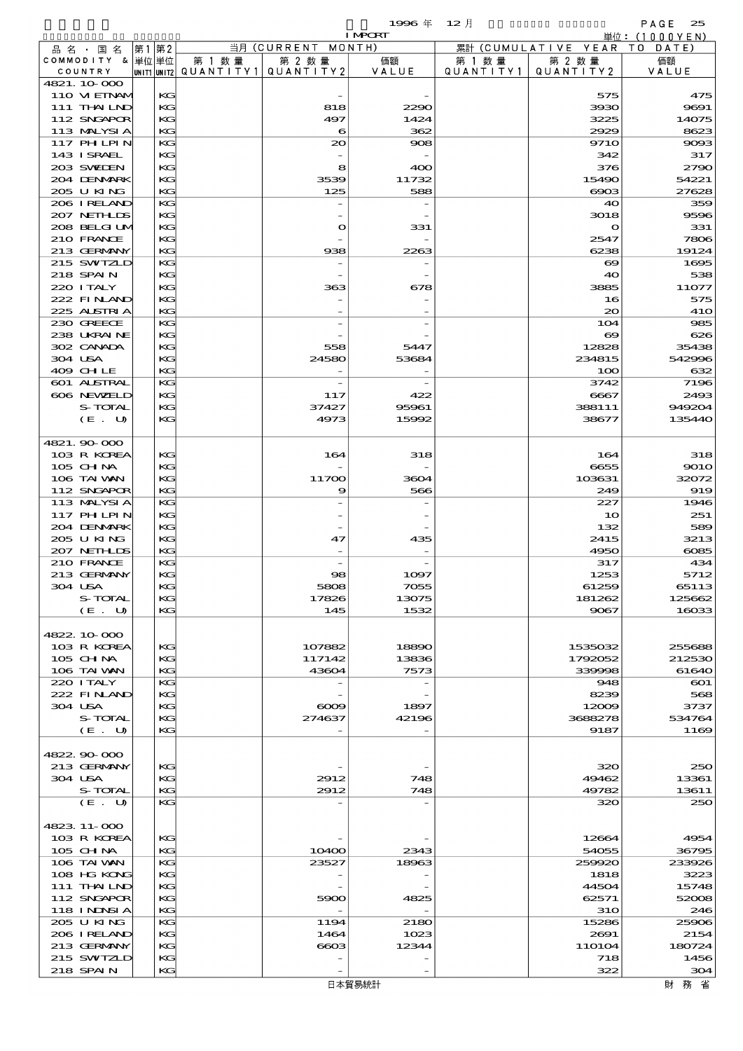1996 年 12 月 IMPORT

単位：(1000YEN)

| 品名・国名 COMMODITY & COUNTRY | 第1 単位 UNIT1 | 第2 単位 UNIT2 | 当月 (CURRENT MONTH) 第1数量 QUANTITY1 | 第2数量 QUANTITY2 | 価額 VALUE | 累計 (CUMULATIVE YEAR TO DATE) 第1数量 QUANTITY1 | 第2数量 QUANTITY2 | 価額 VALUE |
|---|---|---|---|---|---|---|---|---|
| 4821.10-000 | | | | | | | | |
| 110 VIETNAM | | KG | | - | - | | 575 | 475 |
| 111 THAILND | | KG | | 818 | 2290 | | 3930 | 9691 |
| 112 SNGAPOR | | KG | | 497 | 1424 | | 3225 | 14075 |
| 113 MALYSIA | | KG | | 6 | 362 | | 2929 | 8623 |
| 117 PHILPIN | | KG | | 20 | 908 | | 9710 | 9093 |
| 143 ISRAEL | | KG | | - | - | | 342 | 317 |
| 203 SWEDEN | | KG | | 8 | 400 | | 376 | 2790 |
| 204 DENMARK | | KG | | 3539 | 11732 | | 15490 | 54221 |
| 205 U KING | | KG | | 125 | 588 | | 6903 | 27628 |
| 206 IRELAND | | KG | | - | - | | 40 | 359 |
| 207 NETHLDS | | KG | | - | - | | 3018 | 9596 |
| 208 BELGIUM | | KG | | 0 | 331 | | 0 | 331 |
| 210 FRANCE | | KG | | - | - | | 2547 | 7806 |
| 213 GERMANY | | KG | | 938 | 2263 | | 6238 | 19124 |
| 215 SWITZLD | | KG | | - | - | | 69 | 1695 |
| 218 SPAIN | | KG | | - | - | | 40 | 538 |
| 220 ITALY | | KG | | 363 | 678 | | 3885 | 11077 |
| 222 FINLAND | | KG | | - | - | | 16 | 575 |
| 225 AUSTRIA | | KG | | - | - | | 20 | 410 |
| 230 GREECE | | KG | | - | - | | 104 | 985 |
| 238 UKRAINE | | KG | | - | - | | 69 | 626 |
| 302 CANADA | | KG | | 558 | 5447 | | 12828 | 35438 |
| 304 USA | | KG | | 24580 | 53684 | | 234815 | 542996 |
| 409 CHILE | | KG | | - | - | | 100 | 632 |
| 601 AUSTRAL | | KG | | - | - | | 3742 | 7196 |
| 606 NEWZELD | | KG | | 117 | 422 | | 6667 | 2493 |
| S-TOTAL | | KG | | 37427 | 95961 | | 388111 | 949204 |
| (E. U) | | KG | | 4973 | 15992 | | 38677 | 135440 |
| 4821.90-000 | | | | | | | | |
| 103 R KOREA | | KG | | 164 | 318 | | 164 | 318 |
| 105 CHINA | | KG | | - | - | | 6655 | 9010 |
| 106 TAIWAN | | KG | | 11700 | 3604 | | 103631 | 32072 |
| 112 SNGAPOR | | KG | | 9 | 566 | | 249 | 919 |
| 113 MALYSIA | | KG | | - | - | | 227 | 1946 |
| 117 PHILPIN | | KG | | - | - | | 10 | 251 |
| 204 DENMARK | | KG | | - | - | | 132 | 589 |
| 205 U KING | | KG | | 47 | 435 | | 2415 | 3213 |
| 207 NETHLDS | | KG | | - | - | | 4950 | 6085 |
| 210 FRANCE | | KG | | - | - | | 317 | 434 |
| 213 GERMANY | | KG | | 98 | 1097 | | 1253 | 5712 |
| 304 USA | | KG | | 5808 | 7055 | | 61259 | 65113 |
| S-TOTAL | | KG | | 17826 | 13075 | | 181262 | 125662 |
| (E. U) | | KG | | 145 | 1532 | | 9067 | 16033 |
| 4822.10-000 | | | | | | | | |
| 103 R KOREA | | KG | | 107882 | 18890 | | 1535032 | 255688 |
| 105 CHINA | | KG | | 117142 | 13836 | | 1792052 | 212530 |
| 106 TAIWAN | | KG | | 43604 | 7573 | | 339998 | 61640 |
| 220 ITALY | | KG | | - | - | | 948 | 601 |
| 222 FINLAND | | KG | | - | - | | 8239 | 568 |
| 304 USA | | KG | | 6009 | 1897 | | 12009 | 3737 |
| S-TOTAL | | KG | | 274637 | 42196 | | 3688278 | 534764 |
| (E. U) | | KG | | - | - | | 9187 | 1169 |
| 4822.90-000 | | | | | | | | |
| 213 GERMANY | | KG | | - | - | | 320 | 250 |
| 304 USA | | KG | | 2912 | 748 | | 49462 | 13361 |
| S-TOTAL | | KG | | 2912 | 748 | | 49782 | 13611 |
| (E. U) | | KG | | - | - | | 320 | 250 |
| 4823.11-000 | | | | | | | | |
| 103 R KOREA | | KG | | - | - | | 12664 | 4954 |
| 105 CHINA | | KG | | 10400 | 2343 | | 54055 | 36795 |
| 106 TAIWAN | | KG | | 23527 | 18963 | | 259920 | 233926 |
| 108 HG KONG | | KG | | - | - | | 1818 | 3223 |
| 111 THAILND | | KG | | - | - | | 44504 | 15748 |
| 112 SNGAPOR | | KG | | 5900 | 4825 | | 62571 | 52008 |
| 118 INDNSIA | | KG | | - | - | | 310 | 246 |
| 205 U KING | | KG | | 1194 | 2180 | | 15286 | 25906 |
| 206 IRELAND | | KG | | 1464 | 1023 | | 2691 | 2154 |
| 213 GERMANY | | KG | | 6603 | 12344 | | 110104 | 180724 |
| 215 SWITZLD | | KG | | - | - | | 718 | 1456 |
| 218 SPAIN | | KG | | - | - | | 322 | 304 |

日本貿易統計　財務省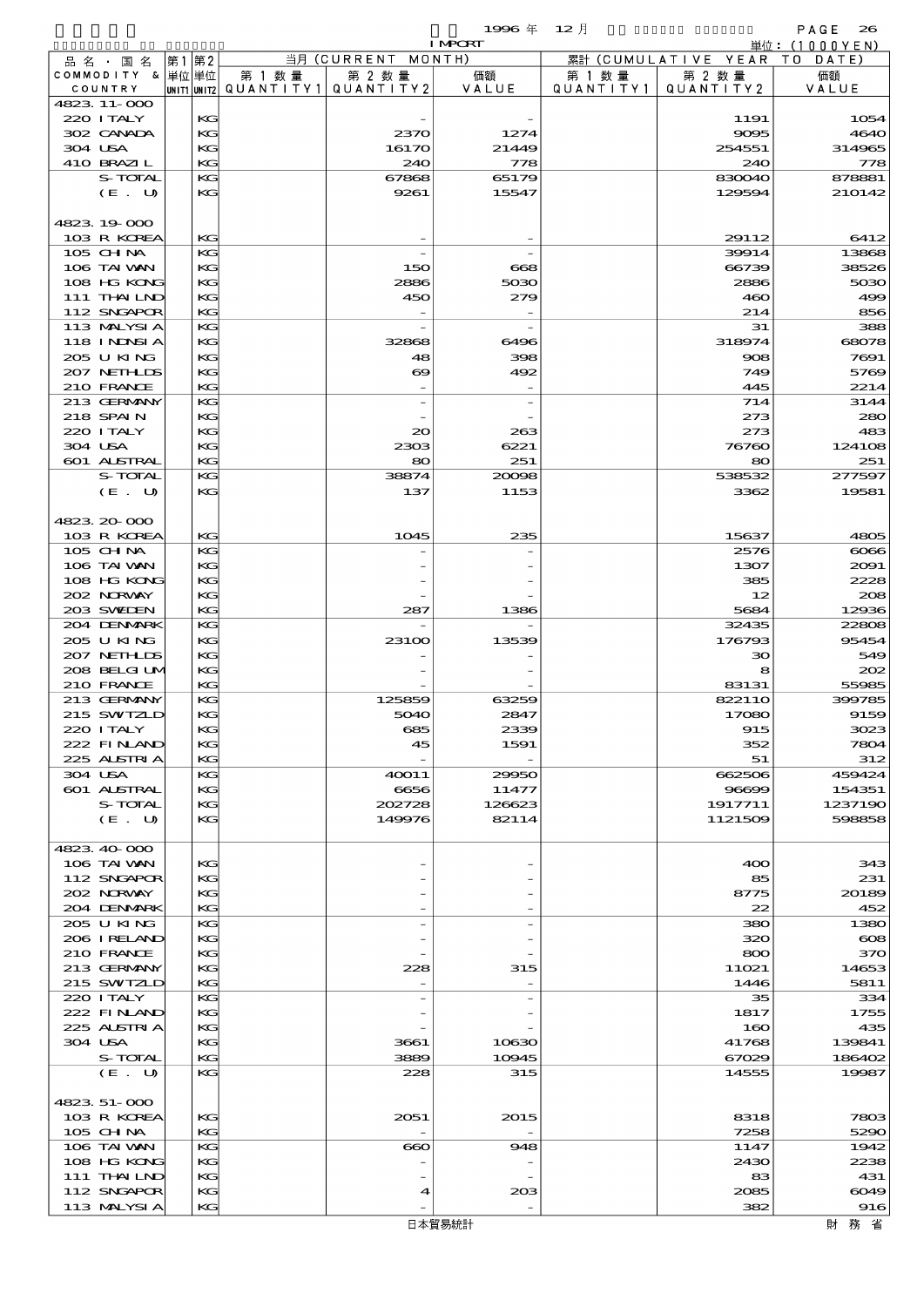1996年 12月 IMPORT 単位：(1000YEN)

| 品名・国名 COMMODITY & COUNTRY | 第1 単位 UNIT1 | 第2 単位 UNIT2 | 当月 (CURRENT MONTH) 第1数量 QUANTITY1 | 第2数量 QUANTITY2 | 価額 VALUE | 累計 (CUMULATIVE YEAR TO DATE) 第1数量 QUANTITY1 | 第2数量 QUANTITY2 | 価額 VALUE |
|---|---|---|---|---|---|---|---|---|
| 4823.11-000 | | | | | | | | |
| 220 ITALY | | KG | | - | - | | 1191 | 1054 |
| 302 CANADA | | KG | | 2370 | 1274 | | 9095 | 4640 |
| 304 USA | | KG | | 16170 | 21449 | | 254551 | 314965 |
| 410 BRAZIL | | KG | | 240 | 778 | | 240 | 778 |
| S-TOTAL | | KG | | 67868 | 65179 | | 830040 | 878881 |
| (E. U) | | KG | | 9261 | 15547 | | 129594 | 210142 |
| 4823.19-000 | | | | | | | | |
| 103 R KOREA | | KG | | - | - | | 29112 | 6412 |
| 105 CHINA | | KG | | - | - | | 39914 | 13868 |
| 106 TAIWAN | | KG | | 150 | 668 | | 66739 | 38526 |
| 108 HG KONG | | KG | | 2886 | 5030 | | 2886 | 5030 |
| 111 THAILND | | KG | | 450 | 279 | | 460 | 499 |
| 112 SNGAPOR | | KG | | - | - | | 214 | 856 |
| 113 MALYSIA | | KG | | - | - | | 31 | 388 |
| 118 INDNSIA | | KG | | 32868 | 6496 | | 318974 | 68078 |
| 205 U KING | | KG | | 48 | 398 | | 908 | 7691 |
| 207 NETHLDS | | KG | | 69 | 492 | | 749 | 5769 |
| 210 FRANCE | | KG | | - | - | | 445 | 2214 |
| 213 GERMANY | | KG | | - | - | | 714 | 3144 |
| 218 SPAIN | | KG | | - | - | | 273 | 280 |
| 220 ITALY | | KG | | 20 | 263 | | 273 | 483 |
| 304 USA | | KG | | 2303 | 6221 | | 76760 | 124108 |
| 601 AUSTRAL | | KG | | 80 | 251 | | 80 | 251 |
| S-TOTAL | | KG | | 38874 | 20098 | | 538532 | 277597 |
| (E. U) | | KG | | 137 | 1153 | | 3362 | 19581 |
| 4823.20-000 | | | | | | | | |
| 103 R KOREA | | KG | | 1045 | 235 | | 15637 | 4805 |
| 105 CHINA | | KG | | - | - | | 2576 | 6066 |
| 106 TAIWAN | | KG | | - | - | | 1307 | 2091 |
| 108 HG KONG | | KG | | - | - | | 385 | 2228 |
| 202 NORWAY | | KG | | - | - | | 12 | 208 |
| 203 SWEDEN | | KG | | 287 | 1386 | | 5684 | 12936 |
| 204 DENMARK | | KG | | - | - | | 32435 | 22808 |
| 205 U KING | | KG | | 23100 | 13539 | | 176793 | 95454 |
| 207 NETHLDS | | KG | | - | - | | 30 | 549 |
| 208 BELGIUM | | KG | | - | - | | 8 | 202 |
| 210 FRANCE | | KG | | - | - | | 83131 | 55985 |
| 213 GERMANY | | KG | | 125859 | 63259 | | 822110 | 399785 |
| 215 SWITZLD | | KG | | 5040 | 2847 | | 17080 | 9159 |
| 220 ITALY | | KG | | 685 | 2339 | | 915 | 3023 |
| 222 FINLAND | | KG | | 45 | 1591 | | 352 | 7804 |
| 225 AUSTRIA | | KG | | - | - | | 51 | 312 |
| 304 USA | | KG | | 40011 | 29950 | | 662506 | 459424 |
| 601 AUSTRAL | | KG | | 6656 | 11477 | | 96699 | 154351 |
| S-TOTAL | | KG | | 202728 | 126623 | | 1917711 | 1237190 |
| (E. U) | | KG | | 149976 | 82114 | | 1121509 | 598858 |
| 4823.40-000 | | | | | | | | |
| 106 TAIWAN | | KG | | - | - | | 400 | 343 |
| 112 SNGAPOR | | KG | | - | - | | 85 | 231 |
| 202 NORWAY | | KG | | - | - | | 8775 | 20189 |
| 204 DENMARK | | KG | | - | - | | 22 | 452 |
| 205 U KING | | KG | | - | - | | 380 | 1380 |
| 206 IRELAND | | KG | | - | - | | 320 | 608 |
| 210 FRANCE | | KG | | - | - | | 800 | 370 |
| 213 GERMANY | | KG | | 228 | 315 | | 11021 | 14653 |
| 215 SWITZLD | | KG | | - | - | | 1446 | 5811 |
| 220 ITALY | | KG | | - | - | | 35 | 334 |
| 222 FINLAND | | KG | | - | - | | 1817 | 1755 |
| 225 AUSTRIA | | KG | | - | - | | 160 | 435 |
| 304 USA | | KG | | 3661 | 10630 | | 41768 | 139841 |
| S-TOTAL | | KG | | 3889 | 10945 | | 67029 | 186402 |
| (E. U) | | KG | | 228 | 315 | | 14555 | 19987 |
| 4823.51-000 | | | | | | | | |
| 103 R KOREA | | KG | | 2051 | 2015 | | 8318 | 7803 |
| 105 CHINA | | KG | | - | - | | 7258 | 5290 |
| 106 TAIWAN | | KG | | 660 | 948 | | 1147 | 1942 |
| 108 HG KONG | | KG | | - | - | | 2430 | 2238 |
| 111 THAILND | | KG | | - | - | | 83 | 431 |
| 112 SNGAPOR | | KG | | 4 | 203 | | 2085 | 6049 |
| 113 MALYSIA | | KG | | - | - | | 382 | 916 |

日本貿易統計　財務省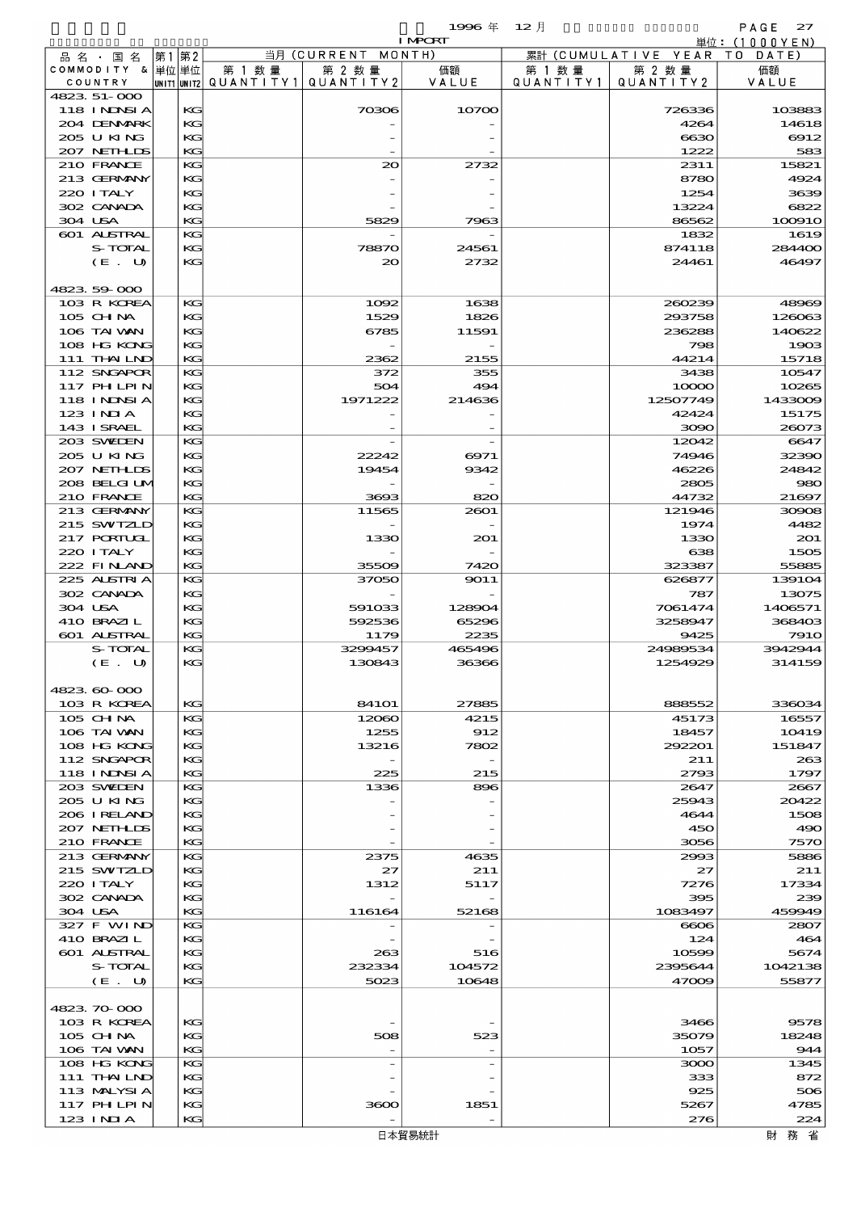1996 年 12 月 IMPORT 単位：(1000YEN)

| 品名・国名 COMMODITY & COUNTRY | 第1 単位 UNIT1 | 第2 単位 UNIT2 | 当月 (CURRENT MONTH) 第1数量 QUANTITY1 | 第2数量 QUANTITY2 | 価額 VALUE | 累計 (CUMULATIVE YEAR TO DATE) 第1数量 QUANTITY1 | 第2数量 QUANTITY2 | 価額 VALUE |
|---|---|---|---|---|---|---|---|---|
| 4823.51-000 | | | | | | | | |
| 118 INDNSIA | | KG | | 70306 | 10700 | | 726336 | 103883 |
| 204 DENMARK | | KG | | - | - | | 4264 | 14618 |
| 205 U KING | | KG | | - | - | | 6630 | 6912 |
| 207 NETHLDS | | KG | | - | - | | 1222 | 583 |
| 210 FRANCE | | KG | | 20 | 2732 | | 2311 | 15821 |
| 213 GERMANY | | KG | | - | - | | 8780 | 4924 |
| 220 ITALY | | KG | | - | - | | 1254 | 3639 |
| 302 CANADA | | KG | | - | - | | 13224 | 6822 |
| 304 USA | | KG | | 5829 | 7963 | | 86562 | 100910 |
| 601 AUSTRAL | | KG | | - | - | | 1832 | 1619 |
| S-TOTAL | | KG | | 78870 | 24561 | | 874118 | 284400 |
| (E. U) | | KG | | 20 | 2732 | | 24461 | 46497 |
| 4823.59-000 | | | | | | | | |
| 103 R KOREA | | KG | | 1092 | 1638 | | 260239 | 48969 |
| 105 CHINA | | KG | | 1529 | 1826 | | 293758 | 126063 |
| 106 TAIWAN | | KG | | 6785 | 11591 | | 236288 | 140622 |
| 108 HG KONG | | KG | | - | - | | 798 | 1903 |
| 111 THAILND | | KG | | 2362 | 2155 | | 44214 | 15718 |
| 112 SNGAPOR | | KG | | 372 | 355 | | 3438 | 10547 |
| 117 PHILPIN | | KG | | 504 | 494 | | 10000 | 10265 |
| 118 INDNSIA | | KG | | 1971222 | 214636 | | 12507749 | 1433009 |
| 123 INDIA | | KG | | - | - | | 42424 | 15175 |
| 143 ISRAEL | | KG | | - | - | | 3090 | 26073 |
| 203 SWEDEN | | KG | | - | - | | 12042 | 6647 |
| 205 U KING | | KG | | 22242 | 6971 | | 74946 | 32390 |
| 207 NETHLDS | | KG | | 19454 | 9342 | | 46226 | 24842 |
| 208 BELGIUM | | KG | | - | - | | 2805 | 980 |
| 210 FRANCE | | KG | | 3693 | 820 | | 44732 | 21697 |
| 213 GERMANY | | KG | | 11565 | 2601 | | 121946 | 30908 |
| 215 SWITZLD | | KG | | - | - | | 1974 | 4482 |
| 217 PORTUGL | | KG | | 1330 | 201 | | 1330 | 201 |
| 220 ITALY | | KG | | - | - | | 638 | 1505 |
| 222 FINLAND | | KG | | 35509 | 7420 | | 323387 | 55885 |
| 225 AUSTRIA | | KG | | 37050 | 9011 | | 626877 | 139104 |
| 302 CANADA | | KG | | - | - | | 787 | 13075 |
| 304 USA | | KG | | 591033 | 128904 | | 7061474 | 1406571 |
| 410 BRAZIL | | KG | | 592536 | 65296 | | 3258947 | 368403 |
| 601 AUSTRAL | | KG | | 1179 | 2235 | | 9425 | 7910 |
| S-TOTAL | | KG | | 3299457 | 465496 | | 24989534 | 3942944 |
| (E. U) | | KG | | 130843 | 36366 | | 1254929 | 314159 |
| 4823.60-000 | | | | | | | | |
| 103 R KOREA | | KG | | 84101 | 27885 | | 888552 | 336034 |
| 105 CHINA | | KG | | 12060 | 4215 | | 45173 | 16557 |
| 106 TAIWAN | | KG | | 1255 | 912 | | 18457 | 10419 |
| 108 HG KONG | | KG | | 13216 | 7802 | | 292201 | 151847 |
| 112 SNGAPOR | | KG | | - | - | | 211 | 263 |
| 118 INDNSIA | | KG | | 225 | 215 | | 2793 | 1797 |
| 203 SWEDEN | | KG | | 1336 | 896 | | 2647 | 2667 |
| 205 U KING | | KG | | - | - | | 25943 | 20422 |
| 206 IRELAND | | KG | | - | - | | 4644 | 1508 |
| 207 NETHLDS | | KG | | - | - | | 450 | 490 |
| 210 FRANCE | | KG | | - | - | | 3056 | 7570 |
| 213 GERMANY | | KG | | 2375 | 4635 | | 2993 | 5886 |
| 215 SWITZLD | | KG | | 27 | 211 | | 27 | 211 |
| 220 ITALY | | KG | | 1312 | 5117 | | 7276 | 17334 |
| 302 CANADA | | KG | | - | - | | 395 | 239 |
| 304 USA | | KG | | 116164 | 52168 | | 1083497 | 459949 |
| 327 F WIND | | KG | | - | - | | 6606 | 2807 |
| 410 BRAZIL | | KG | | - | - | | 124 | 464 |
| 601 AUSTRAL | | KG | | 263 | 516 | | 10599 | 5674 |
| S-TOTAL | | KG | | 232334 | 104572 | | 2395644 | 1042138 |
| (E. U) | | KG | | 5023 | 10648 | | 47009 | 55877 |
| 4823.70-000 | | | | | | | | |
| 103 R KOREA | | KG | | - | - | | 3466 | 9578 |
| 105 CHINA | | KG | | 508 | 523 | | 35079 | 18248 |
| 106 TAIWAN | | KG | | - | - | | 1057 | 944 |
| 108 HG KONG | | KG | | - | - | | 3000 | 1345 |
| 111 THAILND | | KG | | - | - | | 333 | 872 |
| 113 MALYSIA | | KG | | - | - | | 925 | 506 |
| 117 PHILPIN | | KG | | 3600 | 1851 | | 5267 | 4785 |
| 123 INDIA | | KG | | - | - | | 276 | 224 |

日本貿易統計　財務省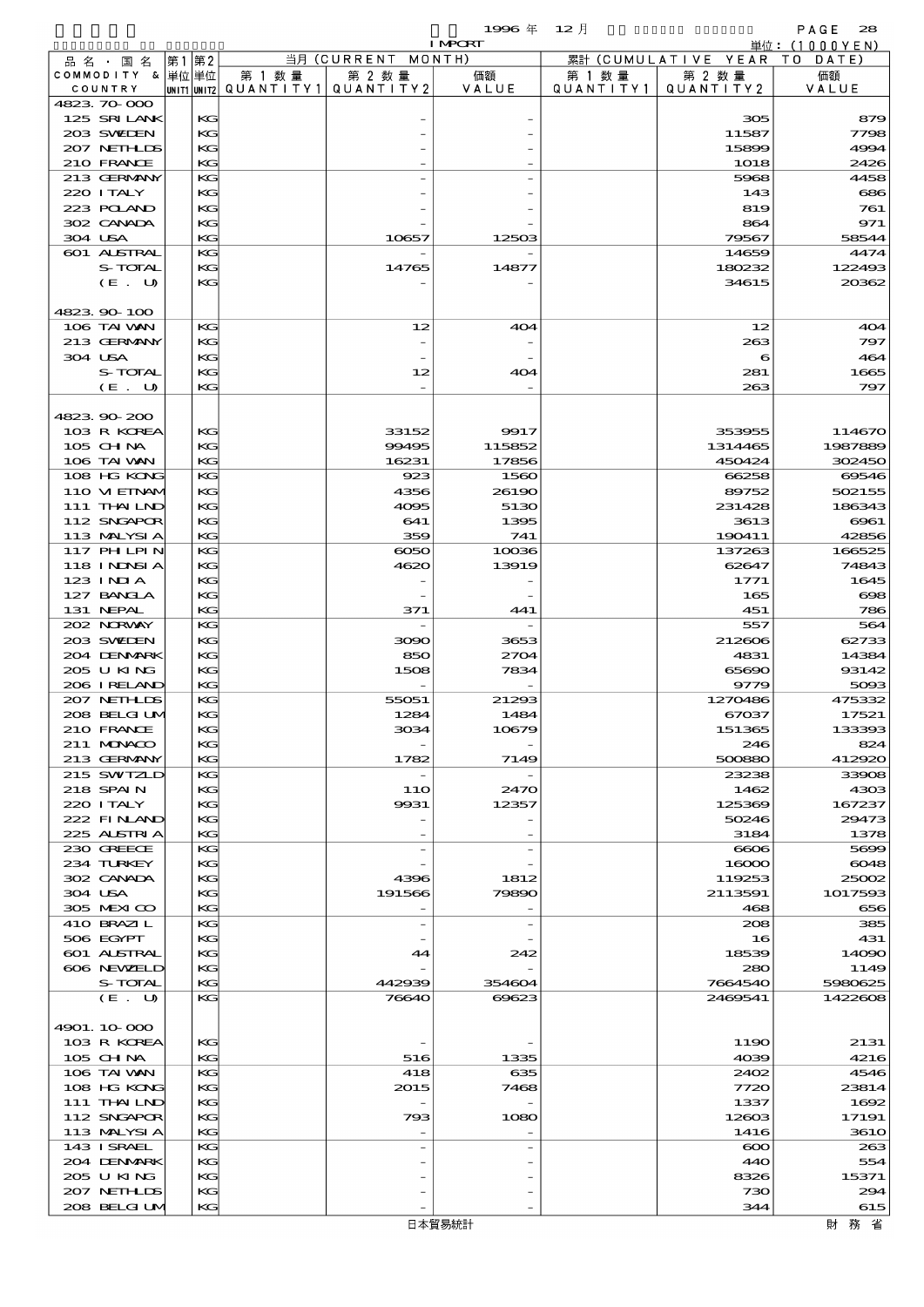1996 年 12 月 IMPORT 単位：(1000YEN)

| 品名・国名 COMMODITY & COUNTRY | 第1 単位 UNIT1 | 第2 単位 UNIT2 | 当月 (CURRENT MONTH) 第1数量 QUANTITY1 | 第2数量 QUANTITY2 | 価額 VALUE | 累計 (CUMULATIVE YEAR TO DATE) 第1数量 QUANTITY1 | 第2数量 QUANTITY2 | 価額 VALUE |
|---|---|---|---|---|---|---|---|---|
| 4823.70-000 | | | | | | | | |
| 125 SRI LANK | | KG | | - | - | | 305 | 879 |
| 203 SWEDEN | | KG | | - | - | | 11587 | 7798 |
| 207 NETHLDS | | KG | | - | - | | 15899 | 4994 |
| 210 FRANCE | | KG | | - | - | | 1018 | 2426 |
| 213 GERMANY | | KG | | - | - | | 5968 | 4458 |
| 220 ITALY | | KG | | - | - | | 143 | 686 |
| 223 POLAND | | KG | | - | - | | 819 | 761 |
| 302 CANADA | | KG | | - | - | | 864 | 971 |
| 304 USA | | KG | | 10657 | 12503 | | 79567 | 58544 |
| 601 AUSTRAL | | KG | | - | - | | 14659 | 4474 |
| S-TOTAL | | KG | | 14765 | 14877 | | 180232 | 122493 |
| (E. U) | | KG | | - | - | | 34615 | 20362 |
| 4823.90-100 | | | | | | | | |
| 106 TAIWAN | | KG | | 12 | 404 | | 12 | 404 |
| 213 GERMANY | | KG | | - | - | | 263 | 797 |
| 304 USA | | KG | | - | - | | 6 | 464 |
| S-TOTAL | | KG | | 12 | 404 | | 281 | 1665 |
| (E. U) | | KG | | - | - | | 263 | 797 |
| 4823.90-200 | | | | | | | | |
| 103 R KOREA | | KG | | 33152 | 9917 | | 353955 | 114670 |
| 105 CHINA | | KG | | 99495 | 115852 | | 1314465 | 1987889 |
| 106 TAIWAN | | KG | | 16231 | 17856 | | 450424 | 302450 |
| 108 HG KONG | | KG | | 923 | 1560 | | 66258 | 69546 |
| 110 VIETNAM | | KG | | 4356 | 26190 | | 89752 | 502155 |
| 111 THAILND | | KG | | 4095 | 5130 | | 231428 | 186343 |
| 112 SNGAPOR | | KG | | 641 | 1395 | | 3613 | 6961 |
| 113 MALYSIA | | KG | | 359 | 741 | | 190411 | 42856 |
| 117 PHILPIN | | KG | | 6050 | 10036 | | 137263 | 166525 |
| 118 INDNSIA | | KG | | 4620 | 13919 | | 62647 | 74843 |
| 123 INDIA | | KG | | - | - | | 1771 | 1645 |
| 127 BANGLA | | KG | | - | - | | 165 | 698 |
| 131 NEPAL | | KG | | 371 | 441 | | 451 | 786 |
| 202 NORWAY | | KG | | - | - | | 557 | 564 |
| 203 SWEDEN | | KG | | 3090 | 3653 | | 212606 | 62733 |
| 204 DENMARK | | KG | | 850 | 2704 | | 4831 | 14384 |
| 205 U KING | | KG | | 1508 | 7834 | | 65690 | 93142 |
| 206 IRELAND | | KG | | - | - | | 9779 | 5093 |
| 207 NETHLDS | | KG | | 55051 | 21293 | | 1270486 | 475332 |
| 208 BELGIUM | | KG | | 1284 | 1484 | | 67037 | 17521 |
| 210 FRANCE | | KG | | 3034 | 10679 | | 151365 | 133393 |
| 211 MONACO | | KG | | - | - | | 246 | 824 |
| 213 GERMANY | | KG | | 1782 | 7149 | | 500880 | 412920 |
| 215 SWITZLD | | KG | | - | - | | 23238 | 33908 |
| 218 SPAIN | | KG | | 110 | 2470 | | 1462 | 4303 |
| 220 ITALY | | KG | | 9931 | 12357 | | 125369 | 167237 |
| 222 FINLAND | | KG | | - | - | | 50246 | 29473 |
| 225 AUSTRIA | | KG | | - | - | | 3184 | 1378 |
| 230 GREECE | | KG | | - | - | | 6606 | 5699 |
| 234 TURKEY | | KG | | - | - | | 16000 | 6048 |
| 302 CANADA | | KG | | 4396 | 1812 | | 119253 | 25002 |
| 304 USA | | KG | | 191566 | 79890 | | 2113591 | 1017593 |
| 305 MEXICO | | KG | | - | - | | 468 | 656 |
| 410 BRAZIL | | KG | | - | - | | 208 | 385 |
| 506 EGYPT | | KG | | - | - | | 16 | 431 |
| 601 AUSTRAL | | KG | | 44 | 242 | | 18539 | 14090 |
| 606 NEWZELD | | KG | | - | - | | 280 | 1149 |
| S-TOTAL | | KG | | 442939 | 354604 | | 7664540 | 5980625 |
| (E. U) | | KG | | 76640 | 69623 | | 2469541 | 1422608 |
| 4901.10-000 | | | | | | | | |
| 103 R KOREA | | KG | | - | - | | 1190 | 2131 |
| 105 CHINA | | KG | | 516 | 1335 | | 4039 | 4216 |
| 106 TAIWAN | | KG | | 418 | 635 | | 2402 | 4546 |
| 108 HG KONG | | KG | | 2015 | 7468 | | 7720 | 23814 |
| 111 THAILND | | KG | | - | - | | 1337 | 1692 |
| 112 SNGAPOR | | KG | | 793 | 1080 | | 12603 | 17191 |
| 113 MALYSIA | | KG | | - | - | | 1416 | 3610 |
| 143 ISRAEL | | KG | | - | - | | 600 | 263 |
| 204 DENMARK | | KG | | - | - | | 440 | 554 |
| 205 U KING | | KG | | - | - | | 8326 | 15371 |
| 207 NETHLDS | | KG | | - | - | | 730 | 294 |
| 208 BELGIUM | | KG | | - | - | | 344 | 615 |

日本貿易統計　財務省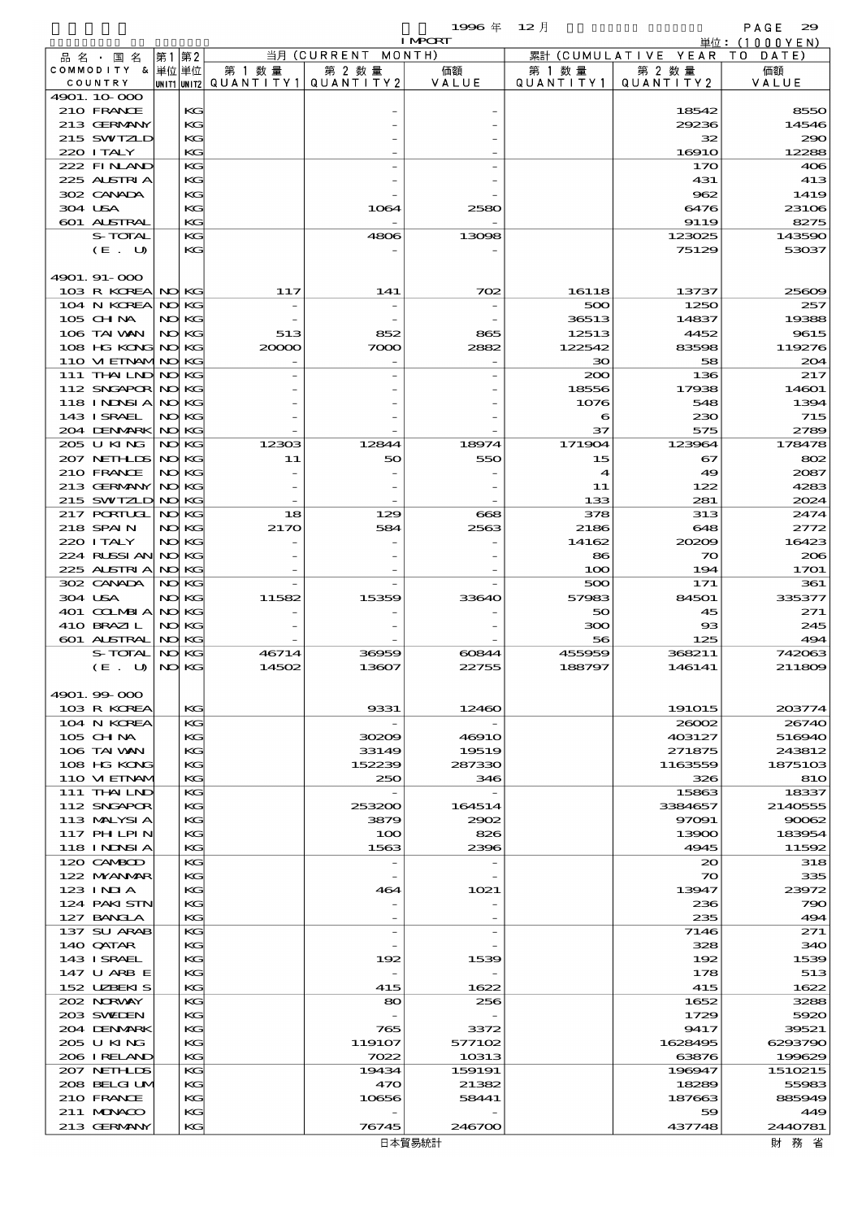1996 年 12 月 IMPORT

単位：(1000YEN)

| 品名・国名 COMMODITY & COUNTRY | 第1 単位 UNIT1 | 第2 単位 UNIT2 | 当月 (CURRENT MONTH) 第1数量 QUANTITY1 | 第2数量 QUANTITY2 | 価額 VALUE | 累計 (CUMULATIVE YEAR TO DATE) 第1数量 QUANTITY1 | 第2数量 QUANTITY2 | 価額 VALUE |
|---|---|---|---|---|---|---|---|---|
| 4901.10-000 | | | | | | | | |
| 210 FRANCE | | KG | | - | - | | 18542 | 8550 |
| 213 GERMANY | | KG | | - | - | | 29236 | 14546 |
| 215 SWITZLD | | KG | | - | - | | 32 | 290 |
| 220 ITALY | | KG | | - | - | | 16910 | 12288 |
| 222 FINLAND | | KG | | - | - | | 170 | 406 |
| 225 AUSTRIA | | KG | | - | - | | 431 | 413 |
| 302 CANADA | | KG | | - | - | | 962 | 1419 |
| 304 USA | | KG | | 1064 | 2580 | | 6476 | 23106 |
| 601 AUSTRAL | | KG | | - | - | | 9119 | 8275 |
| S-TOTAL | | KG | | 4806 | 13098 | | 123025 | 143590 |
| (E. U) | | KG | | - | - | | 75129 | 53037 |
| 4901.91-000 | | | | | | | | |
| 103 R KOREA | NO | KG | 117 | 141 | 702 | 16118 | 13737 | 25609 |
| 104 N KOREA | NO | KG | - | - | - | 500 | 1250 | 257 |
| 105 CHINA | NO | KG | - | - | - | 36513 | 14837 | 19388 |
| 106 TAIWAN | NO | KG | 513 | 852 | 865 | 12513 | 4452 | 9615 |
| 108 HG KONG | NO | KG | 20000 | 7000 | 2882 | 122542 | 83598 | 119276 |
| 110 VIETNAM | NO | KG | - | - | - | 30 | 58 | 204 |
| 111 THAILND | NO | KG | - | - | - | 200 | 136 | 217 |
| 112 SNGAPOR | NO | KG | - | - | - | 18556 | 17938 | 14601 |
| 118 INDNSIA | NO | KG | - | - | - | 1076 | 548 | 1394 |
| 143 ISRAEL | NO | KG | - | - | - | 6 | 230 | 715 |
| 204 DENMARK | NO | KG | - | - | - | 37 | 575 | 2789 |
| 205 U KING | NO | KG | 12303 | 12844 | 18974 | 171904 | 123964 | 178478 |
| 207 NETHLDS | NO | KG | 11 | 50 | 550 | 15 | 67 | 802 |
| 210 FRANCE | NO | KG | - | - | - | 4 | 49 | 2087 |
| 213 GERMANY | NO | KG | - | - | - | 11 | 122 | 4283 |
| 215 SWITZLD | NO | KG | - | - | - | 133 | 281 | 2024 |
| 217 PORTUGL | NO | KG | 18 | 129 | 668 | 378 | 313 | 2474 |
| 218 SPAIN | NO | KG | 2170 | 584 | 2563 | 2186 | 648 | 2772 |
| 220 ITALY | NO | KG | - | - | - | 14162 | 20209 | 16423 |
| 224 RUSSIAN | NO | KG | - | - | - | 86 | 70 | 206 |
| 225 AUSTRIA | NO | KG | - | - | - | 100 | 194 | 1701 |
| 302 CANADA | NO | KG | - | - | - | 500 | 171 | 361 |
| 304 USA | NO | KG | 11582 | 15359 | 33640 | 57983 | 84501 | 335377 |
| 401 COLMBIA | NO | KG | - | - | - | 50 | 45 | 271 |
| 410 BRAZIL | NO | KG | - | - | - | 300 | 93 | 245 |
| 601 AUSTRAL | NO | KG | - | - | - | 56 | 125 | 494 |
| S-TOTAL | NO | KG | 46714 | 36959 | 60844 | 455959 | 368211 | 742063 |
| (E. U) | NO | KG | 14502 | 13607 | 22755 | 188797 | 146141 | 211809 |
| 4901.99-000 | | | | | | | | |
| 103 R KOREA | | KG | | 9331 | 12460 | | 191015 | 203774 |
| 104 N KOREA | | KG | | - | - | | 26002 | 26740 |
| 105 CHINA | | KG | | 30209 | 46910 | | 403127 | 516940 |
| 106 TAIWAN | | KG | | 33149 | 19519 | | 271875 | 243812 |
| 108 HG KONG | | KG | | 152239 | 287330 | | 1163559 | 1875103 |
| 110 VIETNAM | | KG | | 250 | 346 | | 326 | 810 |
| 111 THAILND | | KG | | - | - | | 15863 | 18337 |
| 112 SNGAPOR | | KG | | 253200 | 164514 | | 3384657 | 2140555 |
| 113 MALYSIA | | KG | | 3879 | 2902 | | 97091 | 90062 |
| 117 PHLPIN | | KG | | 100 | 826 | | 13900 | 183954 |
| 118 INDNSIA | | KG | | 1563 | 2396 | | 4945 | 11592 |
| 120 CAMBOD | | KG | | - | - | | 20 | 318 |
| 122 MYANMAR | | KG | | - | - | | 70 | 335 |
| 123 INDIA | | KG | | 464 | 1021 | | 13947 | 23972 |
| 124 PAKISTN | | KG | | - | - | | 236 | 790 |
| 127 BANGLA | | KG | | - | - | | 235 | 494 |
| 137 SU ARAB | | KG | | - | - | | 7146 | 271 |
| 140 QATAR | | KG | | - | - | | 328 | 340 |
| 143 ISRAEL | | KG | | 192 | 1539 | | 192 | 1539 |
| 147 U ARB E | | KG | | - | - | | 178 | 513 |
| 152 UZBEKIS | | KG | | 415 | 1622 | | 415 | 1622 |
| 202 NORWAY | | KG | | 80 | 256 | | 1652 | 3288 |
| 203 SWEDEN | | KG | | - | - | | 1729 | 5920 |
| 204 DENMARK | | KG | | 765 | 3372 | | 9417 | 39521 |
| 205 U KING | | KG | | 119107 | 577102 | | 1628495 | 6293790 |
| 206 IRELAND | | KG | | 7022 | 10313 | | 63876 | 199629 |
| 207 NETHLDS | | KG | | 19434 | 159191 | | 196947 | 1510215 |
| 208 BELGIUM | | KG | | 470 | 21382 | | 18289 | 55983 |
| 210 FRANCE | | KG | | 10656 | 58441 | | 187663 | 885949 |
| 211 MONACO | | KG | | - | - | | 59 | 449 |
| 213 GERMANY | | KG | | 76745 | 246700 | | 437748 | 2440781 |

日本貿易統計　財務省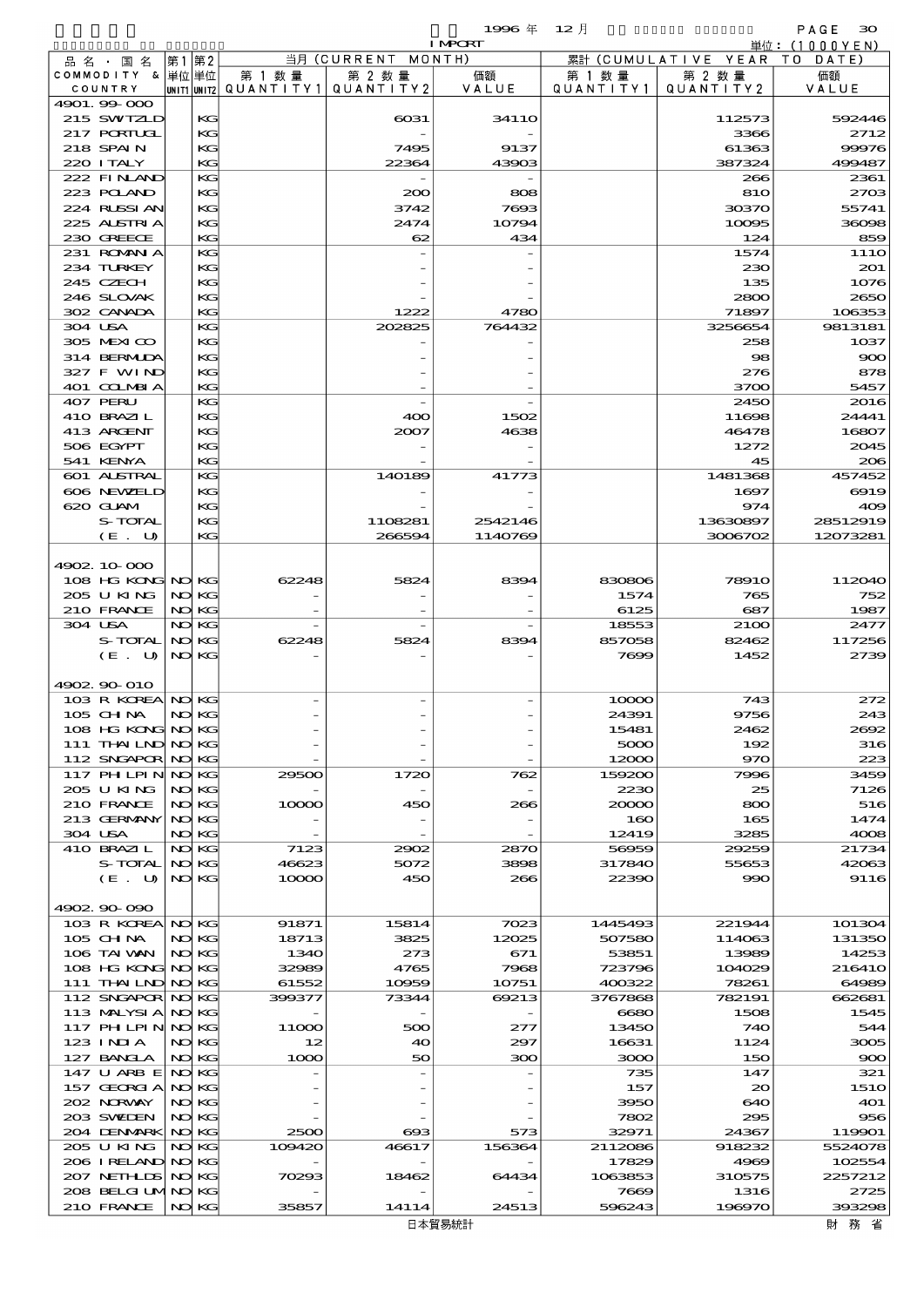1996 年 12 月

IMPORT

単位：(1000YEN)

| 品名・国名 COMMODITY & COUNTRY | 第1 単位 UNIT1 | 第2 単位 UNIT2 | 当月 (CURRENT MONTH) 第1数量 QUANTITY1 | 第2数量 QUANTITY2 | 価額 VALUE | 累計 (CUMULATIVE YEAR TO DATE) 第1数量 QUANTITY1 | 第2数量 QUANTITY2 | 価額 VALUE |
|---|---|---|---|---|---|---|---|---|
| 4901.99-000 | | | | | | | | |
| 215 SWTZLD | | KG | | 6031 | 34110 | | 112573 | 592446 |
| 217 PORTUGL | | KG | | - | - | | 3366 | 2712 |
| 218 SPAIN | | KG | | 7495 | 9137 | | 61363 | 99976 |
| 220 ITALY | | KG | | 22364 | 43903 | | 387324 | 499487 |
| 222 FINLAND | | KG | | - | - | | 266 | 2361 |
| 223 POLAND | | KG | | 200 | 808 | | 810 | 2703 |
| 224 RUSSIAN | | KG | | 3742 | 7693 | | 30370 | 55741 |
| 225 AUSTRIA | | KG | | 2474 | 10794 | | 10095 | 36098 |
| 230 GREECE | | KG | | 62 | 434 | | 124 | 859 |
| 231 ROMANIA | | KG | | - | - | | 1574 | 1110 |
| 234 TURKEY | | KG | | - | - | | 230 | 201 |
| 245 CZECH | | KG | | - | - | | 135 | 1076 |
| 246 SLOVAK | | KG | | - | - | | 2800 | 2650 |
| 302 CANADA | | KG | | 1222 | 4780 | | 71897 | 106353 |
| 304 USA | | KG | | 202825 | 764432 | | 3256654 | 9813181 |
| 305 MEXICO | | KG | | - | - | | 258 | 1037 |
| 314 BERMUDA | | KG | | - | - | | 98 | 900 |
| 327 F WIND | | KG | | - | - | | 276 | 878 |
| 401 COLMBIA | | KG | | - | - | | 3700 | 5457 |
| 407 PERU | | KG | | - | - | | 2450 | 2016 |
| 410 BRAZIL | | KG | | 400 | 1502 | | 11698 | 24441 |
| 413 ARGENT | | KG | | 2007 | 4638 | | 46478 | 16807 |
| 506 EGYPT | | KG | | - | - | | 1272 | 2045 |
| 541 KENYA | | KG | | - | - | | 45 | 206 |
| 601 AUSTRAL | | KG | | 140189 | 41773 | | 1481368 | 457452 |
| 606 NEWZELD | | KG | | - | - | | 1697 | 6919 |
| 620 GUAM | | KG | | - | - | | 974 | 409 |
| S-TOTAL | | KG | | 1108281 | 2542146 | | 13630897 | 28512919 |
| (E. U) | | KG | | 266594 | 1140769 | | 3006702 | 12073281 |
| 4902.10-000 | | | | | | | | |
| 108 HG KONG | NO | KG | 62248 | 5824 | 8394 | 830806 | 78910 | 112040 |
| 205 U KING | NO | KG | - | - | - | 1574 | 765 | 752 |
| 210 FRANCE | NO | KG | - | - | - | 6125 | 687 | 1987 |
| 304 USA | NO | KG | - | - | - | 18553 | 2100 | 2477 |
| S-TOTAL | NO | KG | 62248 | 5824 | 8394 | 857058 | 82462 | 117256 |
| (E. U) | NO | KG | - | - | - | 7699 | 1452 | 2739 |
| 4902.90-010 | | | | | | | | |
| 103 R KOREA | NO | KG | - | - | - | 10000 | 743 | 272 |
| 105 CHINA | NO | KG | - | - | - | 24391 | 9756 | 243 |
| 108 HG KONG | NO | KG | - | - | - | 15481 | 2462 | 2692 |
| 111 THAILND | NO | KG | - | - | - | 5000 | 192 | 316 |
| 112 SNGAPOR | NO | KG | - | - | - | 12000 | 970 | 223 |
| 117 PHILPIN | NO | KG | 29500 | 1720 | 762 | 159200 | 7996 | 3459 |
| 205 U KING | NO | KG | - | - | - | 2230 | 25 | 7126 |
| 210 FRANCE | NO | KG | 10000 | 450 | 266 | 20000 | 800 | 516 |
| 213 GERMANY | NO | KG | - | - | - | 160 | 165 | 1474 |
| 304 USA | NO | KG | - | - | - | 12419 | 3285 | 4008 |
| 410 BRAZIL | NO | KG | 7123 | 2902 | 2870 | 56959 | 29259 | 21734 |
| S-TOTAL | NO | KG | 46623 | 5072 | 3898 | 317840 | 55653 | 42063 |
| (E. U) | NO | KG | 10000 | 450 | 266 | 22390 | 990 | 9116 |
| 4902.90-090 | | | | | | | | |
| 103 R KOREA | NO | KG | 91871 | 15814 | 7023 | 1445493 | 221944 | 101304 |
| 105 CHINA | NO | KG | 18713 | 3825 | 12025 | 507580 | 114063 | 131350 |
| 106 TAIWAN | NO | KG | 1340 | 273 | 671 | 53851 | 13989 | 14253 |
| 108 HG KONG | NO | KG | 32989 | 4765 | 7968 | 723796 | 104029 | 216410 |
| 111 THAILND | NO | KG | 61552 | 10959 | 10751 | 400322 | 78261 | 64989 |
| 112 SNGAPOR | NO | KG | 399377 | 73344 | 69213 | 3767868 | 782191 | 662681 |
| 113 MALYSIA | NO | KG | - | - | - | 6680 | 1508 | 1545 |
| 117 PHILPIN | NO | KG | 11000 | 500 | 277 | 13450 | 740 | 544 |
| 123 INDIA | NO | KG | 12 | 40 | 297 | 16631 | 1124 | 3005 |
| 127 BANGLA | NO | KG | 1000 | 50 | 300 | 3000 | 150 | 900 |
| 147 U ARB E | NO | KG | - | - | - | 735 | 147 | 321 |
| 157 GEORGIA | NO | KG | - | - | - | 157 | 20 | 1510 |
| 202 NORWAY | NO | KG | - | - | - | 3950 | 640 | 401 |
| 203 SWEDEN | NO | KG | - | - | - | 7802 | 295 | 956 |
| 204 DENMARK | NO | KG | 2500 | 693 | 573 | 32971 | 24367 | 119901 |
| 205 U KING | NO | KG | 109420 | 46617 | 156364 | 2112086 | 918232 | 5524078 |
| 206 IRELAND | NO | KG | - | - | - | 17829 | 4969 | 102554 |
| 207 NETHLDS | NO | KG | 70293 | 18462 | 64434 | 1063853 | 310575 | 2257212 |
| 208 BELGIUM | NO | KG | - | - | - | 7669 | 1316 | 2725 |
| 210 FRANCE | NO | KG | 35857 | 14114 | 24513 | 596243 | 196970 | 393298 |

日本貿易統計　　財務省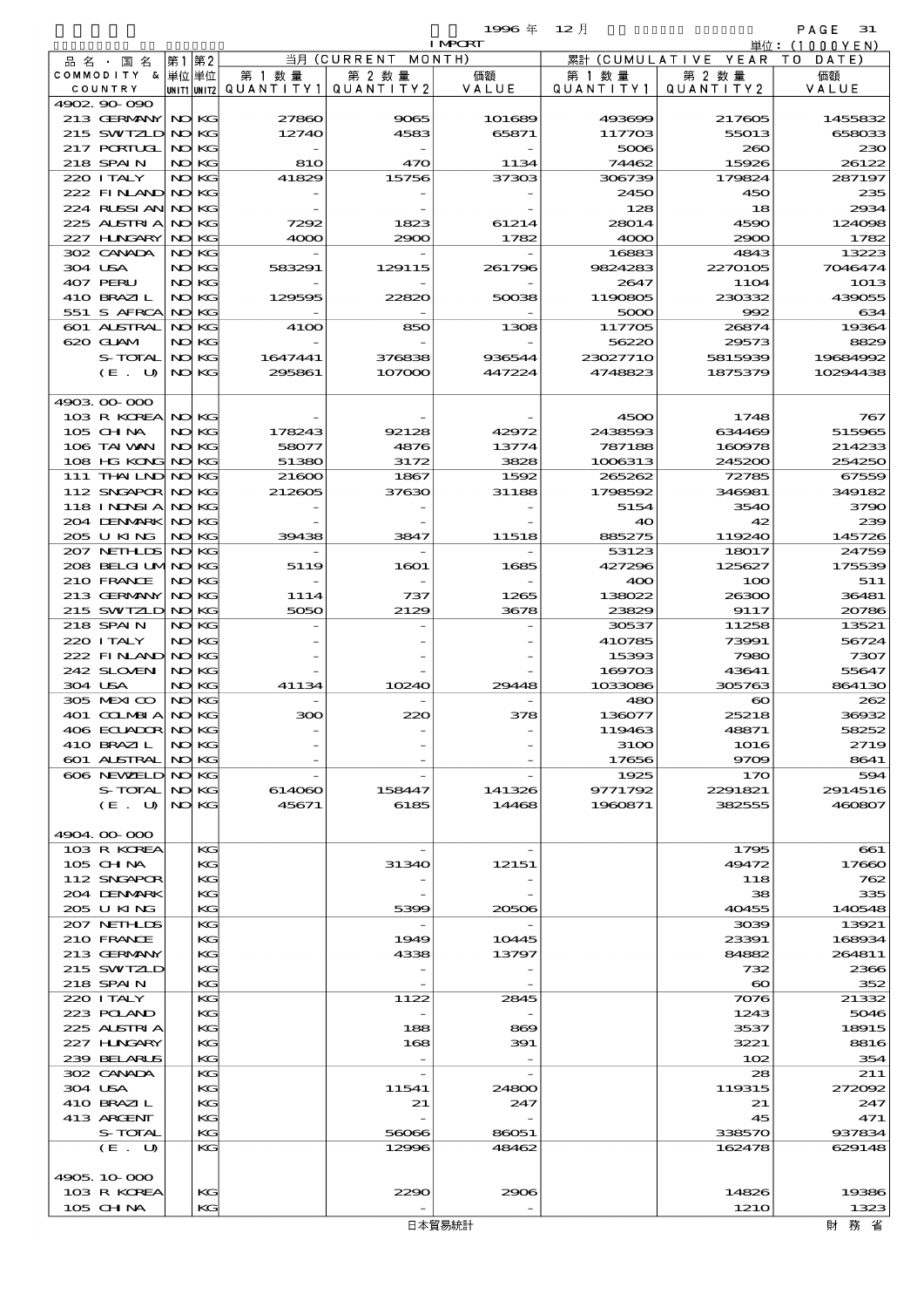1996 年 12 月

IMPORT

単位：(1000YEN)

| 品名・国名 COMMODITY & COUNTRY | 第1 単位 UNIT1 | 第2 単位 UNIT2 | 当月 (CURRENT MONTH) 第1数量 QUANTITY1 | 第2数量 QUANTITY2 | 価額 VALUE | 累計 (CUMULATIVE YEAR TO DATE) 第1数量 QUANTITY1 | 第2数量 QUANTITY2 | 価額 VALUE |
|---|---|---|---|---|---|---|---|---|
| 4902.90-090 | | | | | | | | |
| 213 GERMANY | NO | KG | 27860 | 9065 | 101689 | 493699 | 217605 | 1455832 |
| 215 SWTZLD | NO | KG | 12740 | 4583 | 65871 | 117703 | 55013 | 658033 |
| 217 PORTUGL | NO | KG | - | - | - | 5006 | 260 | 230 |
| 218 SPAIN | NO | KG | 810 | 470 | 1134 | 74462 | 15926 | 26122 |
| 220 ITALY | NO | KG | 41829 | 15756 | 37303 | 306739 | 179824 | 287197 |
| 222 FINLAND | NO | KG | - | - | - | 2450 | 450 | 235 |
| 224 RUSSIAN | NO | KG | - | - | - | 128 | 18 | 2934 |
| 225 AUSTRIA | NO | KG | 7292 | 1823 | 61214 | 28014 | 4590 | 124098 |
| 227 HUNGARY | NO | KG | 4000 | 2900 | 1782 | 4000 | 2900 | 1782 |
| 302 CANADA | NO | KG | - | - | - | 16883 | 4843 | 13223 |
| 304 USA | NO | KG | 583291 | 129115 | 261796 | 9824283 | 2270105 | 7046474 |
| 407 PERU | NO | KG | - | - | - | 2647 | 1104 | 1013 |
| 410 BRAZIL | NO | KG | 129595 | 22820 | 50038 | 1190805 | 230332 | 439055 |
| 551 S AFRCA | NO | KG | - | - | - | 5000 | 992 | 634 |
| 601 AUSTRAL | NO | KG | 4100 | 850 | 1308 | 117705 | 26874 | 19364 |
| 620 GUAM | NO | KG | - | - | - | 56220 | 29573 | 8829 |
| S-TOTAL | NO | KG | 1647441 | 376838 | 936544 | 23027710 | 5815939 | 19684992 |
| (E. U) | NO | KG | 295861 | 107000 | 447224 | 4748823 | 1875379 | 10294438 |
| 4903.00-000 | | | | | | | | |
| 103 R KOREA | NO | KG | - | - | - | 4500 | 1748 | 767 |
| 105 CHINA | NO | KG | 178243 | 92128 | 42972 | 2438593 | 634469 | 515965 |
| 106 TAIWAN | NO | KG | 58077 | 4876 | 13774 | 787188 | 160978 | 214233 |
| 108 HG KONG | NO | KG | 51380 | 3172 | 3828 | 1006313 | 245200 | 254250 |
| 111 THAILND | NO | KG | 21600 | 1867 | 1592 | 265262 | 72785 | 67559 |
| 112 SNGAPOR | NO | KG | 212605 | 37630 | 31188 | 1798592 | 346981 | 349182 |
| 118 INDNSIA | NO | KG | - | - | - | 5154 | 3540 | 3790 |
| 204 DENMARK | NO | KG | - | - | - | 40 | 42 | 239 |
| 205 U KING | NO | KG | 39438 | 3847 | 11518 | 885275 | 119240 | 145726 |
| 207 NETHLDS | NO | KG | - | - | - | 53123 | 18017 | 24759 |
| 208 BELGIUM | NO | KG | 5119 | 1601 | 1685 | 427296 | 125627 | 175539 |
| 210 FRANCE | NO | KG | - | - | - | 400 | 100 | 511 |
| 213 GERMANY | NO | KG | 1114 | 737 | 1265 | 138022 | 26300 | 36481 |
| 215 SWTZLD | NO | KG | 5050 | 2129 | 3678 | 23829 | 9117 | 20786 |
| 218 SPAIN | NO | KG | - | - | - | 30537 | 11258 | 13521 |
| 220 ITALY | NO | KG | - | - | - | 410785 | 73991 | 56724 |
| 222 FINLAND | NO | KG | - | - | - | 15393 | 7980 | 7307 |
| 242 SLOVEN | NO | KG | - | - | - | 169703 | 43641 | 55647 |
| 304 USA | NO | KG | 41134 | 10240 | 29448 | 1033086 | 305763 | 864130 |
| 305 MEXICO | NO | KG | - | - | - | 480 | 60 | 262 |
| 401 COLMBIA | NO | KG | 300 | 220 | 378 | 136077 | 25218 | 36932 |
| 406 ECUADOR | NO | KG | - | - | - | 119463 | 48871 | 58252 |
| 410 BRAZIL | NO | KG | - | - | - | 3100 | 1016 | 2719 |
| 601 AUSTRAL | NO | KG | - | - | - | 17656 | 9709 | 8641 |
| 606 NEWZELD | NO | KG | - | - | - | 1925 | 170 | 594 |
| S-TOTAL | NO | KG | 614060 | 158447 | 141326 | 9771792 | 2291821 | 2914516 |
| (E. U) | NO | KG | 45671 | 6185 | 14468 | 1960871 | 382555 | 460807 |
| 4904.00-000 | | | | | | | | |
| 103 R KOREA | | KG | | - | - | | 1795 | 661 |
| 105 CHINA | | KG | | 31340 | 12151 | | 49472 | 17660 |
| 112 SNGAPOR | | KG | | - | - | | 118 | 762 |
| 204 DENMARK | | KG | | - | - | | 38 | 335 |
| 205 U KING | | KG | | 5399 | 20506 | | 40455 | 140548 |
| 207 NETHLDS | | KG | | - | - | | 3039 | 13921 |
| 210 FRANCE | | KG | | 1949 | 10445 | | 23391 | 168934 |
| 213 GERMANY | | KG | | 4338 | 13797 | | 84882 | 264811 |
| 215 SWTZLD | | KG | | - | - | | 732 | 2366 |
| 218 SPAIN | | KG | | - | - | | 60 | 352 |
| 220 ITALY | | KG | | 1122 | 2845 | | 7076 | 21332 |
| 223 POLAND | | KG | | - | - | | 1243 | 5046 |
| 225 AUSTRIA | | KG | | 188 | 869 | | 3537 | 18915 |
| 227 HUNGARY | | KG | | 168 | 391 | | 3221 | 8816 |
| 239 BELARUS | | KG | | - | - | | 102 | 354 |
| 302 CANADA | | KG | | - | - | | 28 | 211 |
| 304 USA | | KG | | 11541 | 24800 | | 119315 | 272092 |
| 410 BRAZIL | | KG | | 21 | 247 | | 21 | 247 |
| 413 ARGENT | | KG | | - | - | | 45 | 471 |
| S-TOTAL | | KG | | 56066 | 86051 | | 338570 | 937834 |
| (E. U) | | KG | | 12996 | 48462 | | 162478 | 629148 |
| 4905.10-000 | | | | | | | | |
| 103 R KOREA | | KG | | 2290 | 2906 | | 14826 | 19386 |
| 105 CHINA | | KG | | - | - | | 1210 | 1323 |

日本貿易統計　　財務省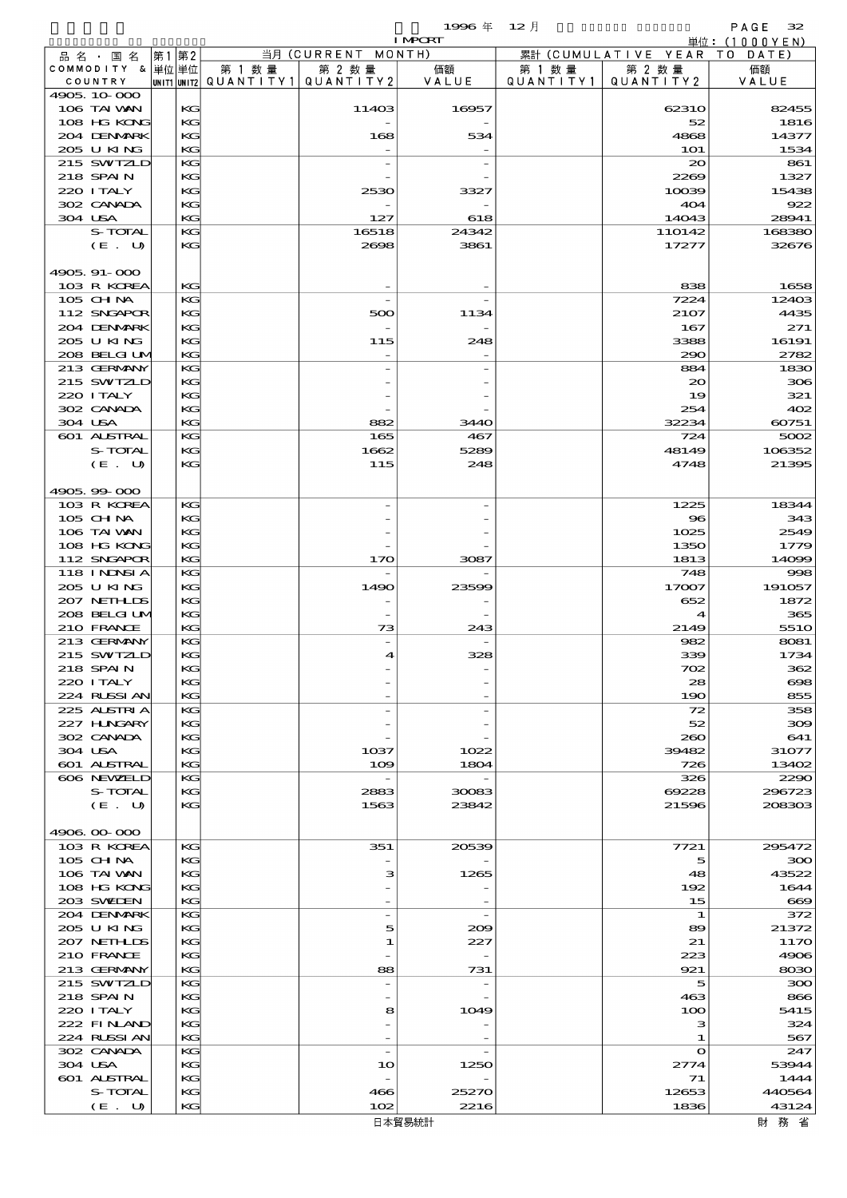1996 年 12 月 IMPORT

単位：(1000YEN)

| 品名・国名 COMMODITY & COUNTRY | 第1 単位 UNIT1 | 第2 単位 UNIT2 | 当月 (CURRENT MONTH) 第1数量 QUANTITY1 | 第2数量 QUANTITY2 | 価額 VALUE | 累計 (CUMULATIVE YEAR TO DATE) 第1数量 QUANTITY1 | 第2数量 QUANTITY2 | 価額 VALUE |
|---|---|---|---|---|---|---|---|---|
| 4905.10-000 | | | | | | | | |
| 106 TAIWAN | | KG | | 11403 | 16957 | | 62310 | 82455 |
| 108 HG KONG | | KG | | - | - | | 52 | 1816 |
| 204 DENMARK | | KG | | 168 | 534 | | 4868 | 14377 |
| 205 U KING | | KG | | - | - | | 101 | 1534 |
| 215 SWITZLD | | KG | | - | - | | 20 | 861 |
| 218 SPAIN | | KG | | - | - | | 2269 | 1327 |
| 220 ITALY | | KG | | 2530 | 3327 | | 10039 | 15438 |
| 302 CANADA | | KG | | - | - | | 404 | 922 |
| 304 USA | | KG | | 127 | 618 | | 14043 | 28941 |
| S-TOTAL | | KG | | 16518 | 24342 | | 110142 | 168380 |
| (E. U) | | KG | | 2698 | 3861 | | 17277 | 32676 |
| 4905.91-000 | | | | | | | | |
| 103 R KOREA | | KG | | - | - | | 838 | 1658 |
| 105 CHINA | | KG | | - | - | | 7224 | 12403 |
| 112 SNGAPOR | | KG | | 500 | 1134 | | 2107 | 4435 |
| 204 DENMARK | | KG | | - | - | | 167 | 271 |
| 205 U KING | | KG | | 115 | 248 | | 3388 | 16191 |
| 208 BELGIUM | | KG | | - | - | | 290 | 2782 |
| 213 GERMANY | | KG | | - | - | | 884 | 1830 |
| 215 SWITZLD | | KG | | - | - | | 20 | 306 |
| 220 ITALY | | KG | | - | - | | 19 | 321 |
| 302 CANADA | | KG | | - | - | | 254 | 402 |
| 304 USA | | KG | | 882 | 3440 | | 32234 | 60751 |
| 601 AUSTRAL | | KG | | 165 | 467 | | 724 | 5002 |
| S-TOTAL | | KG | | 1662 | 5289 | | 48149 | 106352 |
| (E. U) | | KG | | 115 | 248 | | 4748 | 21395 |
| 4905.99-000 | | | | | | | | |
| 103 R KOREA | | KG | | - | - | | 1225 | 18344 |
| 105 CHINA | | KG | | - | - | | 96 | 343 |
| 106 TAIWAN | | KG | | - | - | | 1025 | 2549 |
| 108 HG KONG | | KG | | - | - | | 1350 | 1779 |
| 112 SNGAPOR | | KG | | 170 | 3087 | | 1813 | 14099 |
| 118 INDNSIA | | KG | | - | - | | 748 | 998 |
| 205 U KING | | KG | | 1490 | 23599 | | 17007 | 191057 |
| 207 NETHLDS | | KG | | - | - | | 652 | 1872 |
| 208 BELGIUM | | KG | | - | - | | 4 | 365 |
| 210 FRANCE | | KG | | 73 | 243 | | 2149 | 5510 |
| 213 GERMANY | | KG | | - | - | | 982 | 8081 |
| 215 SWITZLD | | KG | | 4 | 328 | | 339 | 1734 |
| 218 SPAIN | | KG | | - | - | | 702 | 362 |
| 220 ITALY | | KG | | - | - | | 28 | 698 |
| 224 RUSSIAN | | KG | | - | - | | 190 | 855 |
| 225 AUSTRIA | | KG | | - | - | | 72 | 358 |
| 227 HUNGARY | | KG | | - | - | | 52 | 309 |
| 302 CANADA | | KG | | - | - | | 260 | 641 |
| 304 USA | | KG | | 1037 | 1022 | | 39482 | 31077 |
| 601 AUSTRAL | | KG | | 109 | 1804 | | 726 | 13402 |
| 606 NEWZELD | | KG | | - | - | | 326 | 2290 |
| S-TOTAL | | KG | | 2883 | 30083 | | 69228 | 296723 |
| (E. U) | | KG | | 1563 | 23842 | | 21596 | 208303 |
| 4906.00-000 | | | | | | | | |
| 103 R KOREA | | KG | | 351 | 20539 | | 7721 | 295472 |
| 105 CHINA | | KG | | - | - | | 5 | 300 |
| 106 TAIWAN | | KG | | 3 | 1265 | | 48 | 43522 |
| 108 HG KONG | | KG | | - | - | | 192 | 1644 |
| 203 SWEDEN | | KG | | - | - | | 15 | 669 |
| 204 DENMARK | | KG | | - | - | | 1 | 372 |
| 205 U KING | | KG | | 5 | 209 | | 89 | 21372 |
| 207 NETHLDS | | KG | | 1 | 227 | | 21 | 1170 |
| 210 FRANCE | | KG | | - | - | | 223 | 4906 |
| 213 GERMANY | | KG | | 88 | 731 | | 921 | 8030 |
| 215 SWITZLD | | KG | | - | - | | 5 | 300 |
| 218 SPAIN | | KG | | - | - | | 463 | 866 |
| 220 ITALY | | KG | | 8 | 1049 | | 100 | 5415 |
| 222 FINLAND | | KG | | - | - | | 3 | 324 |
| 224 RUSSIAN | | KG | | - | - | | 1 | 567 |
| 302 CANADA | | KG | | - | - | | 0 | 247 |
| 304 USA | | KG | | 10 | 1250 | | 2774 | 53944 |
| 601 AUSTRAL | | KG | | - | - | | 71 | 1444 |
| S-TOTAL | | KG | | 466 | 25270 | | 12653 | 440564 |
| (E. U) | | KG | | 102 | 2216 | | 1836 | 43124 |

日本貿易統計　　財務省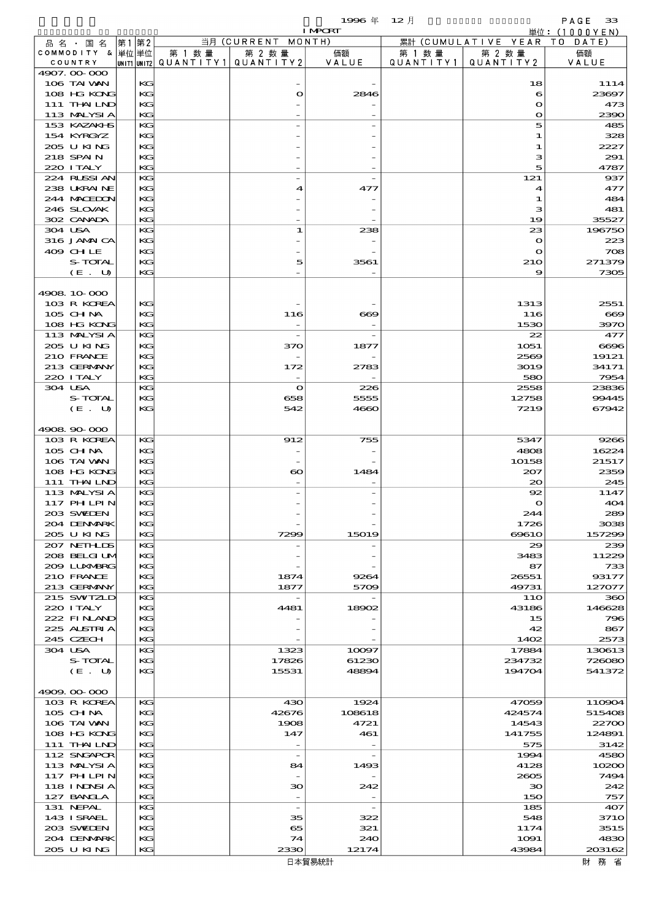1996 年 12 月 IMPORT 単位：(1000YEN)

| 品名・国名 COMMODITY & COUNTRY | 第1 単位 UNIT1 | 第2 単位 UNIT2 | 当月 (CURRENT MONTH) 第1数量 QUANTITY1 | 第2数量 QUANTITY2 | 価額 VALUE | 累計 (CUMULATIVE YEAR TO DATE) 第1数量 QUANTITY1 | 第2数量 QUANTITY2 | 価額 VALUE |
|---|---|---|---|---|---|---|---|---|
| 4907.00-000 | | | | | | | | |
| 106 TAIWAN | | KG | | - | - | | 18 | 1114 |
| 108 HG KONG | | KG | | 0 | 2846 | | 6 | 23697 |
| 111 THAILND | | KG | | - | - | | 0 | 473 |
| 113 MALYSIA | | KG | | - | - | | 0 | 2390 |
| 153 KAZAKHS | | KG | | - | - | | 5 | 485 |
| 154 KYRGYZ | | KG | | - | - | | 1 | 328 |
| 205 U KING | | KG | | - | - | | 1 | 2227 |
| 218 SPAIN | | KG | | - | - | | 3 | 291 |
| 220 ITALY | | KG | | - | - | | 5 | 4787 |
| 224 RUSSIAN | | KG | | - | - | | 121 | 937 |
| 238 UKRAINE | | KG | | 4 | 477 | | 4 | 477 |
| 244 MACEDON | | KG | | - | - | | 1 | 484 |
| 246 SLOVAK | | KG | | - | - | | 3 | 481 |
| 302 CANADA | | KG | | - | - | | 19 | 35527 |
| 304 USA | | KG | | 1 | 238 | | 23 | 196750 |
| 316 JAMAICA | | KG | | - | - | | 0 | 223 |
| 409 CHILE | | KG | | - | - | | 0 | 708 |
| S-TOTAL | | KG | | 5 | 3561 | | 210 | 271379 |
| (E. U) | | KG | | - | - | | 9 | 7305 |
| 4908.10-000 | | | | | | | | |
| 103 R KOREA | | KG | | - | - | | 1313 | 2551 |
| 105 CHINA | | KG | | 116 | 669 | | 116 | 669 |
| 108 HG KONG | | KG | | - | - | | 1530 | 3970 |
| 113 MALYSIA | | KG | | - | - | | 22 | 477 |
| 205 U KING | | KG | | 370 | 1877 | | 1051 | 6696 |
| 210 FRANCE | | KG | | - | - | | 2569 | 19121 |
| 213 GERMANY | | KG | | 172 | 2783 | | 3019 | 34171 |
| 220 ITALY | | KG | | - | - | | 580 | 7954 |
| 304 USA | | KG | | 0 | 226 | | 2558 | 23836 |
| S-TOTAL | | KG | | 658 | 5555 | | 12758 | 99445 |
| (E. U) | | KG | | 542 | 4660 | | 7219 | 67942 |
| 4908.90-000 | | | | | | | | |
| 103 R KOREA | | KG | | 912 | 755 | | 5347 | 9266 |
| 105 CHINA | | KG | | - | - | | 4808 | 16224 |
| 106 TAIWAN | | KG | | - | - | | 10158 | 21517 |
| 108 HG KONG | | KG | | 60 | 1484 | | 207 | 2359 |
| 111 THAILND | | KG | | - | - | | 20 | 245 |
| 113 MALYSIA | | KG | | - | - | | 92 | 1147 |
| 117 PHILPIN | | KG | | - | - | | 0 | 404 |
| 203 SWEDEN | | KG | | - | - | | 244 | 289 |
| 204 DENMARK | | KG | | - | - | | 1726 | 3038 |
| 205 U KING | | KG | | 7299 | 15019 | | 69610 | 157299 |
| 207 NETHLDS | | KG | | - | - | | 29 | 239 |
| 208 BELGIUM | | KG | | - | - | | 3483 | 11229 |
| 209 LUXMBRG | | KG | | - | - | | 87 | 733 |
| 210 FRANCE | | KG | | 1874 | 9264 | | 26551 | 93177 |
| 213 GERMANY | | KG | | 1877 | 5709 | | 49731 | 127077 |
| 215 SWITZLD | | KG | | - | - | | 110 | 360 |
| 220 ITALY | | KG | | 4481 | 18902 | | 43186 | 146628 |
| 222 FINLAND | | KG | | - | - | | 15 | 796 |
| 225 AUSTRIA | | KG | | - | - | | 42 | 867 |
| 245 CZECH | | KG | | - | - | | 1402 | 2573 |
| 304 USA | | KG | | 1323 | 10097 | | 17884 | 130613 |
| S-TOTAL | | KG | | 17826 | 61230 | | 234732 | 726080 |
| (E. U) | | KG | | 15531 | 48894 | | 194704 | 541372 |
| 4909.00-000 | | | | | | | | |
| 103 R KOREA | | KG | | 430 | 1924 | | 47059 | 110904 |
| 105 CHINA | | KG | | 42676 | 108618 | | 424574 | 515408 |
| 106 TAIWAN | | KG | | 1908 | 4721 | | 14543 | 22700 |
| 108 HG KONG | | KG | | 147 | 461 | | 141755 | 124891 |
| 111 THAILND | | KG | | - | - | | 575 | 3142 |
| 112 SNGAPOR | | KG | | - | - | | 1994 | 4580 |
| 113 MALYSIA | | KG | | 84 | 1493 | | 4128 | 10200 |
| 117 PHILPIN | | KG | | - | - | | 2605 | 7494 |
| 118 INDNSIA | | KG | | 30 | 242 | | 30 | 242 |
| 127 BANGLA | | KG | | - | - | | 150 | 757 |
| 131 NEPAL | | KG | | - | - | | 185 | 407 |
| 143 ISRAEL | | KG | | 35 | 322 | | 548 | 3710 |
| 203 SWEDEN | | KG | | 65 | 321 | | 1174 | 3515 |
| 204 DENMARK | | KG | | 74 | 240 | | 1091 | 4830 |
| 205 U KING | | KG | | 2330 | 12174 | | 43984 | 203162 |

日本貿易統計　　財務省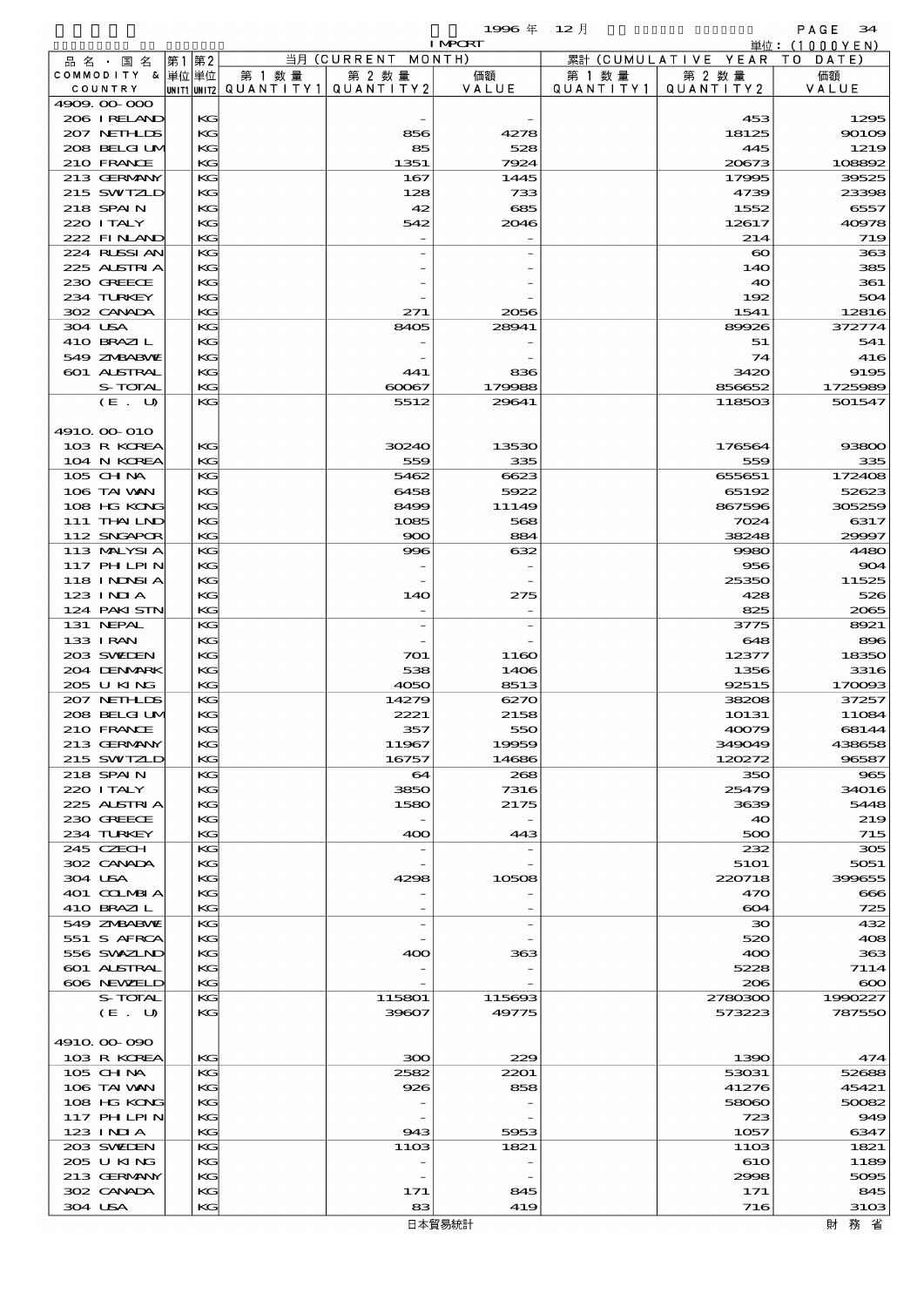1996 年 12 月 IMPORT 単位：(1000YEN)

| 品名・国名 COMMODITY & COUNTRY | 第1 単位 UNIT1 | 第2 単位 UNIT2 | 当月 (CURRENT MONTH) 第1数量 QUANTITY1 | 第2数量 QUANTITY2 | 価額 VALUE | 累計 (CUMULATIVE YEAR TO DATE) 第1数量 QUANTITY1 | 第2数量 QUANTITY2 | 価額 VALUE |
|---|---|---|---|---|---|---|---|---|
| 4909.00-000 | | | | | | | | |
| 206 IRELAND | | KG | | - | - | | 453 | 1295 |
| 207 NETHLDS | | KG | | 856 | 4278 | | 18125 | 90109 |
| 208 BELGIUM | | KG | | 85 | 528 | | 445 | 1219 |
| 210 FRANCE | | KG | | 1351 | 7924 | | 20673 | 108892 |
| 213 GERMANY | | KG | | 167 | 1445 | | 17995 | 39525 |
| 215 SWITZLD | | KG | | 128 | 733 | | 4739 | 23398 |
| 218 SPAIN | | KG | | 42 | 685 | | 1552 | 6557 |
| 220 ITALY | | KG | | 542 | 2046 | | 12617 | 40978 |
| 222 FINLAND | | KG | | - | - | | 214 | 719 |
| 224 RUSSIAN | | KG | | - | - | | 60 | 363 |
| 225 AUSTRIA | | KG | | - | - | | 140 | 385 |
| 230 GREECE | | KG | | - | - | | 40 | 361 |
| 234 TURKEY | | KG | | - | - | | 192 | 504 |
| 302 CANADA | | KG | | 271 | 2056 | | 1541 | 12816 |
| 304 USA | | KG | | 8405 | 28941 | | 89926 | 372774 |
| 410 BRAZIL | | KG | | - | - | | 51 | 541 |
| 549 ZMBABWE | | KG | | - | - | | 74 | 416 |
| 601 AUSTRAL | | KG | | 441 | 836 | | 3420 | 9195 |
| S-TOTAL | | KG | | 60067 | 179988 | | 856652 | 1725989 |
| (E. U) | | KG | | 5512 | 29641 | | 118503 | 501547 |
| 4910.00-010 | | | | | | | | |
| 103 R KOREA | | KG | | 30240 | 13530 | | 176564 | 93800 |
| 104 N KOREA | | KG | | 559 | 335 | | 559 | 335 |
| 105 CHINA | | KG | | 5462 | 6623 | | 655651 | 172408 |
| 106 TAIWAN | | KG | | 6458 | 5922 | | 65192 | 52623 |
| 108 HG KONG | | KG | | 8499 | 11149 | | 867596 | 305259 |
| 111 THAILND | | KG | | 1085 | 568 | | 7024 | 6317 |
| 112 SNGAPOR | | KG | | 900 | 884 | | 38248 | 29997 |
| 113 MALYSIA | | KG | | 996 | 632 | | 9980 | 4480 |
| 117 PHILPIN | | KG | | - | - | | 956 | 904 |
| 118 INDNSIA | | KG | | - | - | | 25350 | 11525 |
| 123 INDIA | | KG | | 140 | 275 | | 428 | 526 |
| 124 PAKISTN | | KG | | - | - | | 825 | 2065 |
| 131 NEPAL | | KG | | - | - | | 3775 | 8921 |
| 133 IRAN | | KG | | - | - | | 648 | 896 |
| 203 SWEDEN | | KG | | 701 | 1160 | | 12377 | 18350 |
| 204 DENMARK | | KG | | 538 | 1406 | | 1356 | 3316 |
| 205 U KING | | KG | | 4050 | 8513 | | 92515 | 170093 |
| 207 NETHLDS | | KG | | 14279 | 6270 | | 38208 | 37257 |
| 208 BELGIUM | | KG | | 2221 | 2158 | | 10131 | 11084 |
| 210 FRANCE | | KG | | 357 | 550 | | 40079 | 68144 |
| 213 GERMANY | | KG | | 11967 | 19959 | | 349049 | 438658 |
| 215 SWITZLD | | KG | | 16757 | 14686 | | 120272 | 96587 |
| 218 SPAIN | | KG | | 64 | 268 | | 350 | 965 |
| 220 ITALY | | KG | | 3850 | 7316 | | 25479 | 34016 |
| 225 AUSTRIA | | KG | | 1580 | 2175 | | 3639 | 5448 |
| 230 GREECE | | KG | | - | - | | 40 | 219 |
| 234 TURKEY | | KG | | 400 | 443 | | 500 | 715 |
| 245 CZECH | | KG | | - | - | | 232 | 305 |
| 302 CANADA | | KG | | - | - | | 5101 | 5051 |
| 304 USA | | KG | | 4298 | 10508 | | 220718 | 399655 |
| 401 COLMBIA | | KG | | - | - | | 470 | 666 |
| 410 BRAZIL | | KG | | - | - | | 604 | 725 |
| 549 ZMBABWE | | KG | | - | - | | 30 | 432 |
| 551 S AFRCA | | KG | | - | - | | 520 | 408 |
| 556 SWAZLND | | KG | | 400 | 363 | | 400 | 363 |
| 601 AUSTRAL | | KG | | - | - | | 5228 | 7114 |
| 606 NEWZELD | | KG | | - | - | | 206 | 600 |
| S-TOTAL | | KG | | 115801 | 115693 | | 2780300 | 1990227 |
| (E. U) | | KG | | 39607 | 49775 | | 573223 | 787550 |
| 4910.00-090 | | | | | | | | |
| 103 R KOREA | | KG | | 300 | 229 | | 1390 | 474 |
| 105 CHINA | | KG | | 2582 | 2201 | | 53031 | 52688 |
| 106 TAIWAN | | KG | | 926 | 858 | | 41276 | 45421 |
| 108 HG KONG | | KG | | - | - | | 58060 | 50082 |
| 117 PHILPIN | | KG | | - | - | | 723 | 949 |
| 123 INDIA | | KG | | 943 | 5953 | | 1057 | 6347 |
| 203 SWEDEN | | KG | | 1103 | 1821 | | 1103 | 1821 |
| 205 U KING | | KG | | - | - | | 610 | 1189 |
| 213 GERMANY | | KG | | - | - | | 2998 | 5095 |
| 302 CANADA | | KG | | 171 | 845 | | 171 | 845 |
| 304 USA | | KG | | 83 | 419 | | 716 | 3103 |

日本貿易統計 財務省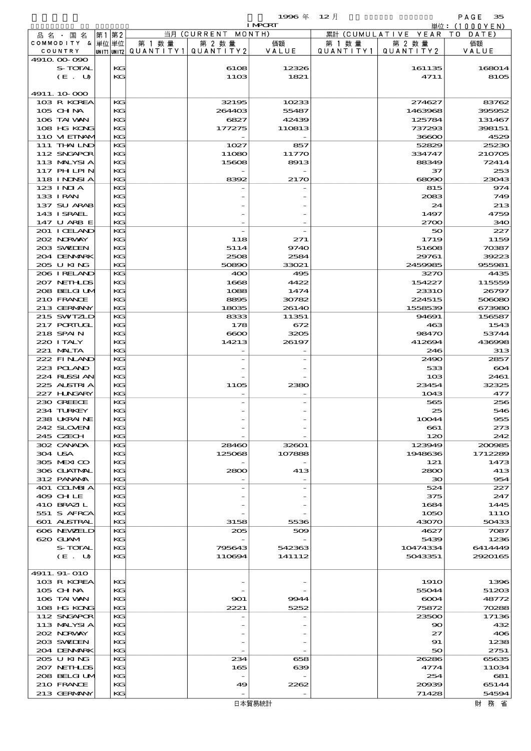1996 年 12 月 IMPORT 単位：(1000YEN)

| 品名・国名 COMMODITY & COUNTRY | 第1 単位 UNIT1 | 第2 単位 UNIT2 | 当月 (CURRENT MONTH) 第1数量 QUANTITY1 | 第2数量 QUANTITY2 | 価額 VALUE | 累計 (CUMULATIVE YEAR TO DATE) 第1数量 QUANTITY1 | 第2数量 QUANTITY2 | 価額 VALUE |
|---|---|---|---|---|---|---|---|---|
| 4910.00-090 | | | | | | | | |
| S-TOTAL | | KG | | 6108 | 12326 | | 161135 | 168014 |
| (E. U) | | KG | | 1103 | 1821 | | 4711 | 8105 |
| 4911.10-000 | | | | | | | | |
| 103 R KOREA | | KG | | 32195 | 10233 | | 274627 | 83762 |
| 105 CHINA | | KG | | 264403 | 55487 | | 1463968 | 395952 |
| 106 TAIWAN | | KG | | 6827 | 42439 | | 125784 | 131467 |
| 108 HG KONG | | KG | | 177275 | 110813 | | 737293 | 398151 |
| 110 VIETNAM | | KG | | - | - | | 36600 | 4529 |
| 111 THAILND | | KG | | 1027 | 857 | | 52829 | 25230 |
| 112 SNGAPOR | | KG | | 11080 | 11770 | | 334747 | 210705 |
| 113 MALYSIA | | KG | | 15608 | 8913 | | 88349 | 72414 |
| 117 PHILPIN | | KG | | - | - | | 37 | 253 |
| 118 INDNSIA | | KG | | 8392 | 2170 | | 68090 | 23043 |
| 123 INDIA | | KG | | - | - | | 815 | 974 |
| 133 IRAN | | KG | | - | - | | 2083 | 749 |
| 137 SU ARAB | | KG | | - | - | | 24 | 213 |
| 143 ISRAEL | | KG | | - | - | | 1497 | 4759 |
| 147 U ARB E | | KG | | - | - | | 2700 | 340 |
| 201 ICELAND | | KG | | - | - | | 50 | 227 |
| 202 NORWAY | | KG | | 118 | 271 | | 1719 | 1159 |
| 203 SWEDEN | | KG | | 5114 | 9740 | | 51608 | 70387 |
| 204 DENMARK | | KG | | 2508 | 2584 | | 29761 | 39223 |
| 205 U KING | | KG | | 50890 | 33021 | | 2459985 | 955981 |
| 206 IRELAND | | KG | | 400 | 495 | | 3270 | 4435 |
| 207 NETHLDS | | KG | | 1668 | 4422 | | 154227 | 115559 |
| 208 BELGIUM | | KG | | 1088 | 1474 | | 23310 | 26797 |
| 210 FRANCE | | KG | | 8895 | 30782 | | 224515 | 506080 |
| 213 GERMANY | | KG | | 18035 | 26140 | | 1558539 | 673980 |
| 215 SWITZLD | | KG | | 8333 | 11351 | | 94691 | 156587 |
| 217 PORTUGL | | KG | | 178 | 672 | | 463 | 1543 |
| 218 SPAIN | | KG | | 6600 | 3205 | | 98470 | 53744 |
| 220 ITALY | | KG | | 14213 | 26197 | | 412694 | 436998 |
| 221 MALTA | | KG | | - | - | | 246 | 313 |
| 222 FINLAND | | KG | | - | - | | 2490 | 2857 |
| 223 POLAND | | KG | | - | - | | 533 | 604 |
| 224 RUSSIAN | | KG | | - | - | | 103 | 2461 |
| 225 AUSTRIA | | KG | | 1105 | 2380 | | 23454 | 32325 |
| 227 HUNGARY | | KG | | - | - | | 1043 | 477 |
| 230 GREECE | | KG | | - | - | | 565 | 256 |
| 234 TURKEY | | KG | | - | - | | 25 | 546 |
| 238 UKRAINE | | KG | | - | - | | 10044 | 955 |
| 242 SLOVEN | | KG | | - | - | | 661 | 273 |
| 245 CZECH | | KG | | - | - | | 120 | 242 |
| 302 CANADA | | KG | | 28460 | 32601 | | 123949 | 200985 |
| 304 USA | | KG | | 125068 | 107888 | | 1948636 | 1712289 |
| 305 MEXICO | | KG | | - | - | | 121 | 1473 |
| 306 GUATMAL | | KG | | 2800 | 413 | | 2800 | 413 |
| 312 PANAMA | | KG | | - | - | | 30 | 954 |
| 401 COLMBIA | | KG | | - | - | | 524 | 227 |
| 409 CHILE | | KG | | - | - | | 375 | 247 |
| 410 BRAZIL | | KG | | - | - | | 1684 | 1445 |
| 551 S AFRCA | | KG | | - | - | | 1050 | 1110 |
| 601 AUSTRAL | | KG | | 3158 | 5536 | | 43070 | 50433 |
| 606 NEWZELD | | KG | | 205 | 509 | | 4627 | 7087 |
| 620 GUAM | | KG | | - | - | | 5439 | 1236 |
| S-TOTAL | | KG | | 795643 | 542363 | | 10474334 | 6414449 |
| (E. U) | | KG | | 110694 | 141112 | | 5043351 | 2920165 |
| 4911.91-010 | | | | | | | | |
| 103 R KOREA | | KG | | - | - | | 1910 | 1396 |
| 105 CHINA | | KG | | - | - | | 55044 | 51203 |
| 106 TAIWAN | | KG | | 901 | 9944 | | 6004 | 48772 |
| 108 HG KONG | | KG | | 2221 | 5252 | | 75872 | 70288 |
| 112 SNGAPOR | | KG | | - | - | | 23500 | 17136 |
| 113 MALYSIA | | KG | | - | - | | 90 | 432 |
| 202 NORWAY | | KG | | - | - | | 27 | 406 |
| 203 SWEDEN | | KG | | - | - | | 91 | 1238 |
| 204 DENMARK | | KG | | - | - | | 50 | 2751 |
| 205 U KING | | KG | | 234 | 658 | | 26286 | 65635 |
| 207 NETHLDS | | KG | | 165 | 639 | | 4774 | 11034 |
| 208 BELGIUM | | KG | | - | - | | 254 | 681 |
| 210 FRANCE | | KG | | 49 | 2262 | | 20939 | 65144 |
| 213 GERMANY | | KG | | - | - | | 71428 | 54594 |

日本貿易統計　財務省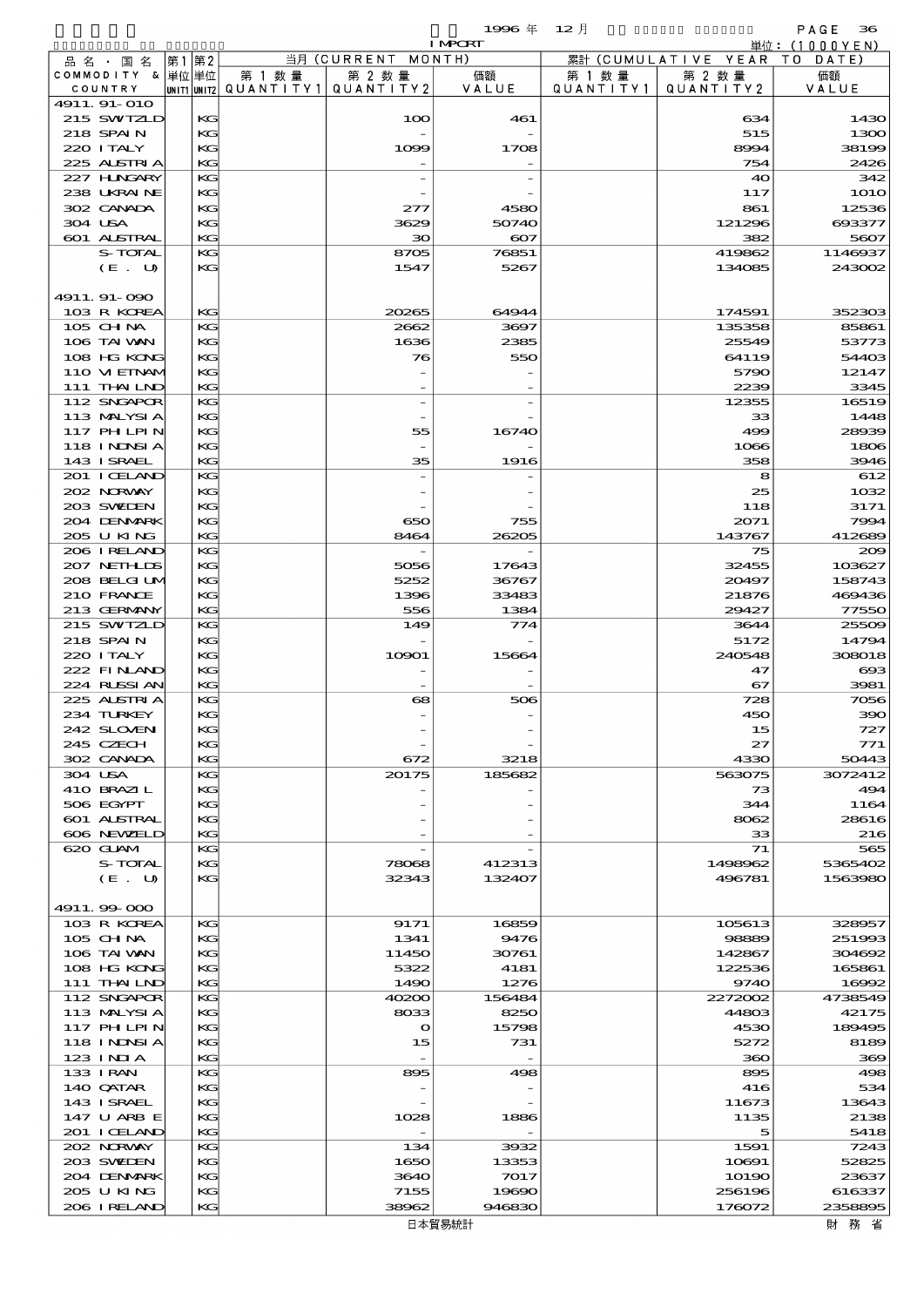1996 年 12 月 IMPORT

単位：(1000YEN)

| 品名・国名 COMMODITY & COUNTRY | 第1 単位 UNIT1 | 第2 単位 UNIT2 | 当月 (CURRENT MONTH) 第1数量 QUANTITY1 | 第2数量 QUANTITY2 | 価額 VALUE | 累計 (CUMULATIVE YEAR TO DATE) 第1数量 QUANTITY1 | 第2数量 QUANTITY2 | 価額 VALUE |
|---|---|---|---|---|---|---|---|---|
| 4911.91-010 | | | | | | | | |
| 215 SWTZLD | | KG | | 100 | 461 | | 634 | 1430 |
| 218 SPAIN | | KG | | - | - | | 515 | 1300 |
| 220 ITALY | | KG | | 1099 | 1708 | | 8994 | 38199 |
| 225 AUSTRIA | | KG | | - | - | | 754 | 2426 |
| 227 HUNGARY | | KG | | - | - | | 40 | 342 |
| 238 UKRAINE | | KG | | - | - | | 117 | 1010 |
| 302 CANADA | | KG | | 277 | 4580 | | 861 | 12536 |
| 304 USA | | KG | | 3629 | 50740 | | 121296 | 693377 |
| 601 AUSTRAL | | KG | | 30 | 607 | | 382 | 5607 |
| S-TOTAL | | KG | | 8705 | 76851 | | 419862 | 1146937 |
| (E. U) | | KG | | 1547 | 5267 | | 134085 | 243002 |
| 4911.91-090 | | | | | | | | |
| 103 R KOREA | | KG | | 20265 | 64944 | | 174591 | 352303 |
| 105 CHINA | | KG | | 2662 | 3697 | | 135358 | 85861 |
| 106 TAIWAN | | KG | | 1636 | 2385 | | 25549 | 53773 |
| 108 HG KONG | | KG | | 76 | 550 | | 64119 | 54403 |
| 110 VIETNAM | | KG | | - | - | | 5790 | 12147 |
| 111 THAILND | | KG | | - | - | | 2239 | 3345 |
| 112 SNGAPOR | | KG | | - | - | | 12355 | 16519 |
| 113 MALYSIA | | KG | | - | - | | 33 | 1448 |
| 117 PHLPIN | | KG | | 55 | 16740 | | 499 | 28939 |
| 118 INDNSIA | | KG | | - | - | | 1066 | 1806 |
| 143 ISRAEL | | KG | | 35 | 1916 | | 358 | 3946 |
| 201 ICELAND | | KG | | - | - | | 8 | 612 |
| 202 NORWAY | | KG | | - | - | | 25 | 1032 |
| 203 SWEDEN | | KG | | - | - | | 118 | 3171 |
| 204 DENMARK | | KG | | 650 | 755 | | 2071 | 7994 |
| 205 U KING | | KG | | 8464 | 26205 | | 143767 | 412689 |
| 206 IRELAND | | KG | | - | - | | 75 | 209 |
| 207 NETHLDS | | KG | | 5056 | 17643 | | 32455 | 103627 |
| 208 BELGIUM | | KG | | 5252 | 36767 | | 20497 | 158743 |
| 210 FRANCE | | KG | | 1396 | 33483 | | 21876 | 469436 |
| 213 GERMANY | | KG | | 556 | 1384 | | 29427 | 77550 |
| 215 SWTZLD | | KG | | 149 | 774 | | 3644 | 25509 |
| 218 SPAIN | | KG | | - | - | | 5172 | 14794 |
| 220 ITALY | | KG | | 10901 | 15664 | | 240548 | 308018 |
| 222 FINLAND | | KG | | - | - | | 47 | 693 |
| 224 RUSSIAN | | KG | | - | - | | 67 | 3981 |
| 225 AUSTRIA | | KG | | 68 | 506 | | 728 | 7056 |
| 234 TURKEY | | KG | | - | - | | 450 | 390 |
| 242 SLOVEN | | KG | | - | - | | 15 | 727 |
| 245 CZECH | | KG | | - | - | | 27 | 771 |
| 302 CANADA | | KG | | 672 | 3218 | | 4330 | 50443 |
| 304 USA | | KG | | 20175 | 185682 | | 563075 | 3072412 |
| 410 BRAZIL | | KG | | - | - | | 73 | 494 |
| 506 EGYPT | | KG | | - | - | | 344 | 1164 |
| 601 AUSTRAL | | KG | | - | - | | 8062 | 28616 |
| 606 NEWZELD | | KG | | - | - | | 33 | 216 |
| 620 GUAM | | KG | | - | - | | 71 | 565 |
| S-TOTAL | | KG | | 78068 | 412313 | | 1498962 | 5365402 |
| (E. U) | | KG | | 32343 | 132407 | | 496781 | 1563980 |
| 4911.99-000 | | | | | | | | |
| 103 R KOREA | | KG | | 9171 | 16859 | | 105613 | 328957 |
| 105 CHINA | | KG | | 1341 | 9476 | | 98889 | 251993 |
| 106 TAIWAN | | KG | | 11450 | 30761 | | 142867 | 304692 |
| 108 HG KONG | | KG | | 5322 | 4181 | | 122536 | 165861 |
| 111 THAILND | | KG | | 1490 | 1276 | | 9740 | 16992 |
| 112 SNGAPOR | | KG | | 40200 | 156484 | | 2272002 | 4738549 |
| 113 MALYSIA | | KG | | 8033 | 8250 | | 44803 | 42175 |
| 117 PHLPIN | | KG | | 0 | 15798 | | 4530 | 189495 |
| 118 INDNSIA | | KG | | 15 | 731 | | 5272 | 8189 |
| 123 INDIA | | KG | | - | - | | 360 | 369 |
| 133 IRAN | | KG | | 895 | 498 | | 895 | 498 |
| 140 QATAR | | KG | | - | - | | 416 | 534 |
| 143 ISRAEL | | KG | | - | - | | 11673 | 13643 |
| 147 U ARB E | | KG | | 1028 | 1886 | | 1135 | 2138 |
| 201 ICELAND | | KG | | - | - | | 5 | 5418 |
| 202 NORWAY | | KG | | 134 | 3932 | | 1591 | 7243 |
| 203 SWEDEN | | KG | | 1650 | 13353 | | 10691 | 52825 |
| 204 DENMARK | | KG | | 3640 | 7017 | | 10190 | 23637 |
| 205 U KING | | KG | | 7155 | 19690 | | 256196 | 616337 |
| 206 IRELAND | | KG | | 38962 | 946830 | | 176072 | 2358895 |

日本貿易統計　財 務 省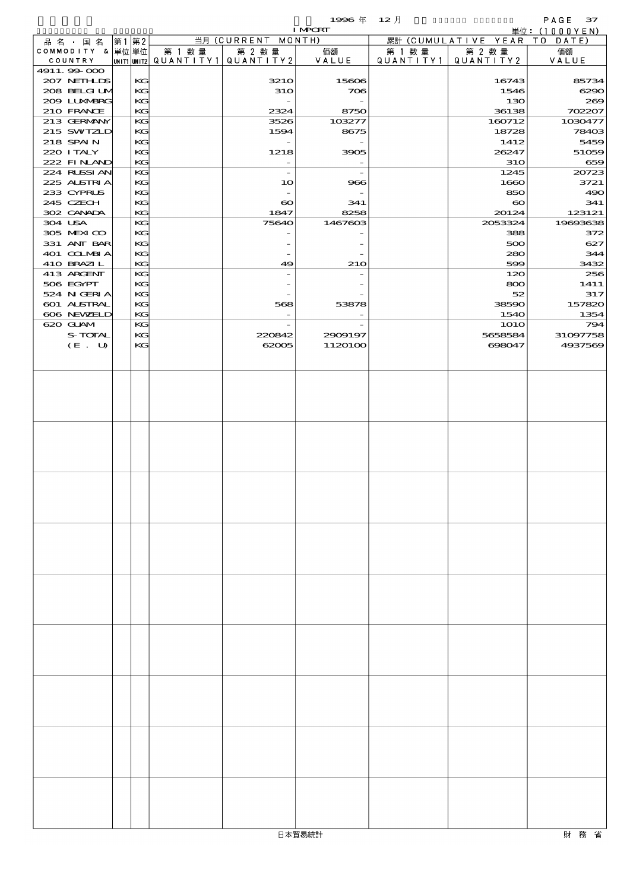1996 年 12 月 IMPORT

単位: (1000YEN)

| 品名・国名 COMMODITY & COUNTRY | 第1 単位 UNIT1 | 第2 単位 UNIT2 | 当月 (CURRENT MONTH) 第1数量 QUANTITY1 | 第2数量 QUANTITY2 | 価額 VALUE | 累計 (CUMULATIVE YEAR TO DATE) 第1数量 QUANTITY1 | 第2数量 QUANTITY2 | 価額 VALUE |
|---|---|---|---|---|---|---|---|---|
| 4911.99-000 | | | | | | | | |
| 207 NETHLDS | | KG | | 3210 | 15606 | | 16743 | 85734 |
| 208 BELGIUM | | KG | | 310 | 706 | | 1546 | 6290 |
| 209 LUXMBRG | | KG | | - | - | | 130 | 269 |
| 210 FRANCE | | KG | | 2324 | 8750 | | 36138 | 702207 |
| 213 GERMANY | | KG | | 3526 | 103277 | | 160712 | 1030477 |
| 215 SWITZLD | | KG | | 1594 | 8675 | | 18728 | 78403 |
| 218 SPAIN | | KG | | - | - | | 1412 | 5459 |
| 220 ITALY | | KG | | 1218 | 3905 | | 26247 | 51059 |
| 222 FINLAND | | KG | | - | - | | 310 | 659 |
| 224 RUSSIAN | | KG | | - | - | | 1245 | 20723 |
| 225 AUSTRIA | | KG | | 10 | 966 | | 1660 | 3721 |
| 233 CYPRUS | | KG | | - | - | | 850 | 490 |
| 245 CZECH | | KG | | 60 | 341 | | 60 | 341 |
| 302 CANADA | | KG | | 1847 | 8258 | | 20124 | 123121 |
| 304 USA | | KG | | 75640 | 1467603 | | 2053324 | 19693638 |
| 305 MEXICO | | KG | | - | - | | 388 | 372 |
| 331 ANT BAR | | KG | | - | - | | 500 | 627 |
| 401 COLMBIA | | KG | | - | - | | 280 | 344 |
| 410 BRAZIL | | KG | | 49 | 210 | | 599 | 3432 |
| 413 ARGENT | | KG | | - | - | | 120 | 256 |
| 506 EGYPT | | KG | | - | - | | 800 | 1411 |
| 524 NIGERIA | | KG | | - | - | | 52 | 317 |
| 601 AUSTRAL | | KG | | 568 | 53878 | | 38590 | 157820 |
| 606 NEWZELD | | KG | | - | - | | 1540 | 1354 |
| 620 GUAM | | KG | | - | - | | 1010 | 794 |
| S-TOTAL | | KG | | 220842 | 2909197 | | 5658584 | 31097758 |
| (E. U) | | KG | | 62005 | 1120100 | | 698047 | 4937569 |

日本貿易統計　財務省